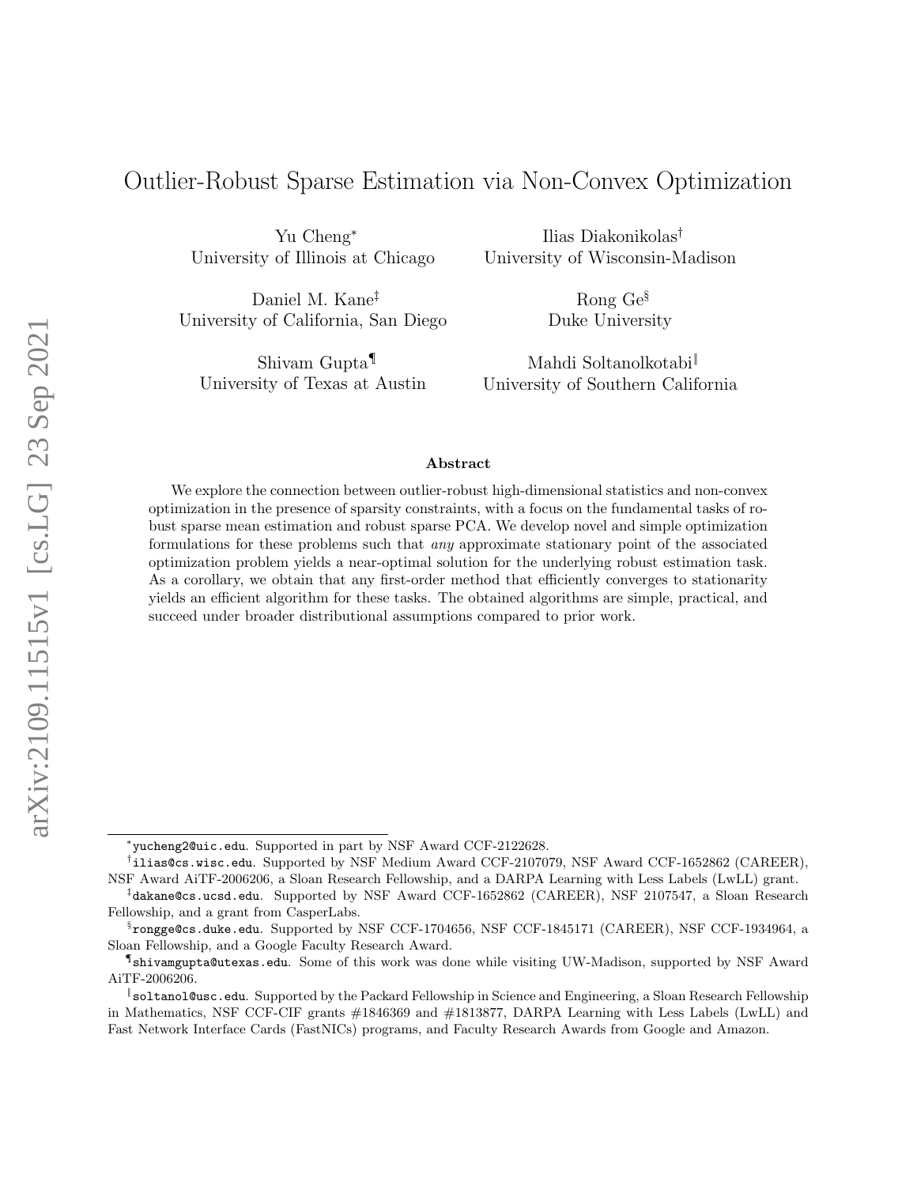# Outlier-Robust Sparse Estimation via Non-Convex Optimization

Yu Cheng[*]
University of Illinois at Chicago

Ilias Diakonikolas[†]
University of Wisconsin-Madison

Daniel M. Kane[‡]
University of California, San Diego

Rong Ge[§]
Duke University

Shivam Gupta[¶]
University of Texas at Austin

Mahdi Soltanolkotabi[‖]
University of Southern California

## Abstract

We explore the connection between outlier-robust high-dimensional statistics and non-convex optimization in the presence of sparsity constraints, with a focus on the fundamental tasks of robust sparse mean estimation and robust sparse PCA. We develop novel and simple optimization formulations for these problems such that *any* approximate stationary point of the associated optimization problem yields a near-optimal solution for the underlying robust estimation task. As a corollary, we obtain that any first-order method that efficiently converges to stationarity yields an efficient algorithm for these tasks. The obtained algorithms are simple, practical, and succeed under broader distributional assumptions compared to prior work.

---

[*] yucheng2@uic.edu. Supported in part by NSF Award CCF-2122628.

[†] ilias@cs.wisc.edu. Supported by NSF Medium Award CCF-2107079, NSF Award CCF-1652862 (CAREER), NSF Award AiTF-2006206, a Sloan Research Fellowship, and a DARPA Learning with Less Labels (LwLL) grant.

[‡] dakane@cs.ucsd.edu. Supported by NSF Award CCF-1652862 (CAREER), NSF 2107547, a Sloan Research Fellowship, and a grant from CasperLabs.

[§] rongge@cs.duke.edu. Supported by NSF CCF-1704656, NSF CCF-1845171 (CAREER), NSF CCF-1934964, a Sloan Fellowship, and a Google Faculty Research Award.

[¶] shivamgupta@utexas.edu. Some of this work was done while visiting UW-Madison, supported by NSF Award AiTF-2006206.

[‖] soltanol@usc.edu. Supported by the Packard Fellowship in Science and Engineering, a Sloan Research Fellowship in Mathematics, NSF CCF-CIF grants #1846369 and #1813877, DARPA Learning with Less Labels (LwLL) and Fast Network Interface Cards (FastNICs) programs, and Faculty Research Awards from Google and Amazon.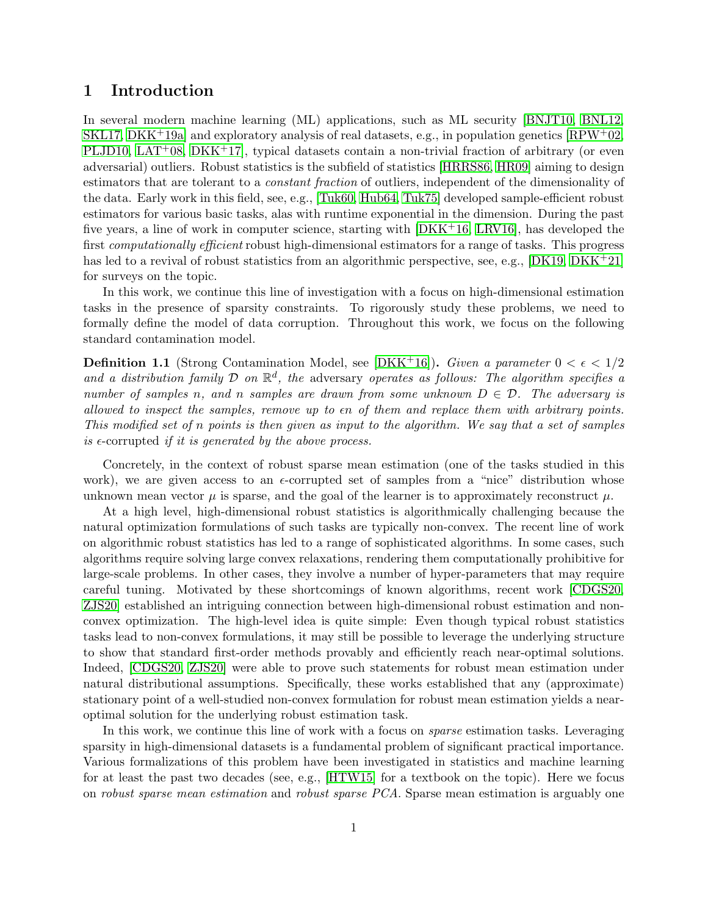# 1 Introduction

In several modern machine learning (ML) applications, such as ML security [BNJT10, BNL12, SKL17, DKK+19a] and exploratory analysis of real datasets, e.g., in population genetics [RPW+02, PLJD10, LAT+08, DKK+17], typical datasets contain a non-trivial fraction of arbitrary (or even adversarial) outliers. Robust statistics is the subfield of statistics [HRRS86, HR09] aiming to design estimators that are tolerant to a *constant fraction* of outliers, independent of the dimensionality of the data. Early work in this field, see, e.g., [Tuk60, Hub64, Tuk75] developed sample-efficient robust estimators for various basic tasks, alas with runtime exponential in the dimension. During the past five years, a line of work in computer science, starting with [DKK+16, LRV16], has developed the first *computationally efficient* robust high-dimensional estimators for a range of tasks. This progress has led to a revival of robust statistics from an algorithmic perspective, see, e.g., [DK19, DKK+21] for surveys on the topic.

In this work, we continue this line of investigation with a focus on high-dimensional estimation tasks in the presence of sparsity constraints. To rigorously study these problems, we need to formally define the model of data corruption. Throughout this work, we focus on the following standard contamination model.

**Definition 1.1** (Strong Contamination Model, see [DKK+16])**.** *Given a parameter $0 < \epsilon < 1/2$ and a distribution family $\mathcal{D}$ on $\mathbb{R}^d$, the* adversary *operates as follows: The algorithm specifies a number of samples $n$, and $n$ samples are drawn from some unknown $D \in \mathcal{D}$. The adversary is allowed to inspect the samples, remove up to $\epsilon n$ of them and replace them with arbitrary points. This modified set of $n$ points is then given as input to the algorithm. We say that a set of samples is $\epsilon$-corrupted if it is generated by the above process.*

Concretely, in the context of robust sparse mean estimation (one of the tasks studied in this work), we are given access to an $\epsilon$-corrupted set of samples from a "nice" distribution whose unknown mean vector $\mu$ is sparse, and the goal of the learner is to approximately reconstruct $\mu$.

At a high level, high-dimensional robust statistics is algorithmically challenging because the natural optimization formulations of such tasks are typically non-convex. The recent line of work on algorithmic robust statistics has led to a range of sophisticated algorithms. In some cases, such algorithms require solving large convex relaxations, rendering them computationally prohibitive for large-scale problems. In other cases, they involve a number of hyper-parameters that may require careful tuning. Motivated by these shortcomings of known algorithms, recent work [CDGS20, ZJS20] established an intriguing connection between high-dimensional robust estimation and non-convex optimization. The high-level idea is quite simple: Even though typical robust statistics tasks lead to non-convex formulations, it may still be possible to leverage the underlying structure to show that standard first-order methods provably and efficiently reach near-optimal solutions. Indeed, [CDGS20, ZJS20] were able to prove such statements for robust mean estimation under natural distributional assumptions. Specifically, these works established that any (approximate) stationary point of a well-studied non-convex formulation for robust mean estimation yields a near-optimal solution for the underlying robust estimation task.

In this work, we continue this line of work with a focus on *sparse* estimation tasks. Leveraging sparsity in high-dimensional datasets is a fundamental problem of significant practical importance. Various formalizations of this problem have been investigated in statistics and machine learning for at least the past two decades (see, e.g., [HTW15] for a textbook on the topic). Here we focus on *robust sparse mean estimation* and *robust sparse PCA*. Sparse mean estimation is arguably one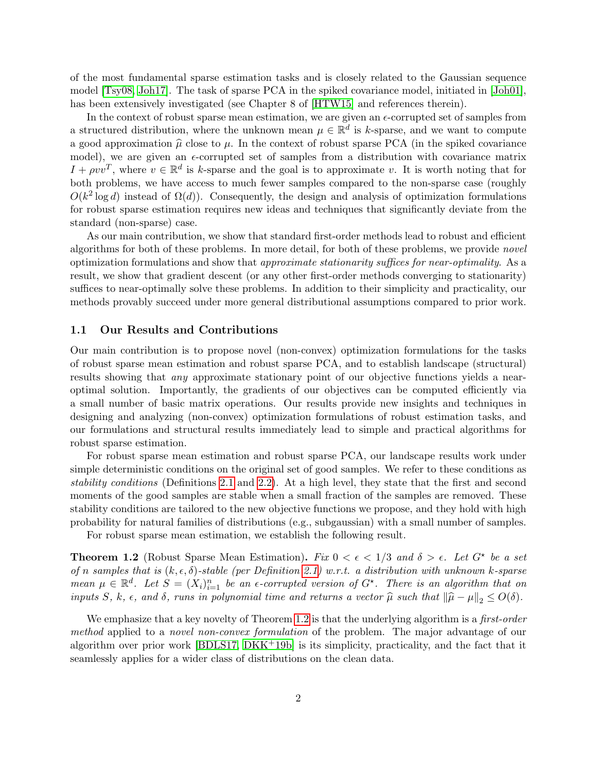of the most fundamental sparse estimation tasks and is closely related to the Gaussian sequence model [Tsy08, Joh17]. The task of sparse PCA in the spiked covariance model, initiated in [Joh01], has been extensively investigated (see Chapter 8 of [HTW15] and references therein).

In the context of robust sparse mean estimation, we are given an $\epsilon$-corrupted set of samples from a structured distribution, where the unknown mean $\mu \in \mathbb{R}^d$ is $k$-sparse, and we want to compute a good approximation $\widehat{\mu}$ close to $\mu$. In the context of robust sparse PCA (in the spiked covariance model), we are given an $\epsilon$-corrupted set of samples from a distribution with covariance matrix $I + \rho v v^T$, where $v \in \mathbb{R}^d$ is $k$-sparse and the goal is to approximate $v$. It is worth noting that for both problems, we have access to much fewer samples compared to the non-sparse case (roughly $O(k^2 \log d)$ instead of $\Omega(d)$). Consequently, the design and analysis of optimization formulations for robust sparse estimation requires new ideas and techniques that significantly deviate from the standard (non-sparse) case.

As our main contribution, we show that standard first-order methods lead to robust and efficient algorithms for both of these problems. In more detail, for both of these problems, we provide *novel* optimization formulations and show that *approximate stationarity suffices for near-optimality*. As a result, we show that gradient descent (or any other first-order methods converging to stationarity) suffices to near-optimally solve these problems. In addition to their simplicity and practicality, our methods provably succeed under more general distributional assumptions compared to prior work.

## 1.1 Our Results and Contributions

Our main contribution is to propose novel (non-convex) optimization formulations for the tasks of robust sparse mean estimation and robust sparse PCA, and to establish landscape (structural) results showing that *any* approximate stationary point of our objective functions yields a near-optimal solution. Importantly, the gradients of our objectives can be computed efficiently via a small number of basic matrix operations. Our results provide new insights and techniques in designing and analyzing (non-convex) optimization formulations of robust estimation tasks, and our formulations and structural results immediately lead to simple and practical algorithms for robust sparse estimation.

For robust sparse mean estimation and robust sparse PCA, our landscape results work under simple deterministic conditions on the original set of good samples. We refer to these conditions as *stability conditions* (Definitions 2.1 and 2.2). At a high level, they state that the first and second moments of the good samples are stable when a small fraction of the samples are removed. These stability conditions are tailored to the new objective functions we propose, and they hold with high probability for natural families of distributions (e.g., subgaussian) with a small number of samples.

For robust sparse mean estimation, we establish the following result.

**Theorem 1.2** (Robust Sparse Mean Estimation). *Fix $0 < \epsilon < 1/3$ and $\delta > \epsilon$. Let $G^\star$ be a set of $n$ samples that is $(k, \epsilon, \delta)$-stable (per Definition 2.1) w.r.t. a distribution with unknown $k$-sparse mean $\mu \in \mathbb{R}^d$. Let $S = (X_i)_{i=1}^n$ be an $\epsilon$-corrupted version of $G^\star$. There is an algorithm that on inputs $S$, $k$, $\epsilon$, and $\delta$, runs in polynomial time and returns a vector $\widehat{\mu}$ such that $\|\widehat{\mu} - \mu\|_2 \leq O(\delta)$.*

We emphasize that a key novelty of Theorem 1.2 is that the underlying algorithm is a *first-order method* applied to a *novel non-convex formulation* of the problem. The major advantage of our algorithm over prior work [BDLS17, DKK+19b] is its simplicity, practicality, and the fact that it seamlessly applies for a wider class of distributions on the clean data.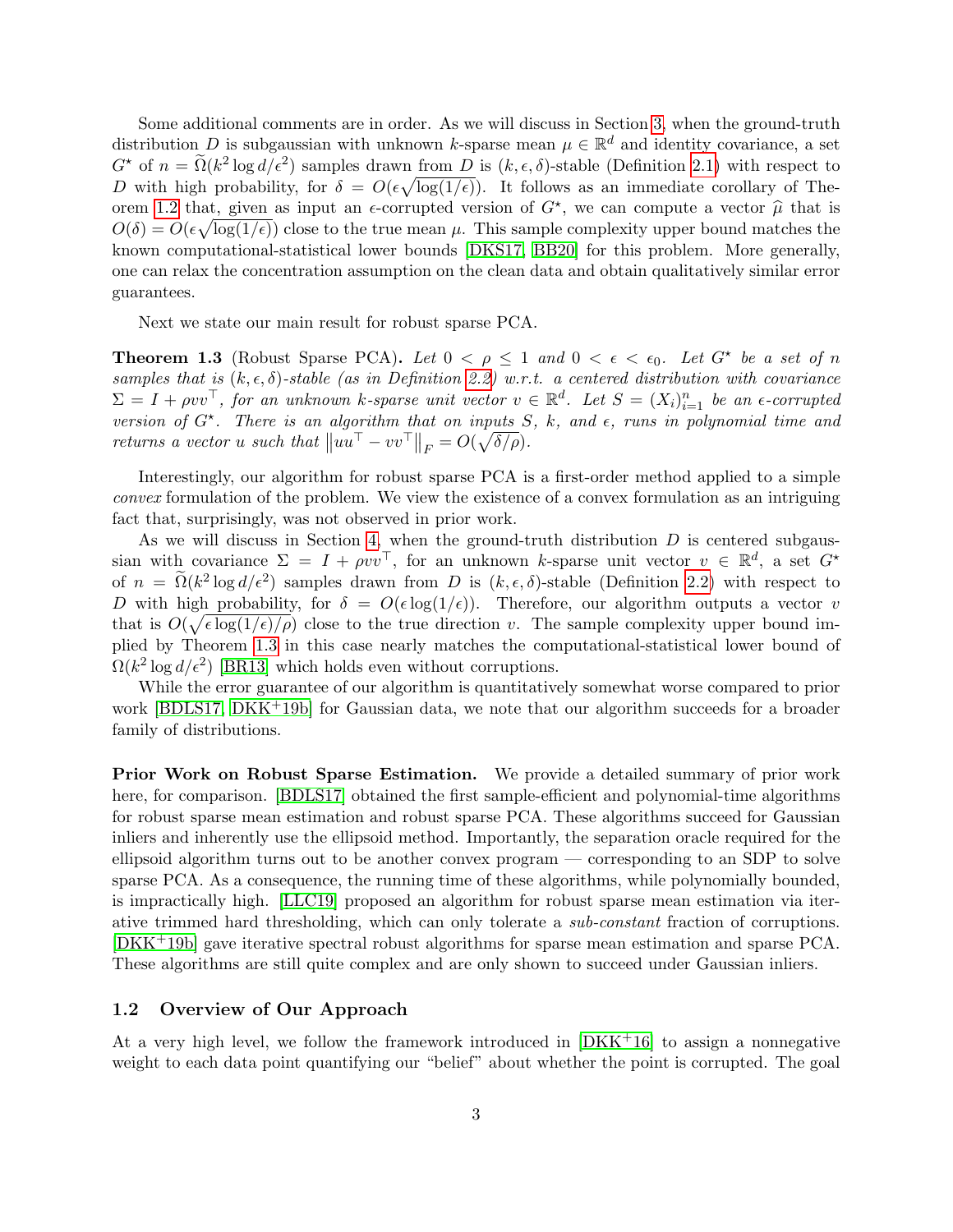Some additional comments are in order. As we will discuss in Section 3, when the ground-truth distribution $D$ is subgaussian with unknown $k$-sparse mean $\mu \in \mathbb{R}^d$ and identity covariance, a set $G^\star$ of $n = \widetilde{\Omega}(k^2 \log d/\epsilon^2)$ samples drawn from $D$ is $(k, \epsilon, \delta)$-stable (Definition 2.1) with respect to $D$ with high probability, for $\delta = O(\epsilon\sqrt{\log(1/\epsilon)})$. It follows as an immediate corollary of Theorem 1.2 that, given as input an $\epsilon$-corrupted version of $G^\star$, we can compute a vector $\widehat{\mu}$ that is $O(\delta) = O(\epsilon\sqrt{\log(1/\epsilon)})$ close to the true mean $\mu$. This sample complexity upper bound matches the known computational-statistical lower bounds [DKS17, BB20] for this problem. More generally, one can relax the concentration assumption on the clean data and obtain qualitatively similar error guarantees.

Next we state our main result for robust sparse PCA.

**Theorem 1.3** (Robust Sparse PCA)**.** *Let $0 < \rho \leq 1$ and $0 < \epsilon < \epsilon_0$. Let $G^\star$ be a set of $n$ samples that is $(k, \epsilon, \delta)$-stable (as in Definition 2.2) w.r.t. a centered distribution with covariance $\Sigma = I + \rho vv^\top$, for an unknown $k$-sparse unit vector $v \in \mathbb{R}^d$. Let $S = (X_i)_{i=1}^n$ be an $\epsilon$-corrupted version of $G^\star$. There is an algorithm that on inputs $S$, $k$, and $\epsilon$, runs in polynomial time and returns a vector $u$ such that $\left\|uu^\top - vv^\top\right\|_F = O(\sqrt{\delta/\rho})$.*

Interestingly, our algorithm for robust sparse PCA is a first-order method applied to a simple *convex* formulation of the problem. We view the existence of a convex formulation as an intriguing fact that, surprisingly, was not observed in prior work.

As we will discuss in Section 4, when the ground-truth distribution $D$ is centered subgaussian with covariance $\Sigma = I + \rho vv^\top$, for an unknown $k$-sparse unit vector $v \in \mathbb{R}^d$, a set $G^\star$ of $n = \widetilde{\Omega}(k^2 \log d/\epsilon^2)$ samples drawn from $D$ is $(k, \epsilon, \delta)$-stable (Definition 2.2) with respect to $D$ with high probability, for $\delta = O(\epsilon \log(1/\epsilon))$. Therefore, our algorithm outputs a vector $v$ that is $O(\sqrt{\epsilon \log(1/\epsilon)/\rho})$ close to the true direction $v$. The sample complexity upper bound implied by Theorem 1.3 in this case nearly matches the computational-statistical lower bound of $\Omega(k^2 \log d/\epsilon^2)$ [BR13] which holds even without corruptions.

While the error guarantee of our algorithm is quantitatively somewhat worse compared to prior work [BDLS17, DKK+19b] for Gaussian data, we note that our algorithm succeeds for a broader family of distributions.

**Prior Work on Robust Sparse Estimation.** We provide a detailed summary of prior work here, for comparison. [BDLS17] obtained the first sample-efficient and polynomial-time algorithms for robust sparse mean estimation and robust sparse PCA. These algorithms succeed for Gaussian inliers and inherently use the ellipsoid method. Importantly, the separation oracle required for the ellipsoid algorithm turns out to be another convex program — corresponding to an SDP to solve sparse PCA. As a consequence, the running time of these algorithms, while polynomially bounded, is impractically high. [LLC19] proposed an algorithm for robust sparse mean estimation via iterative trimmed hard thresholding, which can only tolerate a *sub-constant* fraction of corruptions. [DKK+19b] gave iterative spectral robust algorithms for sparse mean estimation and sparse PCA. These algorithms are still quite complex and are only shown to succeed under Gaussian inliers.

## 1.2 Overview of Our Approach

At a very high level, we follow the framework introduced in [DKK+16] to assign a nonnegative weight to each data point quantifying our "belief" about whether the point is corrupted. The goal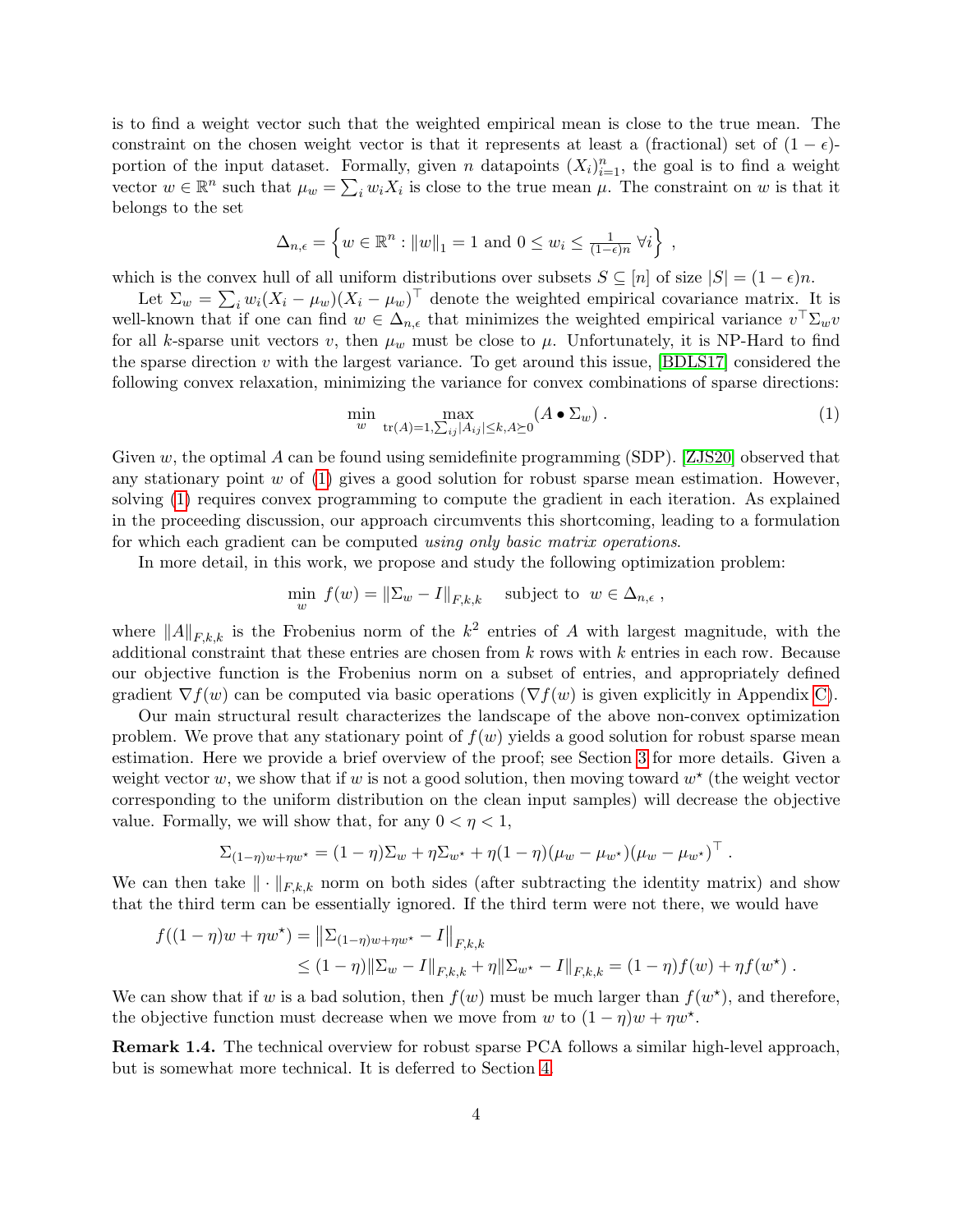is to find a weight vector such that the weighted empirical mean is close to the true mean. The constraint on the chosen weight vector is that it represents at least a (fractional) set of $(1-\epsilon)$-portion of the input dataset. Formally, given $n$ datapoints $(X_i)_{i=1}^n$, the goal is to find a weight vector $w \in \mathbb{R}^n$ such that $\mu_w = \sum_i w_i X_i$ is close to the true mean $\mu$. The constraint on $w$ is that it belongs to the set

$$\Delta_{n,\epsilon} = \left\{ w \in \mathbb{R}^n : \|w\|_1 = 1 \text{ and } 0 \le w_i \le \tfrac{1}{(1-\epsilon)n} \; \forall i \right\} ,$$

which is the convex hull of all uniform distributions over subsets $S \subseteq [n]$ of size $|S| = (1-\epsilon)n$.

Let $\Sigma_w = \sum_i w_i (X_i - \mu_w)(X_i - \mu_w)^\top$ denote the weighted empirical covariance matrix. It is well-known that if one can find $w \in \Delta_{n,\epsilon}$ that minimizes the weighted empirical variance $v^\top \Sigma_w v$ for all $k$-sparse unit vectors $v$, then $\mu_w$ must be close to $\mu$. Unfortunately, it is NP-Hard to find the sparse direction $v$ with the largest variance. To get around this issue, [BDLS17] considered the following convex relaxation, minimizing the variance for convex combinations of sparse directions:

$$\min_w \max_{\operatorname{tr}(A)=1, \sum_{ij}|A_{ij}| \le k, A \succeq 0} (A \bullet \Sigma_w) . \tag{1}$$

Given $w$, the optimal $A$ can be found using semidefinite programming (SDP). [ZJS20] observed that any stationary point $w$ of (1) gives a good solution for robust sparse mean estimation. However, solving (1) requires convex programming to compute the gradient in each iteration. As explained in the proceeding discussion, our approach circumvents this shortcoming, leading to a formulation for which each gradient can be computed *using only basic matrix operations*.

In more detail, in this work, we propose and study the following optimization problem:

$$\min_w \; f(w) = \|\Sigma_w - I\|_{F,k,k} \quad \text{subject to} \;\; w \in \Delta_{n,\epsilon} ,$$

where $\|A\|_{F,k,k}$ is the Frobenius norm of the $k^2$ entries of $A$ with largest magnitude, with the additional constraint that these entries are chosen from $k$ rows with $k$ entries in each row. Because our objective function is the Frobenius norm on a subset of entries, and appropriately defined gradient $\nabla f(w)$ can be computed via basic operations ($\nabla f(w)$ is given explicitly in Appendix C).

Our main structural result characterizes the landscape of the above non-convex optimization problem. We prove that any stationary point of $f(w)$ yields a good solution for robust sparse mean estimation. Here we provide a brief overview of the proof; see Section 3 for more details. Given a weight vector $w$, we show that if $w$ is not a good solution, then moving toward $w^\star$ (the weight vector corresponding to the uniform distribution on the clean input samples) will decrease the objective value. Formally, we will show that, for any $0 < \eta < 1$,

$$\Sigma_{(1-\eta)w + \eta w^\star} = (1-\eta)\Sigma_w + \eta \Sigma_{w^\star} + \eta(1-\eta)(\mu_w - \mu_{w^\star})(\mu_w - \mu_{w^\star})^\top .$$

We can then take $\|\cdot\|_{F,k,k}$ norm on both sides (after subtracting the identity matrix) and show that the third term can be essentially ignored. If the third term were not there, we would have

$$\begin{aligned} f((1-\eta)w + \eta w^\star) &= \left\|\Sigma_{(1-\eta)w+\eta w^\star} - I\right\|_{F,k,k} \\ &\le (1-\eta)\|\Sigma_w - I\|_{F,k,k} + \eta\|\Sigma_{w^\star} - I\|_{F,k,k} = (1-\eta)f(w) + \eta f(w^\star) . \end{aligned}$$

We can show that if $w$ is a bad solution, then $f(w)$ must be much larger than $f(w^\star)$, and therefore, the objective function must decrease when we move from $w$ to $(1-\eta)w + \eta w^\star$.

**Remark 1.4.** The technical overview for robust sparse PCA follows a similar high-level approach, but is somewhat more technical. It is deferred to Section 4.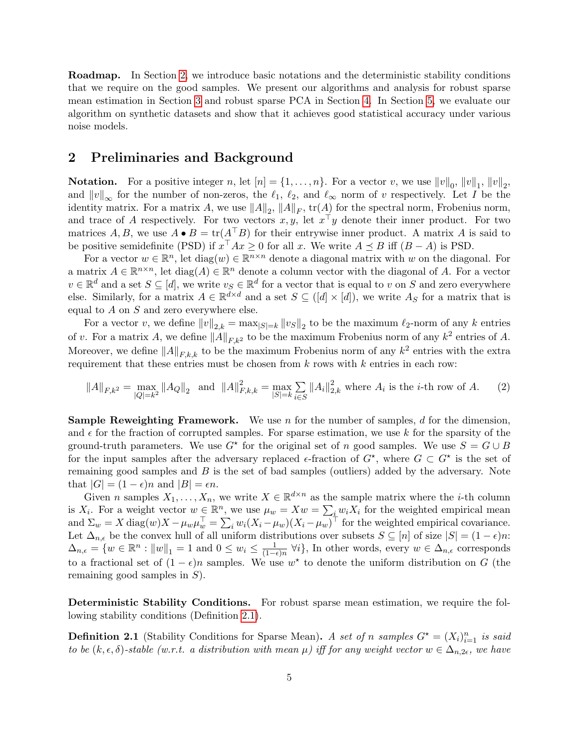**Roadmap.** In Section 2, we introduce basic notations and the deterministic stability conditions that we require on the good samples. We present our algorithms and analysis for robust sparse mean estimation in Section 3 and robust sparse PCA in Section 4. In Section 5, we evaluate our algorithm on synthetic datasets and show that it achieves good statistical accuracy under various noise models.

## 2 Preliminaries and Background

**Notation.** For a positive integer $n$, let $[n] = \{1, \ldots, n\}$. For a vector $v$, we use $\|v\|_0$, $\|v\|_1$, $\|v\|_2$, and $\|v\|_\infty$ for the number of non-zeros, the $\ell_1$, $\ell_2$, and $\ell_\infty$ norm of $v$ respectively. Let $I$ be the identity matrix. For a matrix $A$, we use $\|A\|_2$, $\|A\|_F$, $\mathrm{tr}(A)$ for the spectral norm, Frobenius norm, and trace of $A$ respectively. For two vectors $x, y$, let $x^\top y$ denote their inner product. For two matrices $A, B$, we use $A \bullet B = \mathrm{tr}(A^\top B)$ for their entrywise inner product. A matrix $A$ is said to be positive semidefinite (PSD) if $x^\top A x \geq 0$ for all $x$. We write $A \preceq B$ iff $(B - A)$ is PSD.

For a vector $w \in \mathbb{R}^n$, let $\mathrm{diag}(w) \in \mathbb{R}^{n \times n}$ denote a diagonal matrix with $w$ on the diagonal. For a matrix $A \in \mathbb{R}^{n \times n}$, let $\mathrm{diag}(A) \in \mathbb{R}^n$ denote a column vector with the diagonal of $A$. For a vector $v \in \mathbb{R}^d$ and a set $S \subseteq [d]$, we write $v_S \in \mathbb{R}^d$ for a vector that is equal to $v$ on $S$ and zero everywhere else. Similarly, for a matrix $A \in \mathbb{R}^{d \times d}$ and a set $S \subseteq ([d] \times [d])$, we write $A_S$ for a matrix that is equal to $A$ on $S$ and zero everywhere else.

For a vector $v$, we define $\|v\|_{2,k} = \max_{|S|=k} \|v_S\|_2$ to be the maximum $\ell_2$-norm of any $k$ entries of $v$. For a matrix $A$, we define $\|A\|_{F,k^2}$ to be the maximum Frobenius norm of any $k^2$ entries of $A$. Moreover, we define $\|A\|_{F,k,k}$ to be the maximum Frobenius norm of any $k^2$ entries with the extra requirement that these entries must be chosen from $k$ rows with $k$ entries in each row:

$$\|A\|_{F,k^2} = \max_{|Q|=k^2} \|A_Q\|_2 \quad \text{and} \quad \|A\|_{F,k,k}^2 = \max_{|S|=k} \sum_{i \in S} \|A_i\|_{2,k}^2 \text{ where } A_i \text{ is the } i\text{-th row of } A. \tag{2}$$

**Sample Reweighting Framework.** We use $n$ for the number of samples, $d$ for the dimension, and $\epsilon$ for the fraction of corrupted samples. For sparse estimation, we use $k$ for the sparsity of the ground-truth parameters. We use $G^\star$ for the original set of $n$ good samples. We use $S = G \cup B$ for the input samples after the adversary replaced $\epsilon$-fraction of $G^\star$, where $G \subset G^\star$ is the set of remaining good samples and $B$ is the set of bad samples (outliers) added by the adversary. Note that $|G| = (1 - \epsilon)n$ and $|B| = \epsilon n$.

Given $n$ samples $X_1, \ldots, X_n$, we write $X \in \mathbb{R}^{d \times n}$ as the sample matrix where the $i$-th column is $X_i$. For a weight vector $w \in \mathbb{R}^n$, we use $\mu_w = Xw = \sum_i w_i X_i$ for the weighted empirical mean and $\Sigma_w = X \,\mathrm{diag}(w) X - \mu_w \mu_w^\top = \sum_i w_i (X_i - \mu_w)(X_i - \mu_w)^\top$ for the weighted empirical covariance. Let $\Delta_{n,\epsilon}$ be the convex hull of all uniform distributions over subsets $S \subseteq [n]$ of size $|S| = (1 - \epsilon)n$: $\Delta_{n,\epsilon} = \{w \in \mathbb{R}^n : \|w\|_1 = 1 \text{ and } 0 \leq w_i \leq \frac{1}{(1-\epsilon)n} \ \forall i\}$, In other words, every $w \in \Delta_{n,\epsilon}$ corresponds to a fractional set of $(1 - \epsilon)n$ samples. We use $w^\star$ to denote the uniform distribution on $G$ (the remaining good samples in $S$).

**Deterministic Stability Conditions.** For robust sparse mean estimation, we require the following stability conditions (Definition 2.1).

**Definition 2.1** (Stability Conditions for Sparse Mean). *A set of $n$ samples $G^\star = (X_i)_{i=1}^n$ is said to be $(k, \epsilon, \delta)$-stable (w.r.t. a distribution with mean $\mu$) iff for any weight vector $w \in \Delta_{n,2\epsilon}$, we have*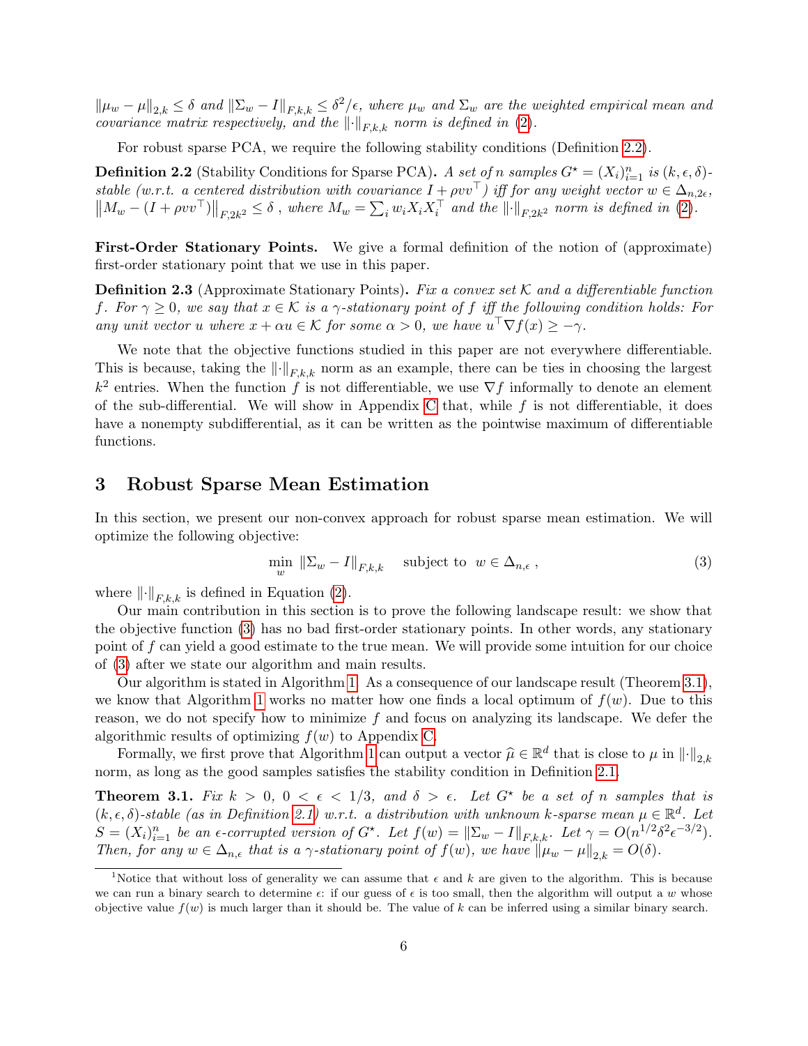$\|\mu_w - \mu\|_{2,k} \leq \delta$ *and* $\|\Sigma_w - I\|_{F,k,k} \leq \delta^2/\epsilon$*, where* $\mu_w$ *and* $\Sigma_w$ *are the weighted empirical mean and covariance matrix respectively, and the* $\|\cdot\|_{F,k,k}$ *norm is defined in* (2).

For robust sparse PCA, we require the following stability conditions (Definition 2.2).

**Definition 2.2** (Stability Conditions for Sparse PCA)**.** *A set of* $n$ *samples* $G^\star = (X_i)_{i=1}^n$ *is* $(k, \epsilon, \delta)$*-stable (w.r.t. a centered distribution with covariance* $I + \rho vv^\top$*) iff for any weight vector* $w \in \Delta_{n,2\epsilon}$*,* $\left\|M_w - (I + \rho vv^\top)\right\|_{F,2k^2} \leq \delta$ *, where* $M_w = \sum_i w_i X_i X_i^\top$ *and the* $\|\cdot\|_{F,2k^2}$ *norm is defined in* (2).

**First-Order Stationary Points.** We give a formal definition of the notion of (approximate) first-order stationary point that we use in this paper.

**Definition 2.3** (Approximate Stationary Points)**.** *Fix a convex set* $\mathcal{K}$ *and a differentiable function* $f$*. For* $\gamma \geq 0$*, we say that* $x \in \mathcal{K}$ *is a* $\gamma$*-stationary point of* $f$ *iff the following condition holds: For any unit vector* $u$ *where* $x + \alpha u \in \mathcal{K}$ *for some* $\alpha > 0$*, we have* $u^\top \nabla f(x) \geq -\gamma$*.*

We note that the objective functions studied in this paper are not everywhere differentiable. This is because, taking the $\|\cdot\|_{F,k,k}$ norm as an example, there can be ties in choosing the largest $k^2$ entries. When the function $f$ is not differentiable, we use $\nabla f$ informally to denote an element of the sub-differential. We will show in Appendix C that, while $f$ is not differentiable, it does have a nonempty subdifferential, as it can be written as the pointwise maximum of differentiable functions.

# 3 Robust Sparse Mean Estimation

In this section, we present our non-convex approach for robust sparse mean estimation. We will optimize the following objective:

$$\min_w \ \|\Sigma_w - I\|_{F,k,k} \quad \text{subject to } \ w \in \Delta_{n,\epsilon} \ , \tag{3}$$

where $\|\cdot\|_{F,k,k}$ is defined in Equation (2).

Our main contribution in this section is to prove the following landscape result: we show that the objective function (3) has no bad first-order stationary points. In other words, any stationary point of $f$ can yield a good estimate to the true mean. We will provide some intuition for our choice of (3) after we state our algorithm and main results.

Our algorithm is stated in Algorithm 1. As a consequence of our landscape result (Theorem 3.1), we know that Algorithm 1 works no matter how one finds a local optimum of $f(w)$. Due to this reason, we do not specify how to minimize $f$ and focus on analyzing its landscape. We defer the algorithmic results of optimizing $f(w)$ to Appendix C.

Formally, we first prove that Algorithm 1 can output a vector $\widehat{\mu} \in \mathbb{R}^d$ that is close to $\mu$ in $\|\cdot\|_{2,k}$ norm, as long as the good samples satisfies the stability condition in Definition 2.1.

**Theorem 3.1.** *Fix* $k > 0$*,* $0 < \epsilon < 1/3$*, and* $\delta > \epsilon$*. Let* $G^\star$ *be a set of* $n$ *samples that is* $(k, \epsilon, \delta)$*-stable (as in Definition 2.1) w.r.t. a distribution with unknown* $k$*-sparse mean* $\mu \in \mathbb{R}^d$*. Let* $S = (X_i)_{i=1}^n$ *be an* $\epsilon$*-corrupted version of* $G^\star$*. Let* $f(w) = \|\Sigma_w - I\|_{F,k,k}$*. Let* $\gamma = O(n^{1/2}\delta^2\epsilon^{-3/2})$*. Then, for any* $w \in \Delta_{n,\epsilon}$ *that is a* $\gamma$*-stationary point of* $f(w)$*, we have* $\|\mu_w - \mu\|_{2,k} = O(\delta)$*.*

[1]Notice that without loss of generality we can assume that $\epsilon$ and $k$ are given to the algorithm. This is because we can run a binary search to determine $\epsilon$: if our guess of $\epsilon$ is too small, then the algorithm will output a $w$ whose objective value $f(w)$ is much larger than it should be. The value of $k$ can be inferred using a similar binary search.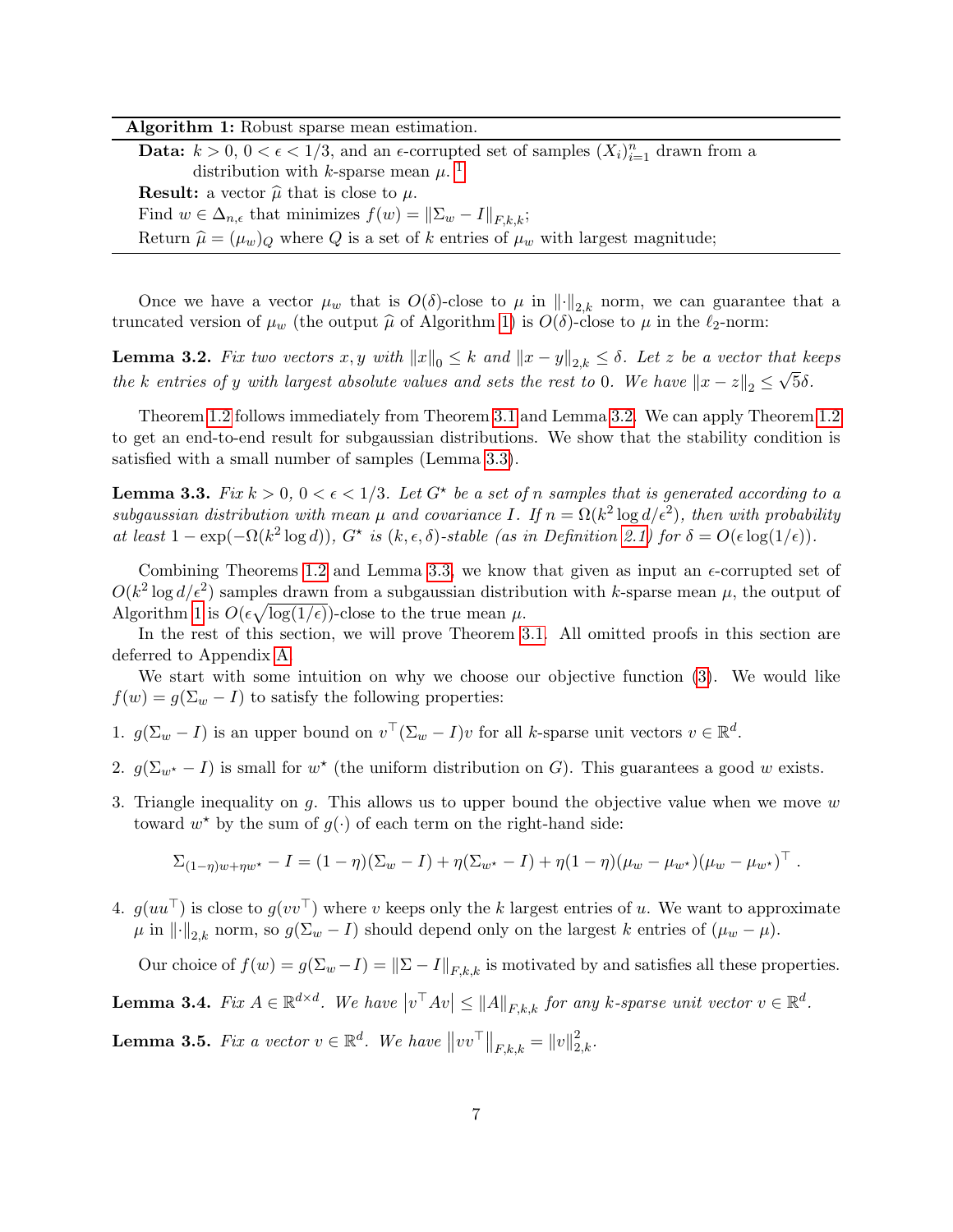---

**Algorithm 1:** Robust sparse mean estimation.

**Data:** $k > 0$, $0 < \epsilon < 1/3$, and an $\epsilon$-corrupted set of samples $(X_i)_{i=1}^n$ drawn from a distribution with $k$-sparse mean $\mu$. [1]

**Result:** a vector $\widehat{\mu}$ that is close to $\mu$.

Find $w \in \Delta_{n,\epsilon}$ that minimizes $f(w) = \|\Sigma_w - I\|_{F,k,k}$;

Return $\widehat{\mu} = (\mu_w)_Q$ where $Q$ is a set of $k$ entries of $\mu_w$ with largest magnitude;

---

Once we have a vector $\mu_w$ that is $O(\delta)$-close to $\mu$ in $\|\cdot\|_{2,k}$ norm, we can guarantee that a truncated version of $\mu_w$ (the output $\widehat{\mu}$ of Algorithm 1) is $O(\delta)$-close to $\mu$ in the $\ell_2$-norm:

**Lemma 3.2.** *Fix two vectors $x, y$ with $\|x\|_0 \le k$ and $\|x - y\|_{2,k} \le \delta$. Let $z$ be a vector that keeps the $k$ entries of $y$ with largest absolute values and sets the rest to 0. We have $\|x - z\|_2 \le \sqrt{5}\delta$.*

Theorem 1.2 follows immediately from Theorem 3.1 and Lemma 3.2. We can apply Theorem 1.2 to get an end-to-end result for subgaussian distributions. We show that the stability condition is satisfied with a small number of samples (Lemma 3.3).

**Lemma 3.3.** *Fix $k > 0$, $0 < \epsilon < 1/3$. Let $G^\star$ be a set of $n$ samples that is generated according to a subgaussian distribution with mean $\mu$ and covariance $I$. If $n = \Omega(k^2 \log d/\epsilon^2)$, then with probability at least $1 - \exp(-\Omega(k^2 \log d))$, $G^\star$ is $(k, \epsilon, \delta)$-stable (as in Definition 2.1) for $\delta = O(\epsilon \log(1/\epsilon))$.*

Combining Theorems 1.2 and Lemma 3.3, we know that given as input an $\epsilon$-corrupted set of $O(k^2 \log d/\epsilon^2)$ samples drawn from a subgaussian distribution with $k$-sparse mean $\mu$, the output of Algorithm 1 is $O(\epsilon\sqrt{\log(1/\epsilon)})$-close to the true mean $\mu$.

In the rest of this section, we will prove Theorem 3.1. All omitted proofs in this section are deferred to Appendix A.

We start with some intuition on why we choose our objective function (3). We would like $f(w) = g(\Sigma_w - I)$ to satisfy the following properties:

1. $g(\Sigma_w - I)$ is an upper bound on $v^\top(\Sigma_w - I)v$ for all $k$-sparse unit vectors $v \in \mathbb{R}^d$.
2. $g(\Sigma_{w^\star} - I)$ is small for $w^\star$ (the uniform distribution on $G$). This guarantees a good $w$ exists.
3. Triangle inequality on $g$. This allows us to upper bound the objective value when we move $w$ toward $w^\star$ by the sum of $g(\cdot)$ of each term on the right-hand side:
$$\Sigma_{(1-\eta)w+\eta w^\star} - I = (1-\eta)(\Sigma_w - I) + \eta(\Sigma_{w^\star} - I) + \eta(1-\eta)(\mu_w - \mu_{w^\star})(\mu_w - \mu_{w^\star})^\top .$$
4. $g(uu^\top)$ is close to $g(vv^\top)$ where $v$ keeps only the $k$ largest entries of $u$. We want to approximate $\mu$ in $\|\cdot\|_{2,k}$ norm, so $g(\Sigma_w - I)$ should depend only on the largest $k$ entries of $(\mu_w - \mu)$.

Our choice of $f(w) = g(\Sigma_w - I) = \|\Sigma - I\|_{F,k,k}$ is motivated by and satisfies all these properties.

**Lemma 3.4.** *Fix $A \in \mathbb{R}^{d\times d}$. We have $\left|v^\top A v\right| \le \|A\|_{F,k,k}$ for any $k$-sparse unit vector $v \in \mathbb{R}^d$.*

**Lemma 3.5.** *Fix a vector $v \in \mathbb{R}^d$. We have $\left\|vv^\top\right\|_{F,k,k} = \|v\|_{2,k}^2$.*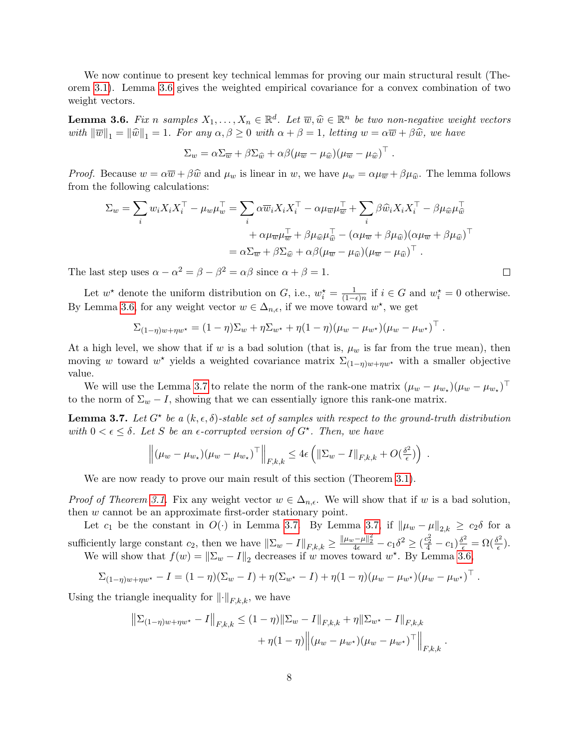We now continue to present key technical lemmas for proving our main structural result (Theorem 3.1). Lemma 3.6 gives the weighted empirical covariance for a convex combination of two weight vectors.

**Lemma 3.6.** *Fix $n$ samples $X_1, \ldots, X_n \in \mathbb{R}^d$. Let $\overline{w}, \widehat{w} \in \mathbb{R}^n$ be two non-negative weight vectors with $\|\overline{w}\|_1 = \|\widehat{w}\|_1 = 1$. For any $\alpha, \beta \geq 0$ with $\alpha + \beta = 1$, letting $w = \alpha \overline{w} + \beta \widehat{w}$, we have*

$$\Sigma_w = \alpha \Sigma_{\overline{w}} + \beta \Sigma_{\widehat{w}} + \alpha\beta(\mu_{\overline{w}} - \mu_{\widehat{w}})(\mu_{\overline{w}} - \mu_{\widehat{w}})^\top .$$

*Proof.* Because $w = \alpha \overline{w} + \beta \widehat{w}$ and $\mu_w$ is linear in $w$, we have $\mu_w = \alpha \mu_{\overline{w}} + \beta \mu_{\widehat{w}}$. The lemma follows from the following calculations:

$$\begin{aligned}
\Sigma_w = \sum_i w_i X_i X_i^\top - \mu_w \mu_w^\top &= \sum_i \alpha \overline{w}_i X_i X_i^\top - \alpha \mu_{\overline{w}} \mu_{\overline{w}}^\top + \sum_i \beta \widehat{w}_i X_i X_i^\top - \beta \mu_{\widehat{w}} \mu_{\widehat{w}}^\top \\
&\quad + \alpha \mu_{\overline{w}} \mu_{\overline{w}}^\top + \beta \mu_{\widehat{w}} \mu_{\widehat{w}}^\top - (\alpha \mu_{\overline{w}} + \beta \mu_{\widehat{w}})(\alpha \mu_{\overline{w}} + \beta \mu_{\widehat{w}})^\top \\
&= \alpha \Sigma_{\overline{w}} + \beta \Sigma_{\widehat{w}} + \alpha\beta(\mu_{\overline{w}} - \mu_{\widehat{w}})(\mu_{\overline{w}} - \mu_{\widehat{w}})^\top .
\end{aligned}$$

The last step uses $\alpha - \alpha^2 = \beta - \beta^2 = \alpha\beta$ since $\alpha + \beta = 1$. $\square$

Let $w^\star$ denote the uniform distribution on $G$, i.e., $w_i^\star = \frac{1}{(1-\epsilon)n}$ if $i \in G$ and $w_i^\star = 0$ otherwise. By Lemma 3.6, for any weight vector $w \in \Delta_{n,\epsilon}$, if we move toward $w^\star$, we get

$$\Sigma_{(1-\eta)w + \eta w^\star} = (1-\eta)\Sigma_w + \eta \Sigma_{w^\star} + \eta(1-\eta)(\mu_w - \mu_{w^\star})(\mu_w - \mu_{w^\star})^\top .$$

At a high level, we show that if $w$ is a bad solution (that is, $\mu_w$ is far from the true mean), then moving $w$ toward $w^\star$ yields a weighted covariance matrix $\Sigma_{(1-\eta)w+\eta w^\star}$ with a smaller objective value.

We will use the Lemma 3.7 to relate the norm of the rank-one matrix $(\mu_w - \mu_{w_\star})(\mu_w - \mu_{w_\star})^\top$ to the norm of $\Sigma_w - I$, showing that we can essentially ignore this rank-one matrix.

**Lemma 3.7.** *Let $G^\star$ be a $(k, \epsilon, \delta)$-stable set of samples with respect to the ground-truth distribution with $0 < \epsilon \leq \delta$. Let $S$ be an $\epsilon$-corrupted version of $G^\star$. Then, we have*

$$\left\| (\mu_w - \mu_{w_\star})(\mu_w - \mu_{w_\star})^\top \right\|_{F,k,k} \leq 4\epsilon \left( \|\Sigma_w - I\|_{F,k,k} + O(\tfrac{\delta^2}{\epsilon}) \right) .$$

We are now ready to prove our main result of this section (Theorem 3.1).

*Proof of Theorem 3.1.* Fix any weight vector $w \in \Delta_{n,\epsilon}$. We will show that if $w$ is a bad solution, then $w$ cannot be an approximate first-order stationary point.

Let $c_1$ be the constant in $O(\cdot)$ in Lemma 3.7. By Lemma 3.7, if $\|\mu_w - \mu\|_{2,k} \geq c_2 \delta$ for a sufficiently large constant $c_2$, then we have $\|\Sigma_w - I\|_{F,k,k} \geq \frac{\|\mu_w - \mu\|_2^2}{4\epsilon} - c_1 \delta^2 \geq (\frac{c_2^2}{4} - c_1)\frac{\delta^2}{\epsilon} = \Omega(\frac{\delta^2}{\epsilon})$.

We will show that $f(w) = \|\Sigma_w - I\|_2$ decreases if $w$ moves toward $w^\star$. By Lemma 3.6,

$$\Sigma_{(1-\eta)w+\eta w^\star} - I = (1-\eta)(\Sigma_w - I) + \eta(\Sigma_{w^\star} - I) + \eta(1-\eta)(\mu_w - \mu_{w^\star})(\mu_w - \mu_{w^\star})^\top .$$

Using the triangle inequality for $\|\cdot\|_{F,k,k}$, we have

$$\begin{aligned}
\left\|\Sigma_{(1-\eta)w+\eta w^\star} - I\right\|_{F,k,k} &\leq (1-\eta)\|\Sigma_w - I\|_{F,k,k} + \eta\|\Sigma_{w^\star} - I\|_{F,k,k} \\
&\quad + \eta(1-\eta)\left\|(\mu_w - \mu_{w^\star})(\mu_w - \mu_{w^\star})^\top\right\|_{F,k,k} .
\end{aligned}$$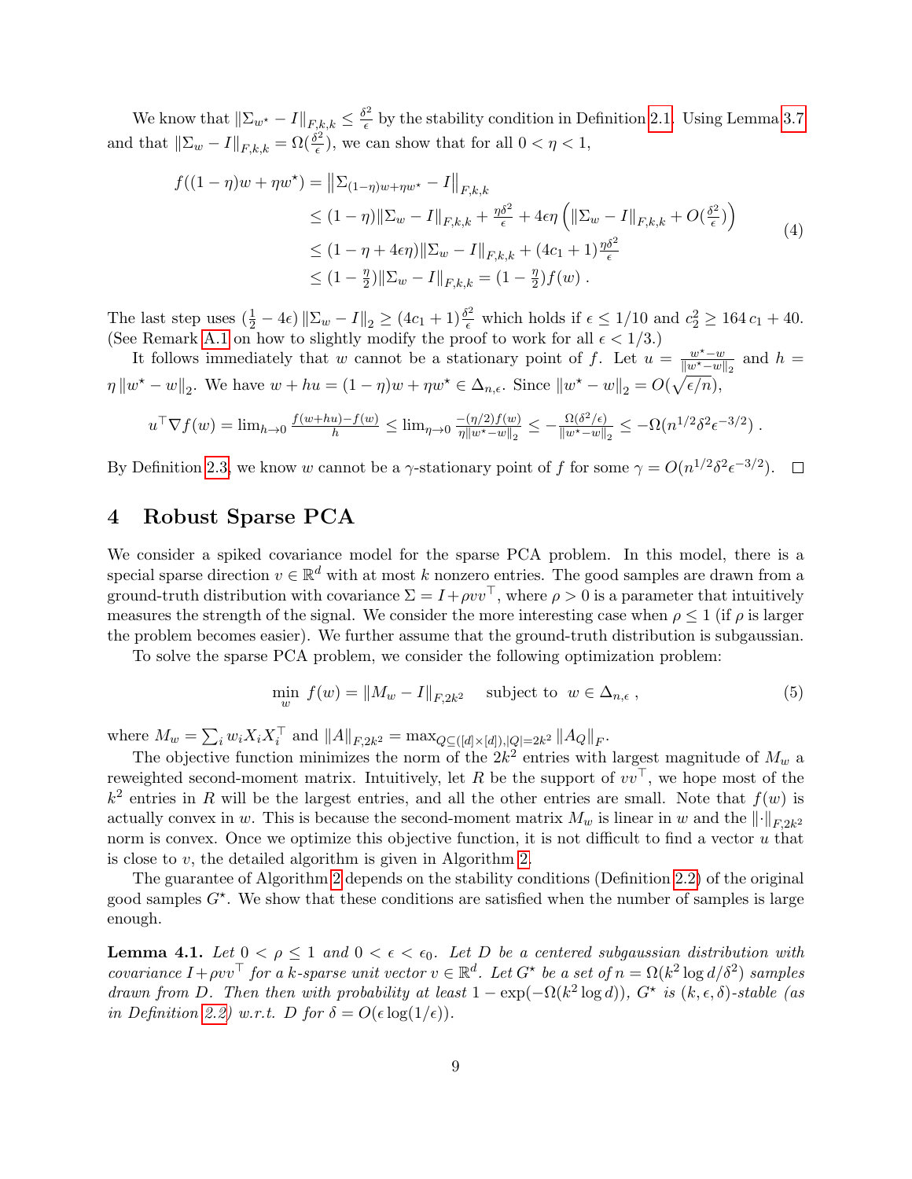We know that $\|\Sigma_{w^\star} - I\|_{F,k,k} \le \frac{\delta^2}{\epsilon}$ by the stability condition in Definition 2.1. Using Lemma 3.7 and that $\|\Sigma_w - I\|_{F,k,k} = \Omega(\frac{\delta^2}{\epsilon})$, we can show that for all $0 < \eta < 1$,

$$
\begin{aligned}
f((1-\eta)w + \eta w^\star) &= \left\|\Sigma_{(1-\eta)w+\eta w^\star} - I\right\|_{F,k,k} \\
&\le (1-\eta)\|\Sigma_w - I\|_{F,k,k} + \tfrac{\eta\delta^2}{\epsilon} + 4\epsilon\eta\left(\|\Sigma_w - I\|_{F,k,k} + O(\tfrac{\delta^2}{\epsilon})\right) \\
&\le (1-\eta+4\epsilon\eta)\|\Sigma_w - I\|_{F,k,k} + (4c_1+1)\tfrac{\eta\delta^2}{\epsilon} \\
&\le (1-\tfrac{\eta}{2})\|\Sigma_w - I\|_{F,k,k} = (1-\tfrac{\eta}{2})f(w)\ .
\end{aligned}
\tag{4}
$$

The last step uses $(\frac{1}{2} - 4\epsilon)\left\|\Sigma_w - I\right\|_2 \ge (4c_1+1)\frac{\delta^2}{\epsilon}$ which holds if $\epsilon \le 1/10$ and $c_2^2 \ge 164\,c_1 + 40$. (See Remark A.1 on how to slightly modify the proof to work for all $\epsilon < 1/3$.)

It follows immediately that $w$ cannot be a stationary point of $f$. Let $u = \frac{w^\star - w}{\|w^\star - w\|_2}$ and $h = \eta\left\|w^\star - w\right\|_2$. We have $w + hu = (1-\eta)w + \eta w^\star \in \Delta_{n,\epsilon}$. Since $\left\|w^\star - w\right\|_2 = O(\sqrt{\epsilon/n})$,

$$
u^\top \nabla f(w) = \lim_{h\to 0}\tfrac{f(w+hu)-f(w)}{h} \le \lim_{\eta\to 0}\tfrac{-(\eta/2)f(w)}{\eta\|w^\star - w\|_2} \le -\tfrac{\Omega(\delta^2/\epsilon)}{\|w^\star - w\|_2} \le -\Omega(n^{1/2}\delta^2\epsilon^{-3/2})\ .
$$

By Definition 2.3, we know $w$ cannot be a $\gamma$-stationary point of $f$ for some $\gamma = O(n^{1/2}\delta^2\epsilon^{-3/2})$. $\square$

## 4 Robust Sparse PCA

We consider a spiked covariance model for the sparse PCA problem. In this model, there is a special sparse direction $v \in \mathbb{R}^d$ with at most $k$ nonzero entries. The good samples are drawn from a ground-truth distribution with covariance $\Sigma = I + \rho vv^\top$, where $\rho > 0$ is a parameter that intuitively measures the strength of the signal. We consider the more interesting case when $\rho \le 1$ (if $\rho$ is larger the problem becomes easier). We further assume that the ground-truth distribution is subgaussian.

To solve the sparse PCA problem, we consider the following optimization problem:

$$
\min_w\ f(w) = \|M_w - I\|_{F,2k^2} \quad \text{subject to } \ w \in \Delta_{n,\epsilon}\ , \tag{5}
$$

where $M_w = \sum_i w_i X_i X_i^\top$ and $\|A\|_{F,2k^2} = \max_{Q\subseteq([d]\times[d]),|Q|=2k^2}\|A_Q\|_F$.

The objective function minimizes the norm of the $2k^2$ entries with largest magnitude of $M_w$ a reweighted second-moment matrix. Intuitively, let $R$ be the support of $vv^\top$, we hope most of the $k^2$ entries in $R$ will be the largest entries, and all the other entries are small. Note that $f(w)$ is actually convex in $w$. This is because the second-moment matrix $M_w$ is linear in $w$ and the $\|\cdot\|_{F,2k^2}$ norm is convex. Once we optimize this objective function, it is not difficult to find a vector $u$ that is close to $v$, the detailed algorithm is given in Algorithm 2.

The guarantee of Algorithm 2 depends on the stability conditions (Definition 2.2) of the original good samples $G^\star$. We show that these conditions are satisfied when the number of samples is large enough.

**Lemma 4.1.** *Let $0 < \rho \le 1$ and $0 < \epsilon < \epsilon_0$. Let $D$ be a centered subgaussian distribution with covariance $I + \rho vv^\top$ for a $k$-sparse unit vector $v \in \mathbb{R}^d$. Let $G^\star$ be a set of $n = \Omega(k^2\log d/\delta^2)$ samples drawn from $D$. Then then with probability at least $1 - \exp(-\Omega(k^2\log d))$, $G^\star$ is $(k,\epsilon,\delta)$-stable (as in Definition 2.2) w.r.t. $D$ for $\delta = O(\epsilon\log(1/\epsilon))$.*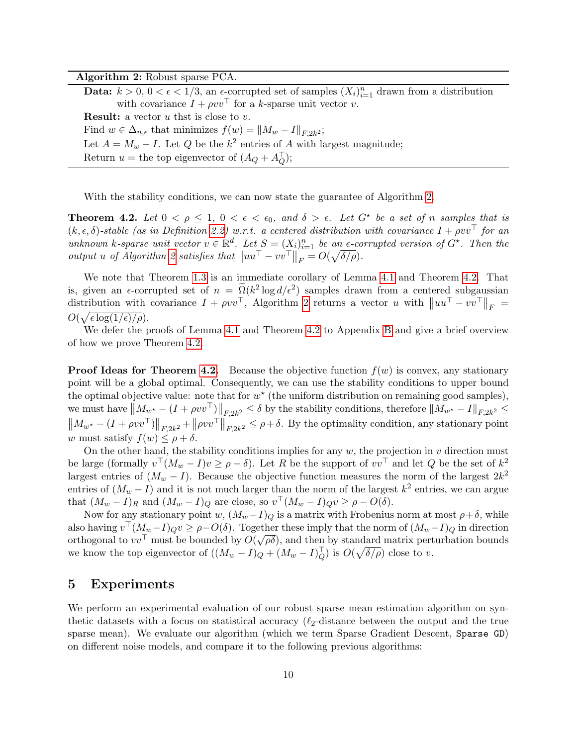**Algorithm 2:** Robust sparse PCA.

**Data:** $k > 0$, $0 < \epsilon < 1/3$, an $\epsilon$-corrupted set of samples $(X_i)_{i=1}^n$ drawn from a distribution with covariance $I + \rho vv^\top$ for a $k$-sparse unit vector $v$.

**Result:** a vector $u$ thst is close to $v$.

Find $w \in \Delta_{n,\epsilon}$ that minimizes $f(w) = \|M_w - I\|_{F,2k^2}$;

Let $A = M_w - I$. Let $Q$ be the $k^2$ entries of $A$ with largest magnitude;

Return $u =$ the top eigenvector of $(A_Q + A_Q^\top)$;

With the stability conditions, we can now state the guarantee of Algorithm 2.

**Theorem 4.2.** *Let $0 < \rho \le 1$, $0 < \epsilon < \epsilon_0$, and $\delta > \epsilon$. Let $G^\star$ be a set of $n$ samples that is $(k, \epsilon, \delta)$-stable (as in Definition 2.2) w.r.t. a centered distribution with covariance $I + \rho vv^\top$ for an unknown $k$-sparse unit vector $v \in \mathbb{R}^d$. Let $S = (X_i)_{i=1}^n$ be an $\epsilon$-corrupted version of $G^\star$. Then the output $u$ of Algorithm 2 satisfies that $\left\|uu^\top - vv^\top\right\|_F = O(\sqrt{\delta/\rho})$.*

We note that Theorem 1.3 is an immediate corollary of Lemma 4.1 and Theorem 4.2. That is, given an $\epsilon$-corrupted set of $n = \widetilde{\Omega}(k^2 \log d/\epsilon^2)$ samples drawn from a centered subgaussian distribution with covariance $I + \rho vv^\top$, Algorithm 2 returns a vector $u$ with $\left\|uu^\top - vv^\top\right\|_F = O(\sqrt{\epsilon \log(1/\epsilon)/\rho})$.

We defer the proofs of Lemma 4.1 and Theorem 4.2 to Appendix B and give a brief overview of how we prove Theorem 4.2.

**Proof Ideas for Theorem 4.2.** Because the objective function $f(w)$ is convex, any stationary point will be a global optimal. Consequently, we can use the stability conditions to upper bound the optimal objective value: note that for $w^\star$ (the uniform distribution on remaining good samples), we must have $\left\|M_{w^\star} - (I + \rho vv^\top)\right\|_{F,2k^2} \le \delta$ by the stability conditions, therefore $\|M_{w^\star} - I\|_{F,2k^2} \le \left\|M_{w^\star} - (I + \rho vv^\top)\right\|_{F,2k^2} + \left\|\rho vv^\top\right\|_{F,2k^2} \le \rho + \delta$. By the optimality condition, any stationary point $w$ must satisfy $f(w) \le \rho + \delta$.

On the other hand, the stability conditions implies for any $w$, the projection in $v$ direction must be large (formally $v^\top(M_w - I)v \ge \rho - \delta$). Let $R$ be the support of $vv^\top$ and let $Q$ be the set of $k^2$ largest entries of $(M_w - I)$. Because the objective function measures the norm of the largest $2k^2$ entries of $(M_w - I)$ and it is not much larger than the norm of the largest $k^2$ entries, we can argue that $(M_w - I)_R$ and $(M_w - I)_Q$ are close, so $v^\top(M_w - I)_Q v \ge \rho - O(\delta)$.

Now for any stationary point $w$, $(M_w - I)_Q$ is a matrix with Frobenius norm at most $\rho + \delta$, while also having $v^\top(M_w - I)_Q v \ge \rho - O(\delta)$. Together these imply that the norm of $(M_w - I)_Q$ in direction orthogonal to $vv^\top$ must be bounded by $O(\sqrt{\rho\delta})$, and then by standard matrix perturbation bounds we know the top eigenvector of $((M_w - I)_Q + (M_w - I)_Q^\top)$ is $O(\sqrt{\delta/\rho})$ close to $v$.

## 5 Experiments

We perform an experimental evaluation of our robust sparse mean estimation algorithm on synthetic datasets with a focus on statistical accuracy ($\ell_2$-distance between the output and the true sparse mean). We evaluate our algorithm (which we term Sparse Gradient Descent, `Sparse GD`) on different noise models, and compare it to the following previous algorithms: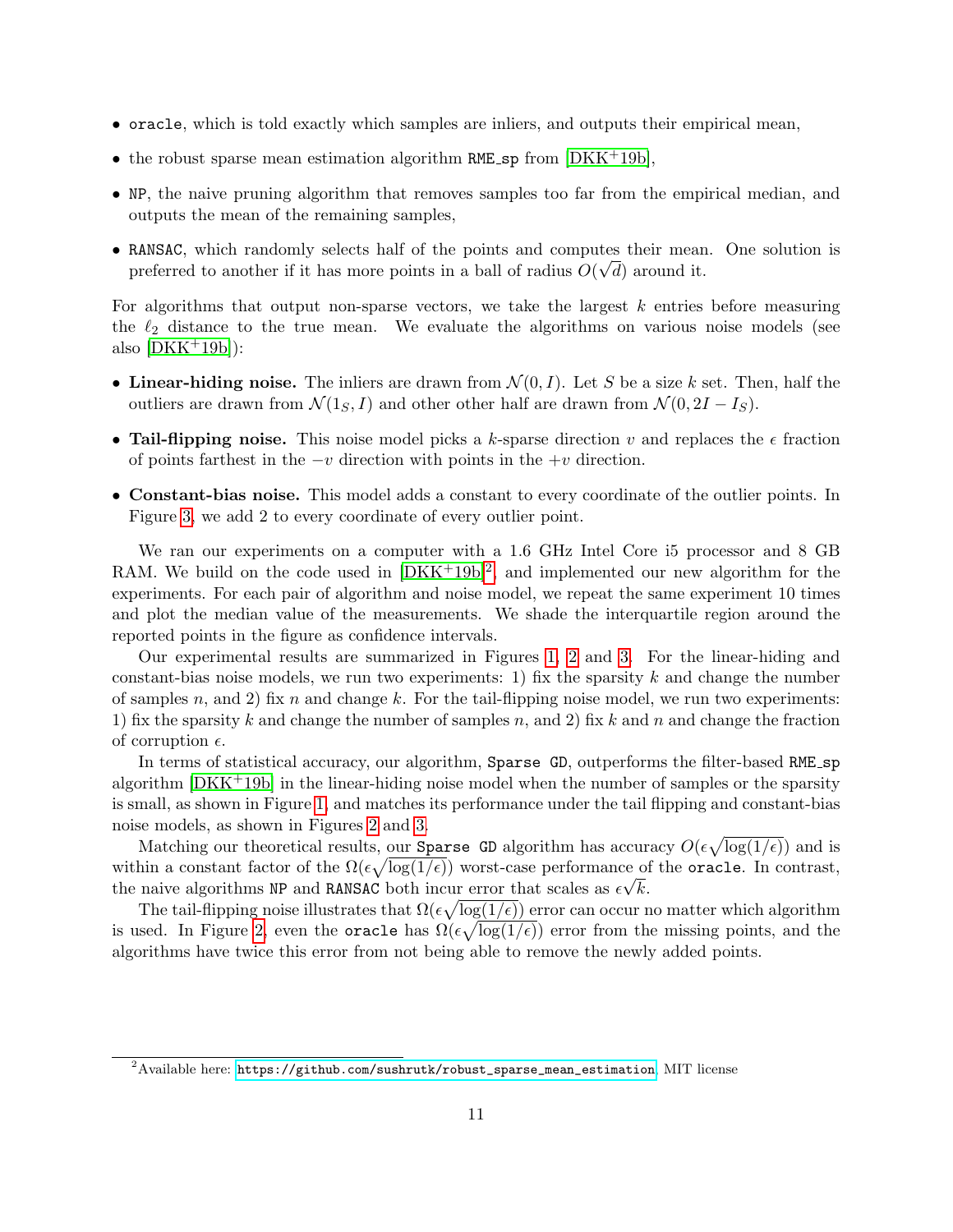- `oracle`, which is told exactly which samples are inliers, and outputs their empirical mean,
- the robust sparse mean estimation algorithm `RME_sp` from [DKK+19b],
- `NP`, the naive pruning algorithm that removes samples too far from the empirical median, and outputs the mean of the remaining samples,
- `RANSAC`, which randomly selects half of the points and computes their mean. One solution is preferred to another if it has more points in a ball of radius $O(\sqrt{d})$ around it.

For algorithms that output non-sparse vectors, we take the largest $k$ entries before measuring the $\ell_2$ distance to the true mean. We evaluate the algorithms on various noise models (see also [DKK+19b]):

- **Linear-hiding noise.** The inliers are drawn from $\mathcal{N}(0, I)$. Let $S$ be a size $k$ set. Then, half the outliers are drawn from $\mathcal{N}(1_S, I)$ and other other half are drawn from $\mathcal{N}(0, 2I - I_S)$.
- **Tail-flipping noise.** This noise model picks a $k$-sparse direction $v$ and replaces the $\epsilon$ fraction of points farthest in the $-v$ direction with points in the $+v$ direction.
- **Constant-bias noise.** This model adds a constant to every coordinate of the outlier points. In Figure 3, we add 2 to every coordinate of every outlier point.

We ran our experiments on a computer with a 1.6 GHz Intel Core i5 processor and 8 GB RAM. We build on the code used in [DKK+19b][2], and implemented our new algorithm for the experiments. For each pair of algorithm and noise model, we repeat the same experiment 10 times and plot the median value of the measurements. We shade the interquartile region around the reported points in the figure as confidence intervals.

Our experimental results are summarized in Figures 1, 2 and 3. For the linear-hiding and constant-bias noise models, we run two experiments: 1) fix the sparsity $k$ and change the number of samples $n$, and 2) fix $n$ and change $k$. For the tail-flipping noise model, we run two experiments: 1) fix the sparsity $k$ and change the number of samples $n$, and 2) fix $k$ and $n$ and change the fraction of corruption $\epsilon$.

In terms of statistical accuracy, our algorithm, `Sparse GD`, outperforms the filter-based `RME_sp` algorithm [DKK+19b] in the linear-hiding noise model when the number of samples or the sparsity is small, as shown in Figure 1, and matches its performance under the tail flipping and constant-bias noise models, as shown in Figures 2 and 3.

Matching our theoretical results, our `Sparse GD` algorithm has accuracy $O(\epsilon\sqrt{\log(1/\epsilon)})$ and is within a constant factor of the $\Omega(\epsilon\sqrt{\log(1/\epsilon)})$ worst-case performance of the `oracle`. In contrast, the naive algorithms `NP` and `RANSAC` both incur error that scales as $\epsilon\sqrt{k}$.

The tail-flipping noise illustrates that $\Omega(\epsilon\sqrt{\log(1/\epsilon)})$ error can occur no matter which algorithm is used. In Figure 2, even the `oracle` has $\Omega(\epsilon\sqrt{\log(1/\epsilon)})$ error from the missing points, and the algorithms have twice this error from not being able to remove the newly added points.

[2] Available here: https://github.com/sushrutk/robust_sparse_mean_estimation, MIT license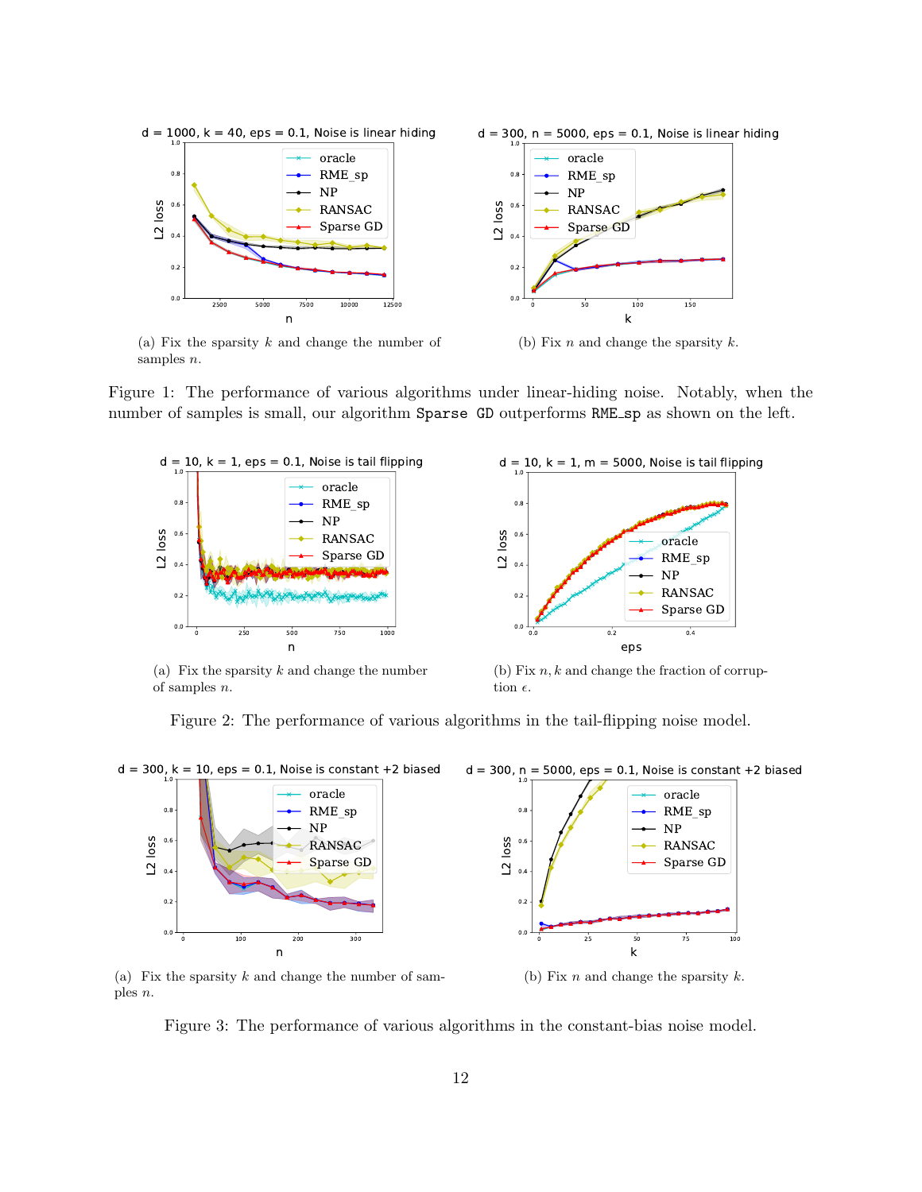(a) Fix the sparsity $k$ and change the number of samples $n$.

(b) Fix $n$ and change the sparsity $k$.

Figure 1: The performance of various algorithms under linear-hiding noise. Notably, when the number of samples is small, our algorithm `Sparse GD` outperforms `RME_sp` as shown on the left.

(a) Fix the sparsity $k$ and change the number of samples $n$.

(b) Fix $n, k$ and change the fraction of corruption $\epsilon$.

Figure 2: The performance of various algorithms in the tail-flipping noise model.

(a) Fix the sparsity $k$ and change the number of samples $n$.

(b) Fix $n$ and change the sparsity $k$.

Figure 3: The performance of various algorithms in the constant-bias noise model.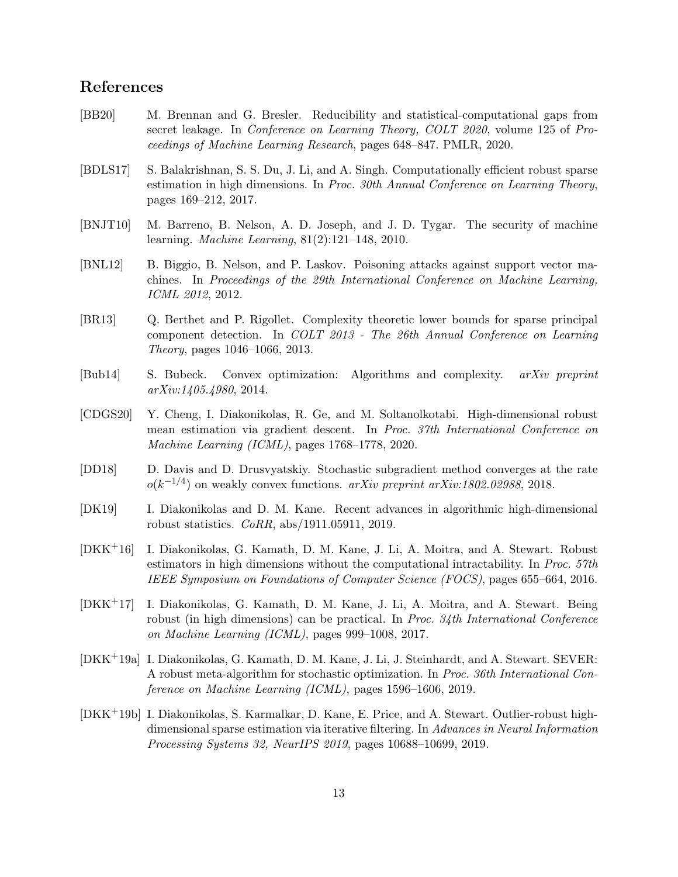## References

[BB20] M. Brennan and G. Bresler. Reducibility and statistical-computational gaps from secret leakage. In *Conference on Learning Theory, COLT 2020*, volume 125 of *Proceedings of Machine Learning Research*, pages 648–847. PMLR, 2020.

[BDLS17] S. Balakrishnan, S. S. Du, J. Li, and A. Singh. Computationally efficient robust sparse estimation in high dimensions. In *Proc. 30th Annual Conference on Learning Theory*, pages 169–212, 2017.

[BNJT10] M. Barreno, B. Nelson, A. D. Joseph, and J. D. Tygar. The security of machine learning. *Machine Learning*, 81(2):121–148, 2010.

[BNL12] B. Biggio, B. Nelson, and P. Laskov. Poisoning attacks against support vector machines. In *Proceedings of the 29th International Conference on Machine Learning, ICML 2012*, 2012.

[BR13] Q. Berthet and P. Rigollet. Complexity theoretic lower bounds for sparse principal component detection. In *COLT 2013 - The 26th Annual Conference on Learning Theory*, pages 1046–1066, 2013.

[Bub14] S. Bubeck. Convex optimization: Algorithms and complexity. *arXiv preprint arXiv:1405.4980*, 2014.

[CDGS20] Y. Cheng, I. Diakonikolas, R. Ge, and M. Soltanolkotabi. High-dimensional robust mean estimation via gradient descent. In *Proc. 37th International Conference on Machine Learning (ICML)*, pages 1768–1778, 2020.

[DD18] D. Davis and D. Drusvyatskiy. Stochastic subgradient method converges at the rate $o(k^{-1/4})$ on weakly convex functions. *arXiv preprint arXiv:1802.02988*, 2018.

[DK19] I. Diakonikolas and D. M. Kane. Recent advances in algorithmic high-dimensional robust statistics. *CoRR*, abs/1911.05911, 2019.

[DKK+16] I. Diakonikolas, G. Kamath, D. M. Kane, J. Li, A. Moitra, and A. Stewart. Robust estimators in high dimensions without the computational intractability. In *Proc. 57th IEEE Symposium on Foundations of Computer Science (FOCS)*, pages 655–664, 2016.

[DKK+17] I. Diakonikolas, G. Kamath, D. M. Kane, J. Li, A. Moitra, and A. Stewart. Being robust (in high dimensions) can be practical. In *Proc. 34th International Conference on Machine Learning (ICML)*, pages 999–1008, 2017.

[DKK+19a] I. Diakonikolas, G. Kamath, D. M. Kane, J. Li, J. Steinhardt, and A. Stewart. SEVER: A robust meta-algorithm for stochastic optimization. In *Proc. 36th International Conference on Machine Learning (ICML)*, pages 1596–1606, 2019.

[DKK+19b] I. Diakonikolas, S. Karmalkar, D. Kane, E. Price, and A. Stewart. Outlier-robust high-dimensional sparse estimation via iterative filtering. In *Advances in Neural Information Processing Systems 32, NeurIPS 2019*, pages 10688–10699, 2019.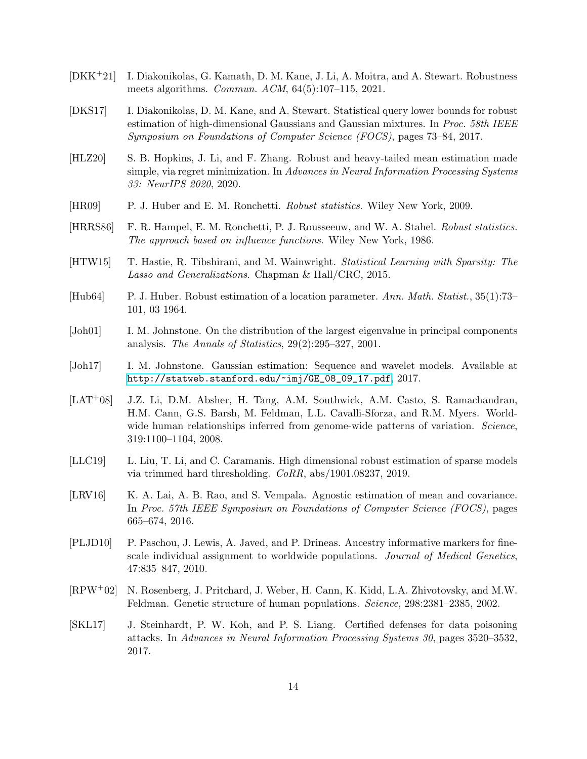[DKK+21] I. Diakonikolas, G. Kamath, D. M. Kane, J. Li, A. Moitra, and A. Stewart. Robustness meets algorithms. *Commun. ACM*, 64(5):107–115, 2021.

[DKS17] I. Diakonikolas, D. M. Kane, and A. Stewart. Statistical query lower bounds for robust estimation of high-dimensional Gaussians and Gaussian mixtures. In *Proc. 58th IEEE Symposium on Foundations of Computer Science (FOCS)*, pages 73–84, 2017.

[HLZ20] S. B. Hopkins, J. Li, and F. Zhang. Robust and heavy-tailed mean estimation made simple, via regret minimization. In *Advances in Neural Information Processing Systems 33: NeurIPS 2020*, 2020.

[HR09] P. J. Huber and E. M. Ronchetti. *Robust statistics*. Wiley New York, 2009.

[HRRS86] F. R. Hampel, E. M. Ronchetti, P. J. Rousseeuw, and W. A. Stahel. *Robust statistics. The approach based on influence functions*. Wiley New York, 1986.

[HTW15] T. Hastie, R. Tibshirani, and M. Wainwright. *Statistical Learning with Sparsity: The Lasso and Generalizations*. Chapman & Hall/CRC, 2015.

[Hub64] P. J. Huber. Robust estimation of a location parameter. *Ann. Math. Statist.*, 35(1):73–101, 03 1964.

[Joh01] I. M. Johnstone. On the distribution of the largest eigenvalue in principal components analysis. *The Annals of Statistics*, 29(2):295–327, 2001.

[Joh17] I. M. Johnstone. Gaussian estimation: Sequence and wavelet models. Available at http://statweb.stanford.edu/~imj/GE_08_09_17.pdf, 2017.

[LAT+08] J.Z. Li, D.M. Absher, H. Tang, A.M. Southwick, A.M. Casto, S. Ramachandran, H.M. Cann, G.S. Barsh, M. Feldman, L.L. Cavalli-Sforza, and R.M. Myers. Worldwide human relationships inferred from genome-wide patterns of variation. *Science*, 319:1100–1104, 2008.

[LLC19] L. Liu, T. Li, and C. Caramanis. High dimensional robust estimation of sparse models via trimmed hard thresholding. *CoRR*, abs/1901.08237, 2019.

[LRV16] K. A. Lai, A. B. Rao, and S. Vempala. Agnostic estimation of mean and covariance. In *Proc. 57th IEEE Symposium on Foundations of Computer Science (FOCS)*, pages 665–674, 2016.

[PLJD10] P. Paschou, J. Lewis, A. Javed, and P. Drineas. Ancestry informative markers for fine-scale individual assignment to worldwide populations. *Journal of Medical Genetics*, 47:835–847, 2010.

[RPW+02] N. Rosenberg, J. Pritchard, J. Weber, H. Cann, K. Kidd, L.A. Zhivotovsky, and M.W. Feldman. Genetic structure of human populations. *Science*, 298:2381–2385, 2002.

[SKL17] J. Steinhardt, P. W. Koh, and P. S. Liang. Certified defenses for data poisoning attacks. In *Advances in Neural Information Processing Systems 30*, pages 3520–3532, 2017.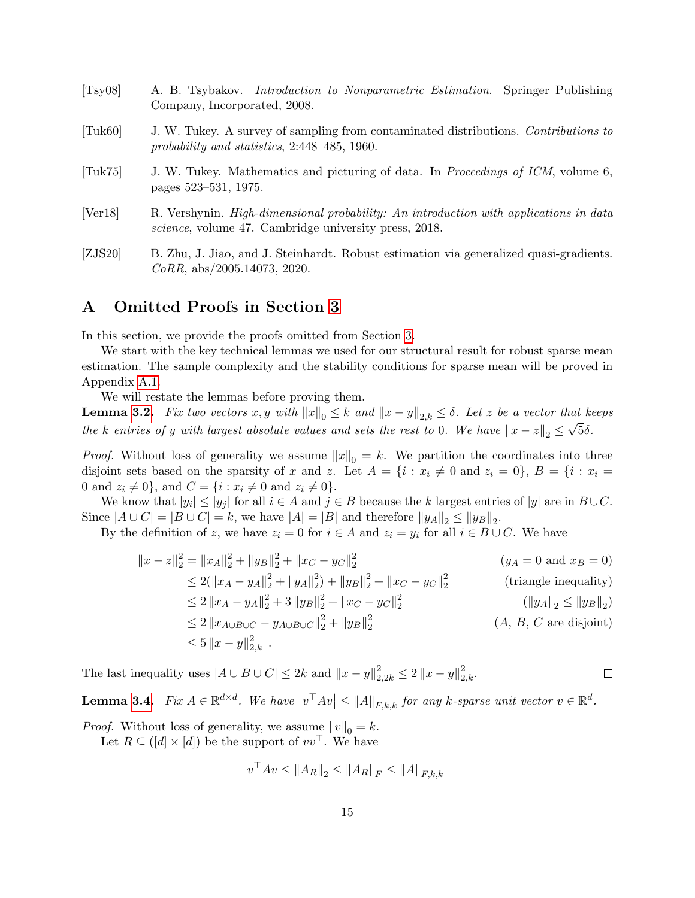[Tsy08] A. B. Tsybakov. *Introduction to Nonparametric Estimation*. Springer Publishing Company, Incorporated, 2008.

[Tuk60] J. W. Tukey. A survey of sampling from contaminated distributions. *Contributions to probability and statistics*, 2:448–485, 1960.

[Tuk75] J. W. Tukey. Mathematics and picturing of data. In *Proceedings of ICM*, volume 6, pages 523–531, 1975.

[Ver18] R. Vershynin. *High-dimensional probability: An introduction with applications in data science*, volume 47. Cambridge university press, 2018.

[ZJS20] B. Zhu, J. Jiao, and J. Steinhardt. Robust estimation via generalized quasi-gradients. *CoRR*, abs/2005.14073, 2020.

# A Omitted Proofs in Section 3

In this section, we provide the proofs omitted from Section 3.

We start with the key technical lemmas we used for our structural result for robust sparse mean estimation. The sample complexity and the stability conditions for sparse mean will be proved in Appendix A.1.

We will restate the lemmas before proving them.

**Lemma 3.2.** *Fix two vectors $x, y$ with $\|x\|_0 \le k$ and $\|x - y\|_{2,k} \le \delta$. Let $z$ be a vector that keeps the $k$ entries of $y$ with largest absolute values and sets the rest to 0. We have $\|x - z\|_2 \le \sqrt{5}\delta$.*

*Proof.* Without loss of generality we assume $\|x\|_0 = k$. We partition the coordinates into three disjoint sets based on the sparsity of $x$ and $z$. Let $A = \{i : x_i \ne 0 \text{ and } z_i = 0\}$, $B = \{i : x_i = 0 \text{ and } z_i \ne 0\}$, and $C = \{i : x_i \ne 0 \text{ and } z_i \ne 0\}$.

We know that $|y_i| \le |y_j|$ for all $i \in A$ and $j \in B$ because the $k$ largest entries of $|y|$ are in $B \cup C$. Since $|A \cup C| = |B \cup C| = k$, we have $|A| = |B|$ and therefore $\|y_A\|_2 \le \|y_B\|_2$.

By the definition of $z$, we have $z_i = 0$ for $i \in A$ and $z_i = y_i$ for all $i \in B \cup C$. We have

$$
\begin{aligned}
\|x - z\|_2^2 &= \|x_A\|_2^2 + \|y_B\|_2^2 + \|x_C - y_C\|_2^2 && (y_A = 0 \text{ and } x_B = 0) \\
&\le 2(\|x_A - y_A\|_2^2 + \|y_A\|_2^2) + \|y_B\|_2^2 + \|x_C - y_C\|_2^2 && \text{(triangle inequality)} \\
&\le 2\|x_A - y_A\|_2^2 + 3\|y_B\|_2^2 + \|x_C - y_C\|_2^2 && (\|y_A\|_2 \le \|y_B\|_2) \\
&\le 2\|x_{A\cup B\cup C} - y_{A\cup B\cup C}\|_2^2 + \|y_B\|_2^2 && (A, B, C \text{ are disjoint}) \\
&\le 5\|x - y\|_{2,k}^2 \ .
\end{aligned}
$$

The last inequality uses $|A \cup B \cup C| \le 2k$ and $\|x - y\|_{2,2k}^2 \le 2\|x - y\|_{2,k}^2$. $\square$

**Lemma 3.4.** *Fix $A \in \mathbb{R}^{d\times d}$. We have $|v^\top A v| \le \|A\|_{F,k,k}$ for any $k$-sparse unit vector $v \in \mathbb{R}^d$.*

*Proof.* Without loss of generality, we assume $\|v\|_0 = k$.

Let $R \subseteq ([d] \times [d])$ be the support of $vv^\top$. We have

$$
v^\top A v \le \|A_R\|_2 \le \|A_R\|_F \le \|A\|_{F,k,k}
$$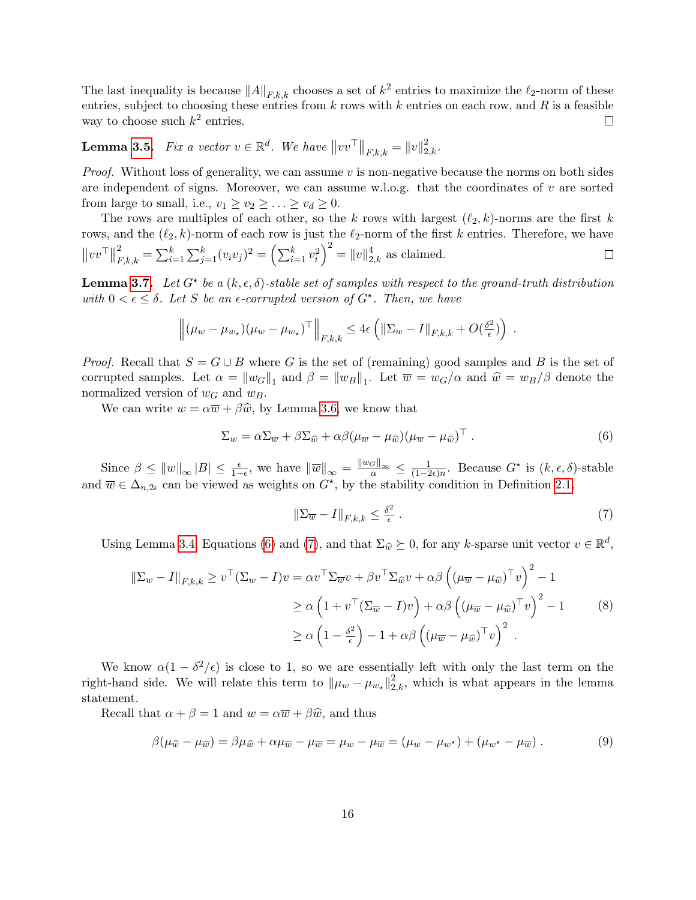The last inequality is because $\|A\|_{F,k,k}$ chooses a set of $k^2$ entries to maximize the $\ell_2$-norm of these entries, subject to choosing these entries from $k$ rows with $k$ entries on each row, and $R$ is a feasible way to choose such $k^2$ entries. $\square$

**Lemma 3.5.** *Fix a vector $v \in \mathbb{R}^d$. We have $\left\|vv^\top\right\|_{F,k,k} = \|v\|_{2,k}^2$.*

*Proof.* Without loss of generality, we can assume $v$ is non-negative because the norms on both sides are independent of signs. Moreover, we can assume w.l.o.g. that the coordinates of $v$ are sorted from large to small, i.e., $v_1 \geq v_2 \geq \ldots \geq v_d \geq 0$.

The rows are multiples of each other, so the $k$ rows with largest $(\ell_2, k)$-norms are the first $k$ rows, and the $(\ell_2, k)$-norm of each row is just the $\ell_2$-norm of the first $k$ entries. Therefore, we have $\left\|vv^\top\right\|_{F,k,k}^2 = \sum_{i=1}^k \sum_{j=1}^k (v_i v_j)^2 = \left(\sum_{i=1}^k v_i^2\right)^2 = \|v\|_{2,k}^4$ as claimed. $\square$

**Lemma 3.7.** *Let $G^\star$ be a $(k, \epsilon, \delta)$-stable set of samples with respect to the ground-truth distribution with $0 < \epsilon \leq \delta$. Let $S$ be an $\epsilon$-corrupted version of $G^\star$. Then, we have*

$$\left\|(\mu_w - \mu_{w_\star})(\mu_w - \mu_{w_\star})^\top\right\|_{F,k,k} \leq 4\epsilon \left(\|\Sigma_w - I\|_{F,k,k} + O(\tfrac{\delta^2}{\epsilon})\right) .$$

*Proof.* Recall that $S = G \cup B$ where $G$ is the set of (remaining) good samples and $B$ is the set of corrupted samples. Let $\alpha = \|w_G\|_1$ and $\beta = \|w_B\|_1$. Let $\overline{w} = w_G/\alpha$ and $\widehat{w} = w_B/\beta$ denote the normalized version of $w_G$ and $w_B$.

We can write $w = \alpha\overline{w} + \beta\widehat{w}$, by Lemma 3.6, we know that

$$\Sigma_w = \alpha\Sigma_{\overline{w}} + \beta\Sigma_{\widehat{w}} + \alpha\beta(\mu_{\overline{w}} - \mu_{\widehat{w}})(\mu_{\overline{w}} - \mu_{\widehat{w}})^\top . \tag{6}$$

Since $\beta \leq \|w\|_\infty |B| \leq \frac{\epsilon}{1-\epsilon}$, we have $\|\overline{w}\|_\infty = \frac{\|w_G\|_\infty}{\alpha} \leq \frac{1}{(1-2\epsilon)n}$. Because $G^\star$ is $(k, \epsilon, \delta)$-stable and $\overline{w} \in \Delta_{n,2\epsilon}$ can be viewed as weights on $G^\star$, by the stability condition in Definition 2.1,

$$\|\Sigma_{\overline{w}} - I\|_{F,k,k} \leq \tfrac{\delta^2}{\epsilon} . \tag{7}$$

Using Lemma 3.4, Equations (6) and (7), and that $\Sigma_{\widehat{w}} \succeq 0$, for any $k$-sparse unit vector $v \in \mathbb{R}^d$,

$$\begin{aligned}
\|\Sigma_w - I\|_{F,k,k} \geq v^\top(\Sigma_w - I)v &= \alpha v^\top \Sigma_{\overline{w}} v + \beta v^\top \Sigma_{\widehat{w}} v + \alpha\beta\left((\mu_{\overline{w}} - \mu_{\widehat{w}})^\top v\right)^2 - 1 \\
&\geq \alpha\left(1 + v^\top(\Sigma_{\overline{w}} - I)v\right) + \alpha\beta\left((\mu_{\overline{w}} - \mu_{\widehat{w}})^\top v\right)^2 - 1 \\
&\geq \alpha\left(1 - \tfrac{\delta^2}{\epsilon}\right) - 1 + \alpha\beta\left((\mu_{\overline{w}} - \mu_{\widehat{w}})^\top v\right)^2 .
\end{aligned} \tag{8}$$

We know $\alpha(1 - \delta^2/\epsilon)$ is close to 1, so we are essentially left with only the last term on the right-hand side. We will relate this term to $\|\mu_w - \mu_{w_\star}\|_{2,k}^2$, which is what appears in the lemma statement.

Recall that $\alpha + \beta = 1$ and $w = \alpha\overline{w} + \beta\widehat{w}$, and thus

$$\beta(\mu_{\widehat{w}} - \mu_{\overline{w}}) = \beta\mu_{\widehat{w}} + \alpha\mu_{\overline{w}} - \mu_{\overline{w}} = \mu_w - \mu_{\overline{w}} = (\mu_w - \mu_{w^\star}) + (\mu_{w^\star} - \mu_{\overline{w}}) . \tag{9}$$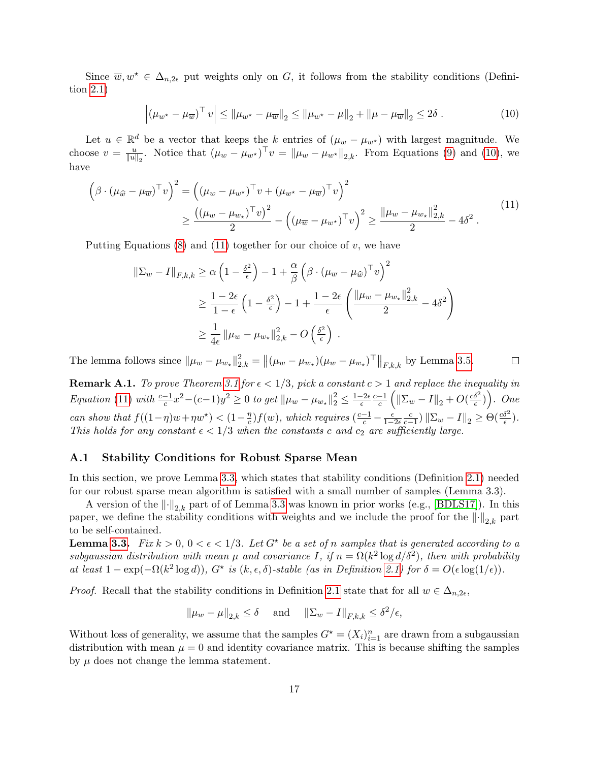Since $\overline{w}, w^\star \in \Delta_{n,2\epsilon}$ put weights only on $G$, it follows from the stability conditions (Definition 2.1)

$$\left|(\mu_{w^\star} - \mu_{\overline{w}})^\top v\right| \le \|\mu_{w^\star} - \mu_{\overline{w}}\|_2 \le \|\mu_{w^\star} - \mu\|_2 + \|\mu - \mu_{\overline{w}}\|_2 \le 2\delta \; . \tag{10}$$

Let $u \in \mathbb{R}^d$ be a vector that keeps the $k$ entries of $(\mu_w - \mu_{w^\star})$ with largest magnitude. We choose $v = \frac{u}{\|u\|_2}$. Notice that $(\mu_w - \mu_{w^\star})^\top v = \|\mu_w - \mu_{w^\star}\|_{2,k}$. From Equations (9) and (10), we have

$$\begin{aligned}\left(\beta \cdot (\mu_{\widehat{w}} - \mu_{\overline{w}})^\top v\right)^2 &= \left((\mu_w - \mu_{w^\star})^\top v + (\mu_{w^\star} - \mu_{\overline{w}})^\top v\right)^2 \\ &\ge \frac{\left((\mu_w - \mu_{w_\star})^\top v\right)^2}{2} - \left((\mu_{\overline{w}} - \mu_{w^\star})^\top v\right)^2 \ge \frac{\|\mu_w - \mu_{w_\star}\|_{2,k}^2}{2} - 4\delta^2 \; .\end{aligned} \tag{11}$$

Putting Equations (8) and (11) together for our choice of $v$, we have

$$\begin{aligned}\|\Sigma_w - I\|_{F,k,k} &\ge \alpha\left(1 - \tfrac{\delta^2}{\epsilon}\right) - 1 + \frac{\alpha}{\beta}\left(\beta \cdot (\mu_{\overline{w}} - \mu_{\widehat{w}})^\top v\right)^2 \\ &\ge \frac{1-2\epsilon}{1-\epsilon}\left(1 - \tfrac{\delta^2}{\epsilon}\right) - 1 + \frac{1-2\epsilon}{\epsilon}\left(\frac{\|\mu_w - \mu_{w_\star}\|_{2,k}^2}{2} - 4\delta^2\right) \\ &\ge \frac{1}{4\epsilon}\|\mu_w - \mu_{w_\star}\|_{2,k}^2 - O\left(\tfrac{\delta^2}{\epsilon}\right) \; .\end{aligned}$$

The lemma follows since $\|\mu_w - \mu_{w_\star}\|_{2,k}^2 = \left\|(\mu_w - \mu_{w_\star})(\mu_w - \mu_{w_\star})^\top\right\|_{F,k,k}$ by Lemma 3.5. $\square$

**Remark A.1.** *To prove Theorem 3.1 for $\epsilon < 1/3$, pick a constant $c > 1$ and replace the inequality in Equation (11) with $\frac{c-1}{c}x^2 - (c-1)y^2 \ge 0$ to get $\|\mu_w - \mu_{w_\star}\|_2^2 \le \frac{1-2\epsilon}{\epsilon}\frac{c-1}{c}\left(\|\Sigma_w - I\|_2 + O(\frac{c\delta^2}{\epsilon})\right)$. One can show that $f((1-\eta)w + \eta w^\star) < (1 - \frac{\eta}{c})f(w)$, which requires $(\frac{c-1}{c} - \frac{\epsilon}{1-2\epsilon}\frac{c}{c-1})\|\Sigma_w - I\|_2 \ge \Theta(\frac{c\delta^2}{\epsilon})$. This holds for any constant $\epsilon < 1/3$ when the constants $c$ and $c_2$ are sufficiently large.*

## A.1 Stability Conditions for Robust Sparse Mean

In this section, we prove Lemma 3.3, which states that stability conditions (Definition 2.1) needed for our robust sparse mean algorithm is satisfied with a small number of samples (Lemma 3.3).

A version of the $\|\cdot\|_{2,k}$ part of of Lemma 3.3 was known in prior works (e.g., [BDLS17]). In this paper, we define the stability conditions with weights and we include the proof for the $\|\cdot\|_{2,k}$ part to be self-contained.

**Lemma 3.3.** *Fix $k > 0$, $0 < \epsilon < 1/3$. Let $G^\star$ be a set of $n$ samples that is generated according to a subgaussian distribution with mean $\mu$ and covariance $I$, if $n = \Omega(k^2 \log d/\delta^2)$, then with probability at least $1 - \exp(-\Omega(k^2 \log d))$, $G^\star$ is $(k, \epsilon, \delta)$-stable (as in Definition 2.1) for $\delta = O(\epsilon \log(1/\epsilon))$.*

*Proof.* Recall that the stability conditions in Definition 2.1 state that for all $w \in \Delta_{n,2\epsilon}$,

$$\|\mu_w - \mu\|_{2,k} \le \delta \quad \text{ and } \quad \|\Sigma_w - I\|_{F,k,k} \le \delta^2/\epsilon,$$

Without loss of generality, we assume that the samples $G^\star = (X_i)_{i=1}^n$ are drawn from a subgaussian distribution with mean $\mu = 0$ and identity covariance matrix. This is because shifting the samples by $\mu$ does not change the lemma statement.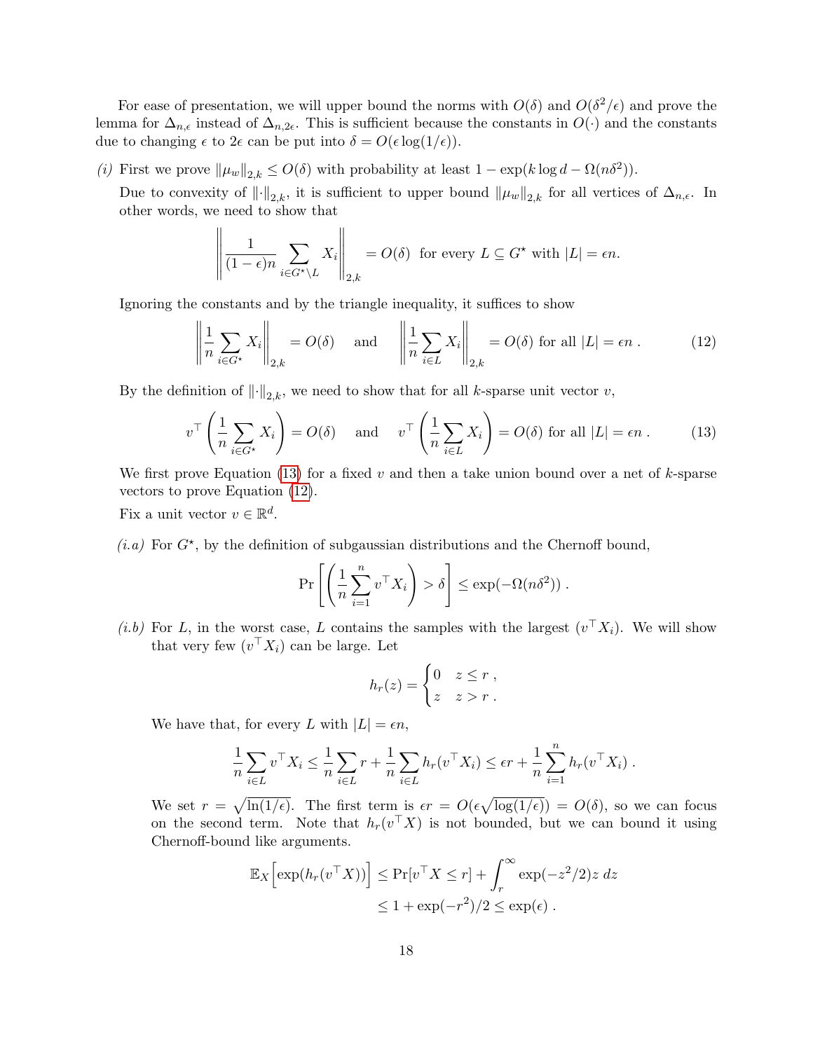For ease of presentation, we will upper bound the norms with $O(\delta)$ and $O(\delta^2/\epsilon)$ and prove the lemma for $\Delta_{n,\epsilon}$ instead of $\Delta_{n,2\epsilon}$. This is sufficient because the constants in $O(\cdot)$ and the constants due to changing $\epsilon$ to $2\epsilon$ can be put into $\delta = O(\epsilon \log(1/\epsilon))$.

*(i)* First we prove $\|\mu_w\|_{2,k} \le O(\delta)$ with probability at least $1 - \exp(k \log d - \Omega(n\delta^2))$.

Due to convexity of $\|\cdot\|_{2,k}$, it is sufficient to upper bound $\|\mu_w\|_{2,k}$ for all vertices of $\Delta_{n,\epsilon}$. In other words, we need to show that

$$\left\| \frac{1}{(1-\epsilon)n} \sum_{i \in G^\star \setminus L} X_i \right\|_{2,k} = O(\delta) \text{ for every } L \subseteq G^\star \text{ with } |L| = \epsilon n.$$

Ignoring the constants and by the triangle inequality, it suffices to show

$$\left\| \frac{1}{n} \sum_{i \in G^\star} X_i \right\|_{2,k} = O(\delta) \quad \text{and} \quad \left\| \frac{1}{n} \sum_{i \in L} X_i \right\|_{2,k} = O(\delta) \text{ for all } |L| = \epsilon n \; . \tag{12}$$

By the definition of $\|\cdot\|_{2,k}$, we need to show that for all $k$-sparse unit vector $v$,

$$v^\top \left( \frac{1}{n} \sum_{i \in G^\star} X_i \right) = O(\delta) \quad \text{and} \quad v^\top \left( \frac{1}{n} \sum_{i \in L} X_i \right) = O(\delta) \text{ for all } |L| = \epsilon n \; . \tag{13}$$

We first prove Equation (13) for a fixed $v$ and then a take union bound over a net of $k$-sparse vectors to prove Equation (12).

Fix a unit vector $v \in \mathbb{R}^d$.

*(i.a)* For $G^\star$, by the definition of subgaussian distributions and the Chernoff bound,

$$\Pr\left[ \left( \frac{1}{n} \sum_{i=1}^n v^\top X_i \right) > \delta \right] \le \exp(-\Omega(n\delta^2)) \; .$$

*(i.b)* For $L$, in the worst case, $L$ contains the samples with the largest $(v^\top X_i)$. We will show that very few $(v^\top X_i)$ can be large. Let

$$h_r(z) = \begin{cases} 0 & z \le r \; , \\ z & z > r \; . \end{cases}$$

We have that, for every $L$ with $|L| = \epsilon n$,

$$\frac{1}{n} \sum_{i \in L} v^\top X_i \le \frac{1}{n} \sum_{i \in L} r + \frac{1}{n} \sum_{i \in L} h_r(v^\top X_i) \le \epsilon r + \frac{1}{n} \sum_{i=1}^n h_r(v^\top X_i) \; .$$

We set $r = \sqrt{\ln(1/\epsilon)}$. The first term is $\epsilon r = O(\epsilon \sqrt{\log(1/\epsilon)}) = O(\delta)$, so we can focus on the second term. Note that $h_r(v^\top X)$ is not bounded, but we can bound it using Chernoff-bound like arguments.

$$\begin{aligned} \mathbb{E}_X\Big[\exp(h_r(v^\top X))\Big] &\le \Pr[v^\top X \le r] + \int_r^\infty \exp(-z^2/2) z \, dz \\ &\le 1 + \exp(-r^2)/2 \le \exp(\epsilon) \; . \end{aligned}$$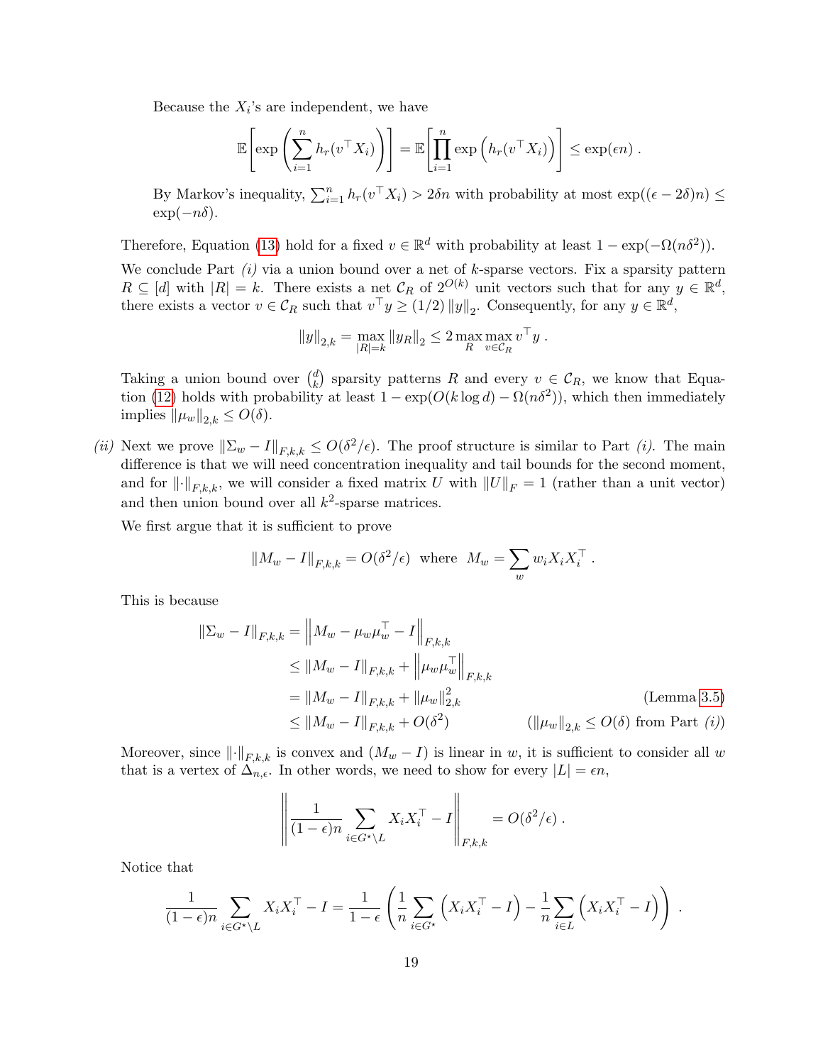Because the $X_i$'s are independent, we have

$$\mathbb{E}\left[\exp\left(\sum_{i=1}^{n} h_r(v^\top X_i)\right)\right] = \mathbb{E}\left[\prod_{i=1}^{n} \exp\left(h_r(v^\top X_i)\right)\right] \le \exp(\epsilon n) \ .$$

By Markov's inequality, $\sum_{i=1}^n h_r(v^\top X_i) > 2\delta n$ with probability at most $\exp((\epsilon - 2\delta)n) \le \exp(-n\delta)$.

Therefore, Equation (13) hold for a fixed $v \in \mathbb{R}^d$ with probability at least $1 - \exp(-\Omega(n\delta^2))$.

We conclude Part *(i)* via a union bound over a net of $k$-sparse vectors. Fix a sparsity pattern $R \subseteq [d]$ with $|R| = k$. There exists a net $\mathcal{C}_R$ of $2^{O(k)}$ unit vectors such that for any $y \in \mathbb{R}^d$, there exists a vector $v \in \mathcal{C}_R$ such that $v^\top y \ge (1/2)\|y\|_2$. Consequently, for any $y \in \mathbb{R}^d$,

$$\|y\|_{2,k} = \max_{|R|=k} \|y_R\|_2 \le 2 \max_R \max_{v \in \mathcal{C}_R} v^\top y \ .$$

Taking a union bound over $\binom{d}{k}$ sparsity patterns $R$ and every $v \in \mathcal{C}_R$, we know that Equation (12) holds with probability at least $1 - \exp(O(k \log d) - \Omega(n\delta^2))$, which then immediately implies $\|\mu_w\|_{2,k} \le O(\delta)$.

*(ii)* Next we prove $\|\Sigma_w - I\|_{F,k,k} \le O(\delta^2/\epsilon)$. The proof structure is similar to Part *(i)*. The main difference is that we will need concentration inequality and tail bounds for the second moment, and for $\|\cdot\|_{F,k,k}$, we will consider a fixed matrix $U$ with $\|U\|_F = 1$ (rather than a unit vector) and then union bound over all $k^2$-sparse matrices.

We first argue that it is sufficient to prove

$$\|M_w - I\|_{F,k,k} = O(\delta^2/\epsilon) \ \text{ where } \ M_w = \sum_w w_i X_i X_i^\top \ .$$

This is because

$$\begin{aligned}
\|\Sigma_w - I\|_{F,k,k} &= \left\|M_w - \mu_w\mu_w^\top - I\right\|_{F,k,k} \\
&\le \|M_w - I\|_{F,k,k} + \left\|\mu_w\mu_w^\top\right\|_{F,k,k} \\
&= \|M_w - I\|_{F,k,k} + \|\mu_w\|_{2,k}^2 && \text{(Lemma 3.5)} \\
&\le \|M_w - I\|_{F,k,k} + O(\delta^2) && (\|\mu_w\|_{2,k} \le O(\delta) \text{ from Part } (i))
\end{aligned}$$

Moreover, since $\|\cdot\|_{F,k,k}$ is convex and $(M_w - I)$ is linear in $w$, it is sufficient to consider all $w$ that is a vertex of $\Delta_{n,\epsilon}$. In other words, we need to show for every $|L| = \epsilon n$,

$$\left\|\frac{1}{(1-\epsilon)n} \sum_{i \in G^\star \setminus L} X_i X_i^\top - I\right\|_{F,k,k} = O(\delta^2/\epsilon) \ .$$

Notice that

$$\frac{1}{(1-\epsilon)n} \sum_{i \in G^\star \setminus L} X_i X_i^\top - I = \frac{1}{1-\epsilon}\left(\frac{1}{n}\sum_{i \in G^\star}\left(X_i X_i^\top - I\right) - \frac{1}{n}\sum_{i \in L}\left(X_i X_i^\top - I\right)\right) \ .$$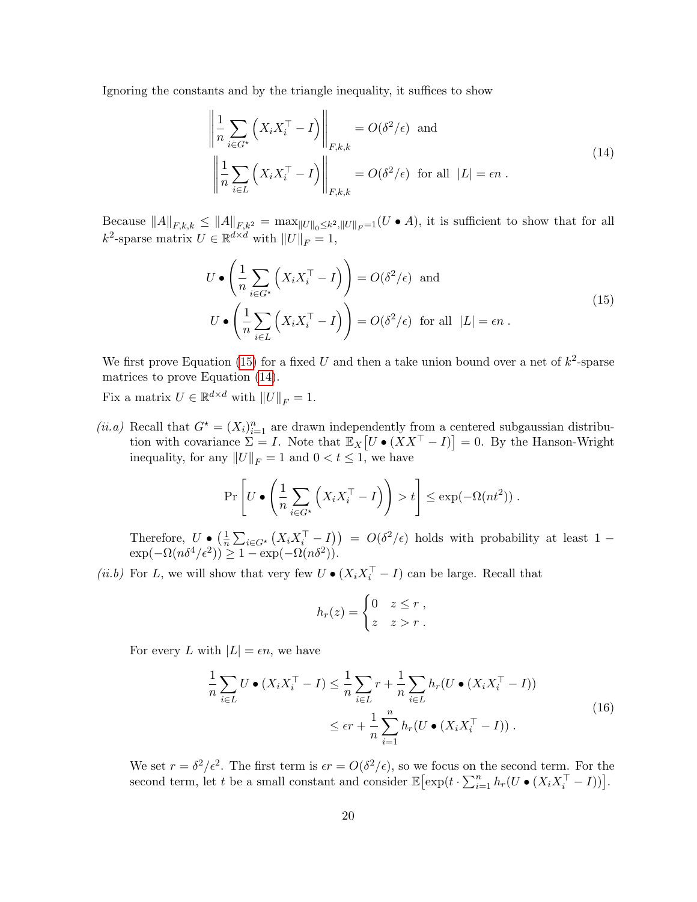Ignoring the constants and by the triangle inequality, it suffices to show

$$
\begin{aligned}
\left\| \frac{1}{n} \sum_{i \in G^\star} \left( X_i X_i^\top - I \right) \right\|_{F,k,k} &= O(\delta^2/\epsilon) \text{ and} \\
\left\| \frac{1}{n} \sum_{i \in L} \left( X_i X_i^\top - I \right) \right\|_{F,k,k} &= O(\delta^2/\epsilon) \text{ for all } |L| = \epsilon n .
\end{aligned}
\tag{14}
$$

Because $\|A\|_{F,k,k} \le \|A\|_{F,k^2} = \max_{\|U\|_0 \le k^2, \|U\|_F = 1} (U \bullet A)$, it is sufficient to show that for all $k^2$-sparse matrix $U \in \mathbb{R}^{d \times d}$ with $\|U\|_F = 1$,

$$
\begin{aligned}
U \bullet \left( \frac{1}{n} \sum_{i \in G^\star} \left( X_i X_i^\top - I \right) \right) &= O(\delta^2/\epsilon) \text{ and} \\
U \bullet \left( \frac{1}{n} \sum_{i \in L} \left( X_i X_i^\top - I \right) \right) &= O(\delta^2/\epsilon) \text{ for all } |L| = \epsilon n .
\end{aligned}
\tag{15}
$$

We first prove Equation (15) for a fixed $U$ and then a take union bound over a net of $k^2$-sparse matrices to prove Equation (14).

Fix a matrix $U \in \mathbb{R}^{d \times d}$ with $\|U\|_F = 1$.

*(ii.a)* Recall that $G^\star = (X_i)_{i=1}^n$ are drawn independently from a centered subgaussian distribution with covariance $\Sigma = I$. Note that $\mathbb{E}_X\left[U \bullet (XX^\top - I)\right] = 0$. By the Hanson-Wright inequality, for any $\|U\|_F = 1$ and $0 < t \le 1$, we have

$$
\Pr\left[ U \bullet \left( \frac{1}{n} \sum_{i \in G^\star} \left( X_i X_i^\top - I \right) \right) > t \right] \le \exp(-\Omega(nt^2)) .
$$

Therefore, $U \bullet \left( \frac{1}{n} \sum_{i \in G^\star} \left( X_i X_i^\top - I \right) \right) = O(\delta^2/\epsilon)$ holds with probability at least $1 - \exp(-\Omega(n\delta^4/\epsilon^2)) \ge 1 - \exp(-\Omega(n\delta^2))$.

*(ii.b)* For $L$, we will show that very few $U \bullet (X_i X_i^\top - I)$ can be large. Recall that

$$
h_r(z) = \begin{cases} 0 & z \le r , \\ z & z > r . \end{cases}
$$

For every $L$ with $|L| = \epsilon n$, we have

$$
\begin{aligned}
\frac{1}{n} \sum_{i \in L} U \bullet (X_i X_i^\top - I) &\le \frac{1}{n} \sum_{i \in L} r + \frac{1}{n} \sum_{i \in L} h_r(U \bullet (X_i X_i^\top - I)) \\
&\le \epsilon r + \frac{1}{n} \sum_{i=1}^n h_r(U \bullet (X_i X_i^\top - I)) .
\end{aligned}
\tag{16}
$$

We set $r = \delta^2/\epsilon^2$. The first term is $\epsilon r = O(\delta^2/\epsilon)$, so we focus on the second term. For the second term, let $t$ be a small constant and consider $\mathbb{E}\left[\exp(t \cdot \sum_{i=1}^n h_r(U \bullet (X_i X_i^\top - I))\right]$.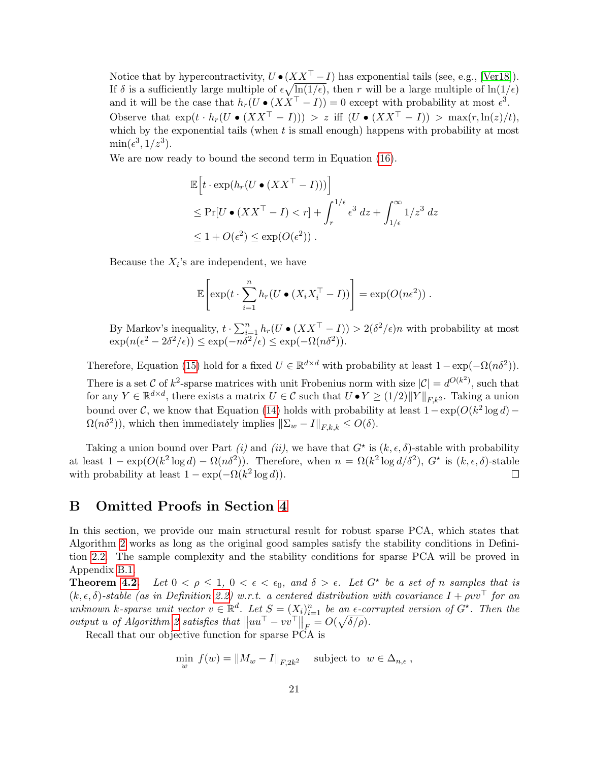Notice that by hypercontractivity, $U \bullet (XX^\top - I)$ has exponential tails (see, e.g., [Ver18]). If $\delta$ is a sufficiently large multiple of $\epsilon\sqrt{\ln(1/\epsilon)}$, then $r$ will be a large multiple of $\ln(1/\epsilon)$ and it will be the case that $h_r(U \bullet (XX^\top - I)) = 0$ except with probability at most $\epsilon^3$. Observe that $\exp(t \cdot h_r(U \bullet (XX^\top - I))) > z$ iff $(U \bullet (XX^\top - I)) > \max(r, \ln(z)/t)$, which by the exponential tails (when $t$ is small enough) happens with probability at most $\min(\epsilon^3, 1/z^3)$.

We are now ready to bound the second term in Equation (16).

$$
\begin{aligned}
&\mathbb{E}\Big[t \cdot \exp(h_r(U \bullet (XX^\top - I)))\Big] \\
&\le \Pr[U \bullet (XX^\top - I) < r] + \int_r^{1/\epsilon} \epsilon^3 \, dz + \int_{1/\epsilon}^{\infty} 1/z^3 \, dz \\
&\le 1 + O(\epsilon^2) \le \exp(O(\epsilon^2)) \ .
\end{aligned}
$$

Because the $X_i$'s are independent, we have

$$
\mathbb{E}\left[\exp(t \cdot \sum_{i=1}^{n} h_r(U \bullet (X_i X_i^\top - I))\right] = \exp(O(n\epsilon^2)) \ .
$$

By Markov's inequality, $t \cdot \sum_{i=1}^{n} h_r(U \bullet (XX^\top - I)) > 2(\delta^2/\epsilon)n$ with probability at most $\exp(n(\epsilon^2 - 2\delta^2/\epsilon)) \le \exp(-n\delta^2/\epsilon) \le \exp(-\Omega(n\delta^2))$.

Therefore, Equation (15) hold for a fixed $U \in \mathbb{R}^{d\times d}$ with probability at least $1 - \exp(-\Omega(n\delta^2))$. There is a set $\mathcal{C}$ of $k^2$-sparse matrices with unit Frobenius norm with size $|\mathcal{C}| = d^{O(k^2)}$, such that for any $Y \in \mathbb{R}^{d\times d}$, there exists a matrix $U \in \mathcal{C}$ such that $U \bullet Y \ge (1/2)\|Y\|_{F,k^2}$. Taking a union bound over $\mathcal{C}$, we know that Equation (14) holds with probability at least $1 - \exp(O(k^2 \log d) - \Omega(n\delta^2))$, which then immediately implies $\|\Sigma_w - I\|_{F,k,k} \le O(\delta)$.

Taking a union bound over Part *(i)* and *(ii)*, we have that $G^\star$ is $(k, \epsilon, \delta)$-stable with probability at least $1 - \exp(O(k^2 \log d) - \Omega(n\delta^2))$. Therefore, when $n = \Omega(k^2 \log d/\delta^2)$, $G^\star$ is $(k, \epsilon, \delta)$-stable with probability at least $1 - \exp(-\Omega(k^2 \log d))$. □

## B Omitted Proofs in Section 4

In this section, we provide our main structural result for robust sparse PCA, which states that Algorithm 2 works as long as the original good samples satisfy the stability conditions in Definition 2.2. The sample complexity and the stability conditions for sparse PCA will be proved in Appendix B.1.

**Theorem 4.2.** *Let $0 < \rho \le 1$, $0 < \epsilon < \epsilon_0$, and $\delta > \epsilon$. Let $G^\star$ be a set of $n$ samples that is $(k, \epsilon, \delta)$-stable (as in Definition 2.2) w.r.t. a centered distribution with covariance $I + \rho vv^\top$ for an unknown $k$-sparse unit vector $v \in \mathbb{R}^d$. Let $S = (X_i)_{i=1}^n$ be an $\epsilon$-corrupted version of $G^\star$. Then the output $u$ of Algorithm 2 satisfies that $\left\|uu^\top - vv^\top\right\|_F = O(\sqrt{\delta/\rho})$.*

Recall that our objective function for sparse PCA is

$$
\min_w \ f(w) = \|M_w - I\|_{F,2k^2} \quad \text{subject to} \ \ w \in \Delta_{n,\epsilon} \ ,
$$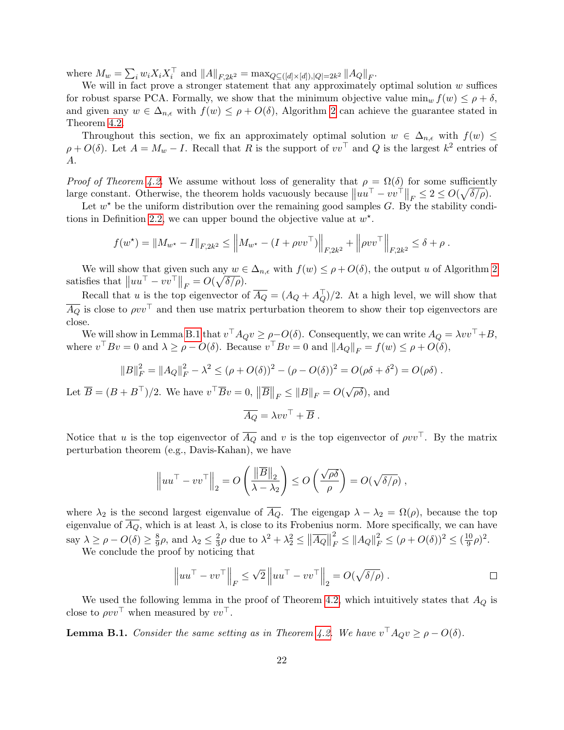where $M_w = \sum_i w_i X_i X_i^\top$ and $\|A\|_{F,2k^2} = \max_{Q \subseteq ([d]\times[d]), |Q|=2k^2} \|A_Q\|_F$.

We will in fact prove a stronger statement that any approximately optimal solution $w$ suffices for robust sparse PCA. Formally, we show that the minimum objective value $\min_w f(w) \le \rho + \delta$, and given any $w \in \Delta_{n,\epsilon}$ with $f(w) \le \rho + O(\delta)$, Algorithm 2 can achieve the guarantee stated in Theorem 4.2.

Throughout this section, we fix an approximately optimal solution $w \in \Delta_{n,\epsilon}$ with $f(w) \le \rho + O(\delta)$. Let $A = M_w - I$. Recall that $R$ is the support of $vv^\top$ and $Q$ is the largest $k^2$ entries of $A$.

*Proof of Theorem 4.2.* We assume without loss of generality that $\rho = \Omega(\delta)$ for some sufficiently large constant. Otherwise, the theorem holds vacuously because $\left\|uu^\top - vv^\top\right\|_F \le 2 \le O(\sqrt{\delta/\rho})$.

Let $w^\star$ be the uniform distribution over the remaining good samples $G$. By the stability conditions in Definition 2.2, we can upper bound the objective value at $w^\star$.

$$f(w^\star) = \|M_{w^\star} - I\|_{F,2k^2} \le \left\|M_{w^\star} - (I + \rho vv^\top)\right\|_{F,2k^2} + \left\|\rho vv^\top\right\|_{F,2k^2} \le \delta + \rho \ .$$

We will show that given such any $w \in \Delta_{n,\epsilon}$ with $f(w) \le \rho + O(\delta)$, the output $u$ of Algorithm 2 satisfies that $\left\|uu^\top - vv^\top\right\|_F = O(\sqrt{\delta/\rho})$.

Recall that $u$ is the top eigenvector of $\overline{A_Q} = (A_Q + A_Q^\top)/2$. At a high level, we will show that $\overline{A_Q}$ is close to $\rho vv^\top$ and then use matrix perturbation theorem to show their top eigenvectors are close.

We will show in Lemma B.1 that $v^\top A_Q v \ge \rho - O(\delta)$. Consequently, we can write $A_Q = \lambda vv^\top + B$, where $v^\top B v = 0$ and $\lambda \ge \rho - O(\delta)$. Because $v^\top B v = 0$ and $\|A_Q\|_F = f(w) \le \rho + O(\delta)$,

$$\|B\|_F^2 = \|A_Q\|_F^2 - \lambda^2 \le (\rho + O(\delta))^2 - (\rho - O(\delta))^2 = O(\rho\delta + \delta^2) = O(\rho\delta) \ .$$

Let $\overline{B} = (B + B^\top)/2$. We have $v^\top \overline{B} v = 0$, $\left\|\overline{B}\right\|_F \le \|B\|_F = O(\sqrt{\rho\delta})$, and

$$\overline{A_Q} = \lambda vv^\top + \overline{B} \ .$$

Notice that $u$ is the top eigenvector of $\overline{A_Q}$ and $v$ is the top eigenvector of $\rho vv^\top$. By the matrix perturbation theorem (e.g., Davis-Kahan), we have

$$\left\|uu^\top - vv^\top\right\|_2 = O\left(\frac{\left\|\overline{B}\right\|_2}{\lambda - \lambda_2}\right) \le O\left(\frac{\sqrt{\rho\delta}}{\rho}\right) = O(\sqrt{\delta/\rho}) \ ,$$

where $\lambda_2$ is the second largest eigenvalue of $\overline{A_Q}$. The eigengap $\lambda - \lambda_2 = \Omega(\rho)$, because the top eigenvalue of $\overline{A_Q}$, which is at least $\lambda$, is close to its Frobenius norm. More specifically, we can have say $\lambda \ge \rho - O(\delta) \ge \frac{8}{9}\rho$, and $\lambda_2 \le \frac{2}{3}\rho$ due to $\lambda^2 + \lambda_2^2 \le \left\|\overline{A_Q}\right\|_F^2 \le \|A_Q\|_F^2 \le (\rho + O(\delta))^2 \le (\frac{10}{9}\rho)^2$.

We conclude the proof by noticing that

$$\left\|uu^\top - vv^\top\right\|_F \le \sqrt{2}\left\|uu^\top - vv^\top\right\|_2 = O(\sqrt{\delta/\rho}) \ .$$

□

We used the following lemma in the proof of Theorem 4.2, which intuitively states that $A_Q$ is close to $\rho vv^\top$ when measured by $vv^\top$.

**Lemma B.1.** *Consider the same setting as in Theorem 4.2. We have $v^\top A_Q v \ge \rho - O(\delta)$.*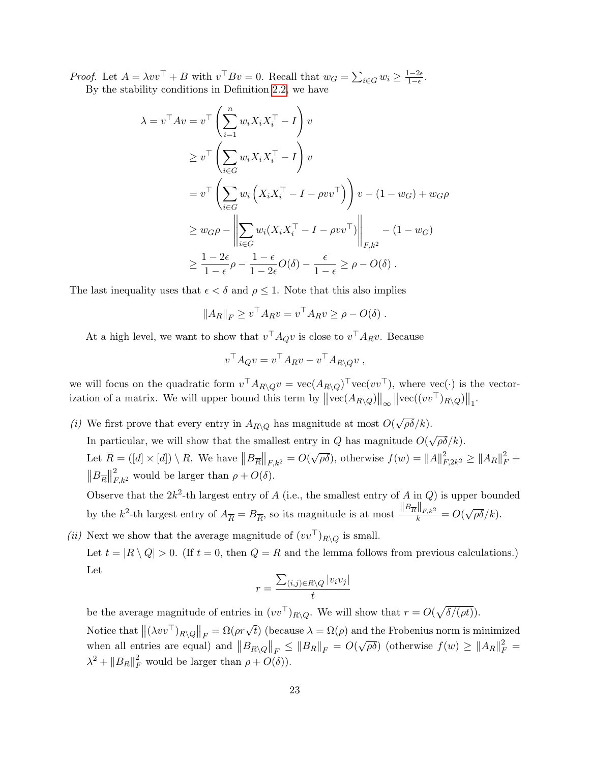*Proof.* Let $A = \lambda vv^\top + B$ with $v^\top Bv = 0$. Recall that $w_G = \sum_{i \in G} w_i \geq \frac{1-2\epsilon}{1-\epsilon}$.

By the stability conditions in Definition 2.2, we have

$$
\begin{aligned}
\lambda = v^\top A v &= v^\top \left( \sum_{i=1}^{n} w_i X_i X_i^\top - I \right) v \\
&\geq v^\top \left( \sum_{i \in G} w_i X_i X_i^\top - I \right) v \\
&= v^\top \left( \sum_{i \in G} w_i \left( X_i X_i^\top - I - \rho vv^\top \right) \right) v - (1 - w_G) + w_G \rho \\
&\geq w_G \rho - \left\| \sum_{i \in G} w_i (X_i X_i^\top - I - \rho vv^\top) \right\|_{F,k^2} - (1 - w_G) \\
&\geq \frac{1-2\epsilon}{1-\epsilon} \rho - \frac{1-\epsilon}{1-2\epsilon} O(\delta) - \frac{\epsilon}{1-\epsilon} \geq \rho - O(\delta) \ .
\end{aligned}
$$

The last inequality uses that $\epsilon < \delta$ and $\rho \leq 1$. Note that this also implies

$$
\|A_R\|_F \geq v^\top A_R v = v^\top A_R v \geq \rho - O(\delta) \ .
$$

At a high level, we want to show that $v^\top A_Q v$ is close to $v^\top A_R v$. Because

$$
v^\top A_Q v = v^\top A_R v - v^\top A_{R \setminus Q} v \ ,
$$

we will focus on the quadratic form $v^\top A_{R\setminus Q} v = \mathrm{vec}(A_{R\setminus Q})^\top \mathrm{vec}(vv^\top)$, where $\mathrm{vec}(\cdot)$ is the vectorization of a matrix. We will upper bound this term by $\left\|\mathrm{vec}(A_{R\setminus Q})\right\|_\infty \left\|\mathrm{vec}((vv^\top)_{R\setminus Q})\right\|_1$.

*(i)* We first prove that every entry in $A_{R\setminus Q}$ has magnitude at most $O(\sqrt{\rho\delta}/k)$.

In particular, we will show that the smallest entry in $Q$ has magnitude $O(\sqrt{\rho\delta}/k)$.

Let $\overline{R} = ([d] \times [d]) \setminus R$. We have $\left\|B_{\overline{R}}\right\|_{F,k^2} = O(\sqrt{\rho\delta})$, otherwise $f(w) = \|A\|_{F,2k^2}^2 \geq \|A_R\|_F^2 + \left\|B_{\overline{R}}\right\|_{F,k^2}^2$ would be larger than $\rho + O(\delta)$.

Observe that the $2k^2$-th largest entry of $A$ (i.e., the smallest entry of $A$ in $Q$) is upper bounded by the $k^2$-th largest entry of $A_{\overline{R}} = B_{\overline{R}}$, so its magnitude is at most $\frac{\left\|B_{\overline{R}}\right\|_{F,k^2}}{k} = O(\sqrt{\rho\delta}/k)$.

*(ii)* Next we show that the average magnitude of $(vv^\top)_{R\setminus Q}$ is small.

Let $t = |R \setminus Q| > 0$. (If $t = 0$, then $Q = R$ and the lemma follows from previous calculations.) Let

$$
r = \frac{\sum_{(i,j)\in R\setminus Q} |v_i v_j|}{t}
$$

be the average magnitude of entries in $(vv^\top)_{R\setminus Q}$. We will show that $r = O(\sqrt{\delta/(\rho t)})$.

Notice that $\left\|(\lambda vv^\top)_{R\setminus Q}\right\|_F = \Omega(\rho r\sqrt{t})$ (because $\lambda = \Omega(\rho)$ and the Frobenius norm is minimized when all entries are equal) and $\left\|B_{R\setminus Q}\right\|_F \leq \|B_R\|_F = O(\sqrt{\rho\delta})$ (otherwise $f(w) \geq \|A_R\|_F^2 = \lambda^2 + \|B_R\|_F^2$ would be larger than $\rho + O(\delta)$).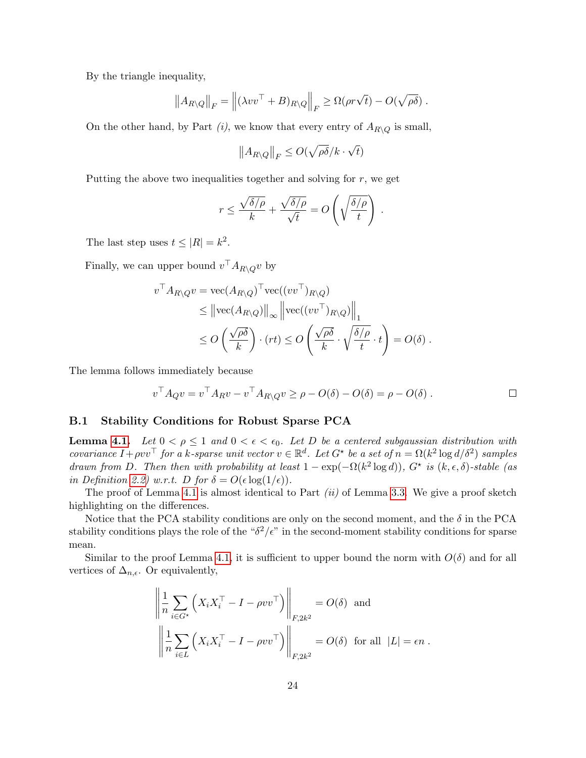By the triangle inequality,

$$\left\|A_{R\setminus Q}\right\|_F = \left\|(\lambda vv^\top + B)_{R\setminus Q}\right\|_F \geq \Omega(\rho r\sqrt{t}) - O(\sqrt{\rho\delta}) .$$

On the other hand, by Part *(i)*, we know that every entry of $A_{R\setminus Q}$ is small,

$$\left\|A_{R\setminus Q}\right\|_F \leq O(\sqrt{\rho\delta}/k \cdot \sqrt{t})$$

Putting the above two inequalities together and solving for $r$, we get

$$r \leq \frac{\sqrt{\delta/\rho}}{k} + \frac{\sqrt{\delta/\rho}}{\sqrt{t}} = O\left(\sqrt{\frac{\delta/\rho}{t}}\right) .$$

The last step uses $t \leq |R| = k^2$.

Finally, we can upper bound $v^\top A_{R\setminus Q} v$ by

$$\begin{aligned}
v^\top A_{R\setminus Q} v &= \mathrm{vec}(A_{R\setminus Q})^\top \mathrm{vec}((vv^\top)_{R\setminus Q}) \\
&\leq \left\|\mathrm{vec}(A_{R\setminus Q})\right\|_\infty \left\|\mathrm{vec}((vv^\top)_{R\setminus Q})\right\|_1 \\
&\leq O\left(\frac{\sqrt{\rho\delta}}{k}\right) \cdot (rt) \leq O\left(\frac{\sqrt{\rho\delta}}{k} \cdot \sqrt{\frac{\delta/\rho}{t}} \cdot t\right) = O(\delta) .
\end{aligned}$$

The lemma follows immediately because

$$v^\top A_Q v = v^\top A_R v - v^\top A_{R\setminus Q} v \geq \rho - O(\delta) - O(\delta) = \rho - O(\delta) . \qquad \square$$

### B.1 Stability Conditions for Robust Sparse PCA

**Lemma 4.1.** *Let $0 < \rho \leq 1$ and $0 < \epsilon < \epsilon_0$. Let $D$ be a centered subgaussian distribution with covariance $I + \rho vv^\top$ for a $k$-sparse unit vector $v \in \mathbb{R}^d$. Let $G^\star$ be a set of $n = \Omega(k^2 \log d/\delta^2)$ samples drawn from $D$. Then then with probability at least $1 - \exp(-\Omega(k^2 \log d))$, $G^\star$ is $(k, \epsilon, \delta)$-stable (as in Definition 2.2) w.r.t. $D$ for $\delta = O(\epsilon \log(1/\epsilon))$.*

The proof of Lemma 4.1 is almost identical to Part *(ii)* of Lemma 3.3. We give a proof sketch highlighting on the differences.

Notice that the PCA stability conditions are only on the second moment, and the $\delta$ in the PCA stability conditions plays the role of the "$\delta^2/\epsilon$" in the second-moment stability conditions for sparse mean.

Similar to the proof Lemma 4.1, it is sufficient to upper bound the norm with $O(\delta)$ and for all vertices of $\Delta_{n,\epsilon}$. Or equivalently,

$$\left\|\frac{1}{n}\sum_{i\in G^\star}\left(X_i X_i^\top - I - \rho vv^\top\right)\right\|_{F,2k^2} = O(\delta) \text{ and}$$

$$\left\|\frac{1}{n}\sum_{i\in L}\left(X_i X_i^\top - I - \rho vv^\top\right)\right\|_{F,2k^2} = O(\delta) \text{ for all } |L| = \epsilon n .$$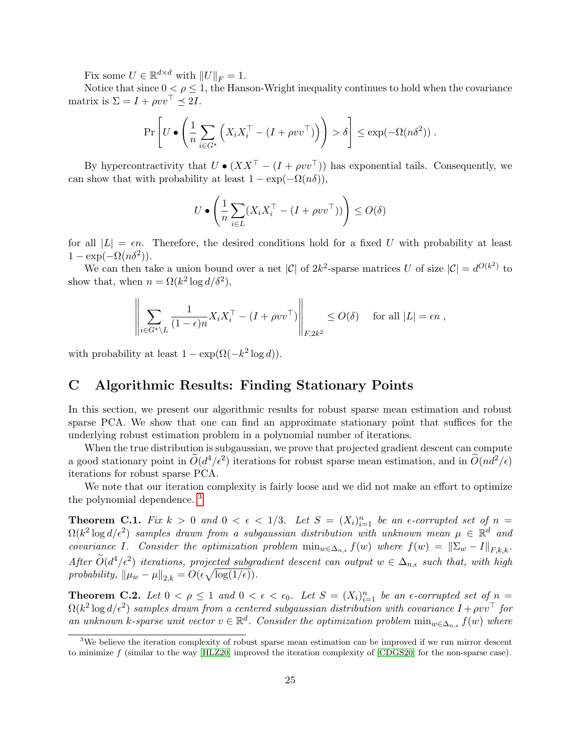Fix some $U \in \mathbb{R}^{d \times d}$ with $\|U\|_F = 1$.

Notice that since $0 < \rho \leq 1$, the Hanson-Wright inequality continues to hold when the covariance matrix is $\Sigma = I + \rho vv^\top \preceq 2I$.

$$
\Pr\left[ U \bullet \left( \frac{1}{n} \sum_{i \in G^\star} \left( X_i X_i^\top - (I + \rho vv^\top) \right) \right) > \delta \right] \leq \exp(-\Omega(n\delta^2)) .
$$

By hypercontractivity that $U \bullet (XX^\top - (I + \rho vv^\top))$ has exponential tails. Consequently, we can show that with probability at least $1 - \exp(-\Omega(n\delta))$,

$$
U \bullet \left( \frac{1}{n} \sum_{i \in L} (X_i X_i^\top - (I + \rho vv^\top)) \right) \leq O(\delta)
$$

for all $|L| = \epsilon n$. Therefore, the desired conditions hold for a fixed $U$ with probability at least $1 - \exp(-\Omega(n\delta^2))$.

We can then take a union bound over a net $|\mathcal{C}|$ of $2k^2$-sparse matrices $U$ of size $|\mathcal{C}| = d^{O(k^2)}$ to show that, when $n = \Omega(k^2 \log d / \delta^2)$,

$$
\left\| \sum_{i \in G^\star \setminus L} \frac{1}{(1-\epsilon)n} X_i X_i^\top - (I + \rho vv^\top) \right\|_{F, 2k^2} \leq O(\delta) \quad \text{for all } |L| = \epsilon n ,
$$

with probability at least $1 - \exp(\Omega(-k^2 \log d))$.

# C Algorithmic Results: Finding Stationary Points

In this section, we present our algorithmic results for robust sparse mean estimation and robust sparse PCA. We show that one can find an approximate stationary point that suffices for the underlying robust estimation problem in a polynomial number of iterations.

When the true distribution is subgaussian, we prove that projected gradient descent can compute a good stationary point in $\widetilde{O}(d^4/\epsilon^2)$ iterations for robust sparse mean estimation, and in $\widetilde{O}(nd^2/\epsilon)$ iterations for robust sparse PCA.

We note that our iteration complexity is fairly loose and we did not make an effort to optimize the polynomial dependence. [3]

**Theorem C.1.** *Fix $k > 0$ and $0 < \epsilon < 1/3$. Let $S = (X_i)_{i=1}^n$ be an $\epsilon$-corrupted set of $n = \Omega(k^2 \log d / \epsilon^2)$ samples drawn from a subgaussian distribution with unknown mean $\mu \in \mathbb{R}^d$ and covariance $I$. Consider the optimization problem $\min_{w \in \Delta_{n,\epsilon}} f(w)$ where $f(w) = \|\Sigma_w - I\|_{F,k,k}$. After $\widetilde{O}(d^4/\epsilon^2)$ iterations, projected subgradient descent can output $w \in \Delta_{n,\epsilon}$ such that, with high probability, $\|\mu_w - \mu\|_{2,k} = O(\epsilon\sqrt{\log(1/\epsilon)})$.*

**Theorem C.2.** *Let $0 < \rho \leq 1$ and $0 < \epsilon < \epsilon_0$. Let $S = (X_i)_{i=1}^n$ be an $\epsilon$-corrupted set of $n = \Omega(k^2 \log d / \epsilon^2)$ samples drawn from a centered subgaussian distribution with covariance $I + \rho vv^\top$ for an unknown $k$-sparse unit vector $v \in \mathbb{R}^d$. Consider the optimization problem $\min_{w \in \Delta_{n,\epsilon}} f(w)$ where*

[3] We believe the iteration complexity of robust sparse mean estimation can be improved if we run mirror descent to minimize $f$ (similar to the way [HLZ20] improved the iteration complexity of [CDGS20] for the non-sparse case).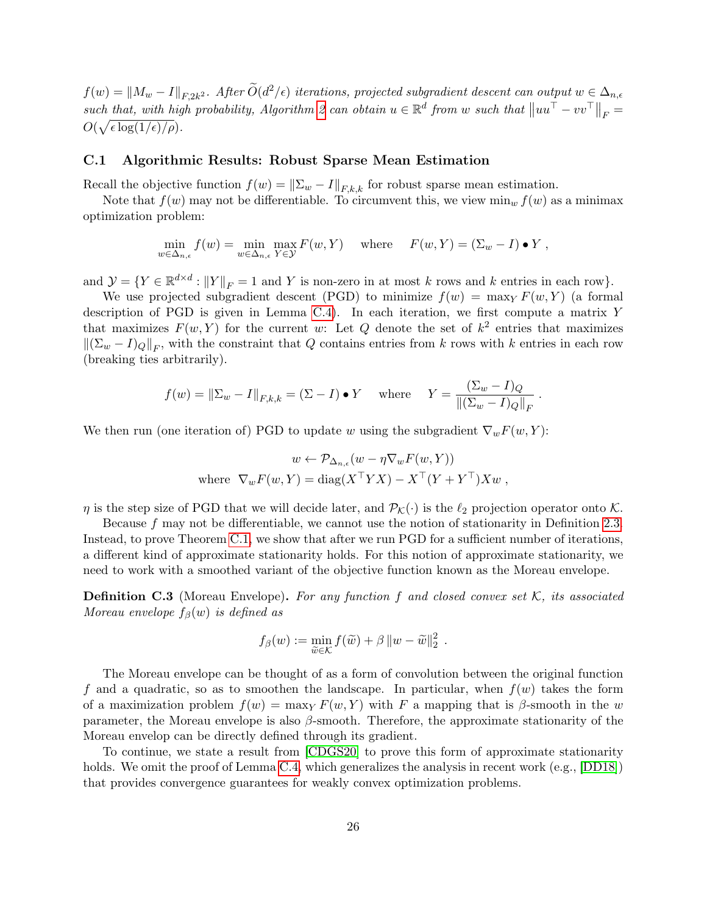*$f(w) = \|M_w - I\|_{F,2k^2}$. After $\widetilde{O}(d^2/\epsilon)$ iterations, projected subgradient descent can output $w \in \Delta_{n,\epsilon}$ such that, with high probability, Algorithm 2 can obtain $u \in \mathbb{R}^d$ from $w$ such that $\left\|uu^\top - vv^\top\right\|_F = O(\sqrt{\epsilon \log(1/\epsilon)/\rho})$.*

### C.1 Algorithmic Results: Robust Sparse Mean Estimation

Recall the objective function $f(w) = \|\Sigma_w - I\|_{F,k,k}$ for robust sparse mean estimation.

Note that $f(w)$ may not be differentiable. To circumvent this, we view $\min_w f(w)$ as a minimax optimization problem:

$$\min_{w \in \Delta_{n,\epsilon}} f(w) = \min_{w \in \Delta_{n,\epsilon}} \max_{Y \in \mathcal{Y}} F(w, Y) \quad \text{where} \quad F(w, Y) = (\Sigma_w - I) \bullet Y \ ,$$

and $\mathcal{Y} = \{Y \in \mathbb{R}^{d \times d} : \|Y\|_F = 1 \text{ and } Y \text{ is non-zero in at most } k \text{ rows and } k \text{ entries in each row}\}$.

We use projected subgradient descent (PGD) to minimize $f(w) = \max_Y F(w, Y)$ (a formal description of PGD is given in Lemma C.4). In each iteration, we first compute a matrix $Y$ that maximizes $F(w, Y)$ for the current $w$: Let $Q$ denote the set of $k^2$ entries that maximizes $\|(\Sigma_w - I)_Q\|_F$, with the constraint that $Q$ contains entries from $k$ rows with $k$ entries in each row (breaking ties arbitrarily).

$$f(w) = \|\Sigma_w - I\|_{F,k,k} = (\Sigma - I) \bullet Y \quad \text{where} \quad Y = \frac{(\Sigma_w - I)_Q}{\|(\Sigma_w - I)_Q\|_F} \ .$$

We then run (one iteration of) PGD to update $w$ using the subgradient $\nabla_w F(w, Y)$:

$$\begin{aligned} w &\leftarrow \mathcal{P}_{\Delta_{n,\epsilon}}(w - \eta \nabla_w F(w, Y)) \\ \text{where } \ \nabla_w F(w, Y) &= \operatorname{diag}(X^\top Y X) - X^\top (Y + Y^\top) X w \ , \end{aligned}$$

$\eta$ is the step size of PGD that we will decide later, and $\mathcal{P}_{\mathcal{K}}(\cdot)$ is the $\ell_2$ projection operator onto $\mathcal{K}$.

Because $f$ may not be differentiable, we cannot use the notion of stationarity in Definition 2.3. Instead, to prove Theorem C.1, we show that after we run PGD for a sufficient number of iterations, a different kind of approximate stationarity holds. For this notion of approximate stationarity, we need to work with a smoothed variant of the objective function known as the Moreau envelope.

**Definition C.3** (Moreau Envelope)**.** *For any function $f$ and closed convex set $\mathcal{K}$, its associated Moreau envelope $f_\beta(w)$ is defined as*

$$f_\beta(w) := \min_{\widetilde{w} \in \mathcal{K}} f(\widetilde{w}) + \beta \|w - \widetilde{w}\|_2^2 \ .$$

The Moreau envelope can be thought of as a form of convolution between the original function $f$ and a quadratic, so as to smoothen the landscape. In particular, when $f(w)$ takes the form of a maximization problem $f(w) = \max_Y F(w, Y)$ with $F$ a mapping that is $\beta$-smooth in the $w$ parameter, the Moreau envelope is also $\beta$-smooth. Therefore, the approximate stationarity of the Moreau envelop can be directly defined through its gradient.

To continue, we state a result from [CDGS20] to prove this form of approximate stationarity holds. We omit the proof of Lemma C.4, which generalizes the analysis in recent work (e.g., [DD18]) that provides convergence guarantees for weakly convex optimization problems.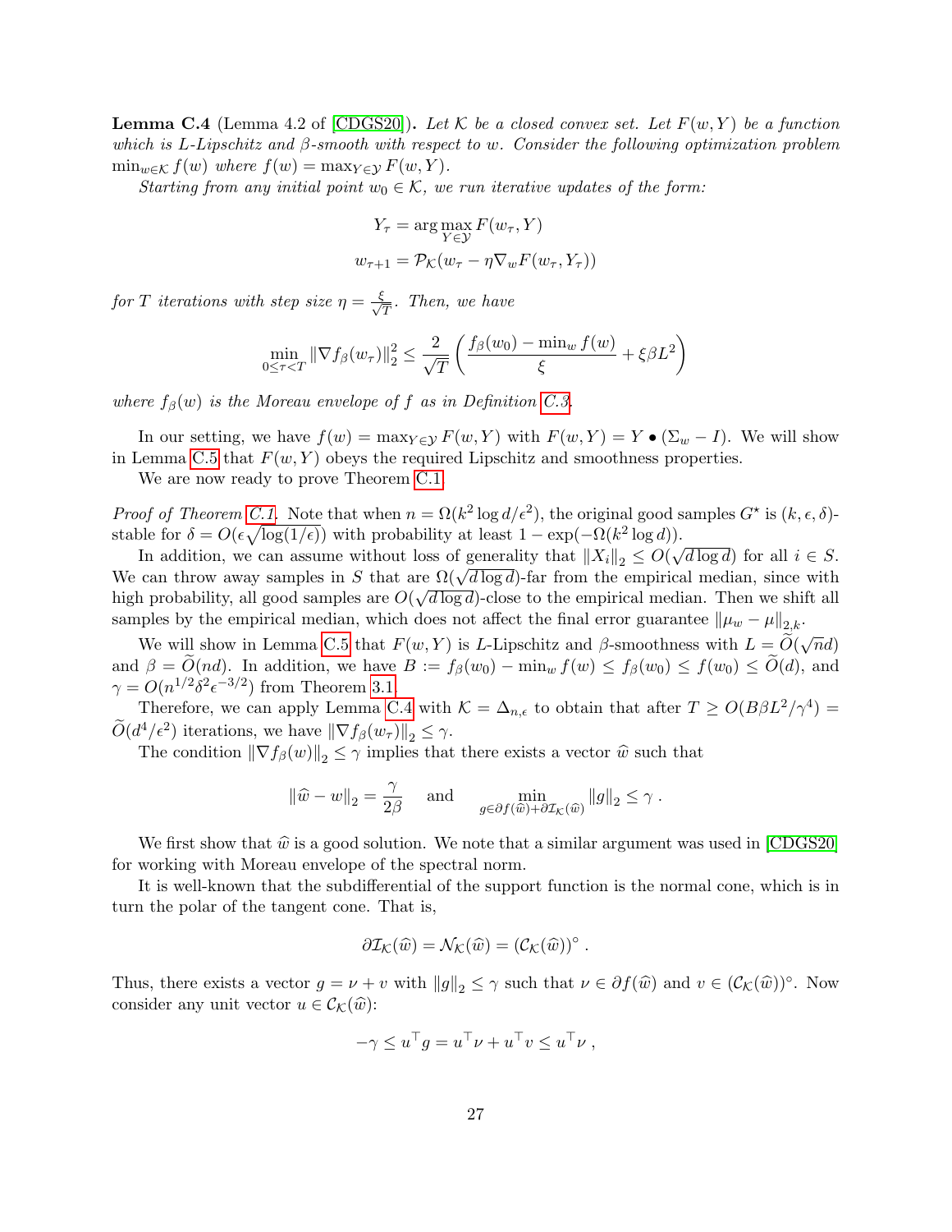**Lemma C.4** (Lemma 4.2 of [CDGS20])**.** *Let $\mathcal{K}$ be a closed convex set. Let $F(w, Y)$ be a function which is $L$-Lipschitz and $\beta$-smooth with respect to $w$. Consider the following optimization problem $\min_{w \in \mathcal{K}} f(w)$ where $f(w) = \max_{Y \in \mathcal{Y}} F(w, Y)$.*

*Starting from any initial point $w_0 \in \mathcal{K}$, we run iterative updates of the form:*

$$
\begin{aligned}
Y_\tau &= \arg\max_{Y \in \mathcal{Y}} F(w_\tau, Y) \\
w_{\tau+1} &= \mathcal{P}_{\mathcal{K}}(w_\tau - \eta \nabla_w F(w_\tau, Y_\tau))
\end{aligned}
$$

*for $T$ iterations with step size $\eta = \frac{\xi}{\sqrt{T}}$. Then, we have*

$$
\min_{0 \le \tau < T} \|\nabla f_\beta(w_\tau)\|_2^2 \le \frac{2}{\sqrt{T}} \left( \frac{f_\beta(w_0) - \min_w f(w)}{\xi} + \xi \beta L^2 \right)
$$

*where $f_\beta(w)$ is the Moreau envelope of $f$ as in Definition C.3.*

In our setting, we have $f(w) = \max_{Y \in \mathcal{Y}} F(w, Y)$ with $F(w, Y) = Y \bullet (\Sigma_w - I)$. We will show in Lemma C.5 that $F(w, Y)$ obeys the required Lipschitz and smoothness properties.

We are now ready to prove Theorem C.1.

*Proof of Theorem C.1.* Note that when $n = \Omega(k^2 \log d / \epsilon^2)$, the original good samples $G^\star$ is $(k, \epsilon, \delta)$-stable for $\delta = O(\epsilon \sqrt{\log(1/\epsilon)})$ with probability at least $1 - \exp(-\Omega(k^2 \log d))$.

In addition, we can assume without loss of generality that $\|X_i\|_2 \le O(\sqrt{d \log d})$ for all $i \in S$. We can throw away samples in $S$ that are $\Omega(\sqrt{d \log d})$-far from the empirical median, since with high probability, all good samples are $O(\sqrt{d \log d})$-close to the empirical median. Then we shift all samples by the empirical median, which does not affect the final error guarantee $\|\mu_w - \mu\|_{2,k}$.

We will show in Lemma C.5 that $F(w, Y)$ is $L$-Lipschitz and $\beta$-smoothness with $L = \widetilde{O}(\sqrt{n} d)$ and $\beta = \widetilde{O}(nd)$. In addition, we have $B := f_\beta(w_0) - \min_w f(w) \le f_\beta(w_0) \le f(w_0) \le \widetilde{O}(d)$, and $\gamma = O(n^{1/2} \delta^2 \epsilon^{-3/2})$ from Theorem 3.1.

Therefore, we can apply Lemma C.4 with $\mathcal{K} = \Delta_{n,\epsilon}$ to obtain that after $T \ge O(B \beta L^2 / \gamma^4) = \widetilde{O}(d^4/\epsilon^2)$ iterations, we have $\|\nabla f_\beta(w_\tau)\|_2 \le \gamma$.

The condition $\|\nabla f_\beta(w)\|_2 \le \gamma$ implies that there exists a vector $\widehat{w}$ such that

$$
\|\widehat{w} - w\|_2 = \frac{\gamma}{2\beta} \quad \text{and} \quad \min_{g \in \partial f(\widehat{w}) + \partial \mathcal{I}_{\mathcal{K}}(\widehat{w})} \|g\|_2 \le \gamma \, .
$$

We first show that $\widehat{w}$ is a good solution. We note that a similar argument was used in [CDGS20] for working with Moreau envelope of the spectral norm.

It is well-known that the subdifferential of the support function is the normal cone, which is in turn the polar of the tangent cone. That is,

$$
\partial \mathcal{I}_{\mathcal{K}}(\widehat{w}) = \mathcal{N}_{\mathcal{K}}(\widehat{w}) = (\mathcal{C}_{\mathcal{K}}(\widehat{w}))^\circ \, .
$$

Thus, there exists a vector $g = \nu + v$ with $\|g\|_2 \le \gamma$ such that $\nu \in \partial f(\widehat{w})$ and $v \in (\mathcal{C}_{\mathcal{K}}(\widehat{w}))^\circ$. Now consider any unit vector $u \in \mathcal{C}_{\mathcal{K}}(\widehat{w})$:

$$
-\gamma \le u^\top g = u^\top \nu + u^\top v \le u^\top \nu \, ,
$$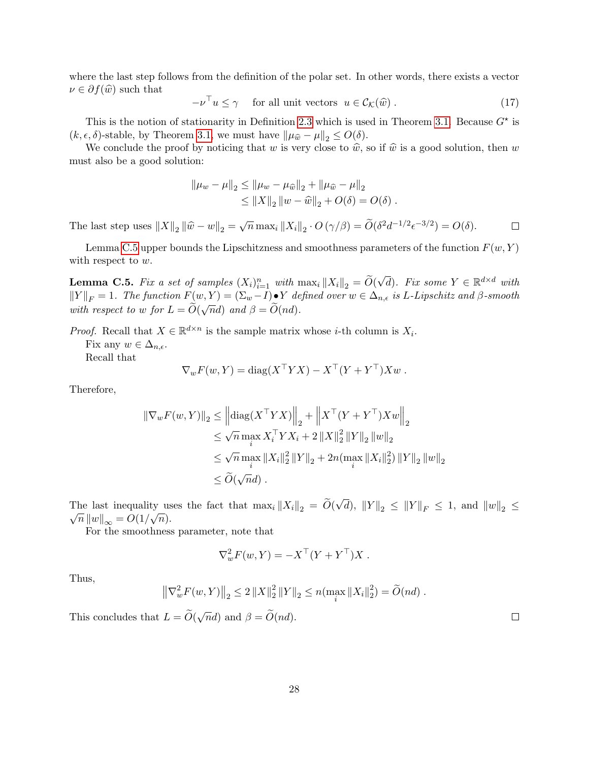where the last step follows from the definition of the polar set. In other words, there exists a vector $\nu \in \partial f(\widehat{w})$ such that

$$-\nu^\top u \le \gamma \quad \text{for all unit vectors } \; u \in \mathcal{C}_{\mathcal{K}}(\widehat{w}) \,. \tag{17}$$

This is the notion of stationarity in Definition 2.3 which is used in Theorem 3.1. Because $G^\star$ is $(k, \epsilon, \delta)$-stable, by Theorem 3.1, we must have $\|\mu_{\widehat{w}} - \mu\|_2 \le O(\delta)$.

We conclude the proof by noticing that $w$ is very close to $\widehat{w}$, so if $\widehat{w}$ is a good solution, then $w$ must also be a good solution:

$$\begin{aligned}
\|\mu_w - \mu\|_2 &\le \|\mu_w - \mu_{\widehat{w}}\|_2 + \|\mu_{\widehat{w}} - \mu\|_2 \\
&\le \|X\|_2 \|w - \widehat{w}\|_2 + O(\delta) = O(\delta) \,.
\end{aligned}$$

The last step uses $\|X\|_2 \|\widehat{w} - w\|_2 = \sqrt{n} \max_i \|X_i\|_2 \cdot O(\gamma/\beta) = \widetilde{O}(\delta^2 d^{-1/2} \epsilon^{-3/2}) = O(\delta)$. □

Lemma C.5 upper bounds the Lipschitzness and smoothness parameters of the function $F(w, Y)$ with respect to $w$.

**Lemma C.5.** *Fix a set of samples $(X_i)_{i=1}^n$ with $\max_i \|X_i\|_2 = \widetilde{O}(\sqrt{d})$. Fix some $Y \in \mathbb{R}^{d\times d}$ with $\|Y\|_F = 1$. The function $F(w, Y) = (\Sigma_w - I) \bullet Y$ defined over $w \in \Delta_{n,\epsilon}$ is $L$-Lipschitz and $\beta$-smooth with respect to $w$ for $L = \widetilde{O}(\sqrt{n}d)$ and $\beta = \widetilde{O}(nd)$.*

*Proof.* Recall that $X \in \mathbb{R}^{d\times n}$ is the sample matrix whose $i$-th column is $X_i$.

Fix any $w \in \Delta_{n,\epsilon}$.

Recall that

$$\nabla_w F(w, Y) = \mathrm{diag}(X^\top Y X) - X^\top (Y + Y^\top) X w \,.$$

Therefore,

$$\begin{aligned}
\|\nabla_w F(w, Y)\|_2 &\le \left\|\mathrm{diag}(X^\top Y X)\right\|_2 + \left\|X^\top (Y + Y^\top) X w\right\|_2 \\
&\le \sqrt{n} \max_i X_i^\top Y X_i + 2 \|X\|_2^2 \|Y\|_2 \|w\|_2 \\
&\le \sqrt{n} \max_i \|X_i\|_2^2 \|Y\|_2 + 2n(\max_i \|X_i\|_2^2) \|Y\|_2 \|w\|_2 \\
&\le \widetilde{O}(\sqrt{n}d) \,.
\end{aligned}$$

The last inequality uses the fact that $\max_i \|X_i\|_2 = \widetilde{O}(\sqrt{d})$, $\|Y\|_2 \le \|Y\|_F \le 1$, and $\|w\|_2 \le \sqrt{n}\|w\|_\infty = O(1/\sqrt{n})$.

For the smoothness parameter, note that

$$\nabla_w^2 F(w, Y) = -X^\top (Y + Y^\top) X \,.$$

Thus,

$$\left\|\nabla_w^2 F(w, Y)\right\|_2 \le 2 \|X\|_2^2 \|Y\|_2 \le n(\max_i \|X_i\|_2^2) = \widetilde{O}(nd) \,.$$

This concludes that $L = \widetilde{O}(\sqrt{n}d)$ and $\beta = \widetilde{O}(nd)$. □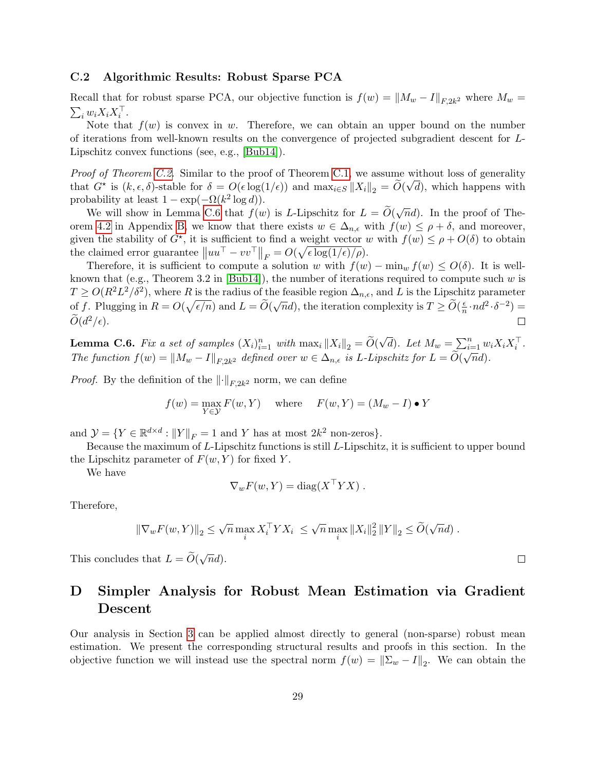### C.2 Algorithmic Results: Robust Sparse PCA

Recall that for robust sparse PCA, our objective function is $f(w) = \|M_w - I\|_{F,2k^2}$ where $M_w = \sum_i w_i X_i X_i^\top$.

Note that $f(w)$ is convex in $w$. Therefore, we can obtain an upper bound on the number of iterations from well-known results on the convergence of projected subgradient descent for $L$-Lipschitz convex functions (see, e.g., [Bub14]).

*Proof of Theorem C.2.* Similar to the proof of Theorem C.1, we assume without loss of generality that $G^\star$ is $(k, \epsilon, \delta)$-stable for $\delta = O(\epsilon \log(1/\epsilon))$ and $\max_{i \in S} \|X_i\|_2 = \widetilde{O}(\sqrt{d})$, which happens with probability at least $1 - \exp(-\Omega(k^2 \log d))$.

We will show in Lemma C.6 that $f(w)$ is $L$-Lipschitz for $L = \widetilde{O}(\sqrt{n} d)$. In the proof of Theorem 4.2 in Appendix B, we know that there exists $w \in \Delta_{n,\epsilon}$ with $f(w) \le \rho + \delta$, and moreover, given the stability of $G^\star$, it is sufficient to find a weight vector $w$ with $f(w) \le \rho + O(\delta)$ to obtain the claimed error guarantee $\left\|uu^\top - vv^\top\right\|_F = O(\sqrt{\epsilon \log(1/\epsilon)/\rho})$.

Therefore, it is sufficient to compute a solution $w$ with $f(w) - \min_w f(w) \le O(\delta)$. It is well-known that (e.g., Theorem 3.2 in [Bub14]), the number of iterations required to compute such $w$ is $T \ge O(R^2 L^2 / \delta^2)$, where $R$ is the radius of the feasible region $\Delta_{n,\epsilon}$, and $L$ is the Lipschitz parameter of $f$. Plugging in $R = O(\sqrt{\epsilon/n})$ and $L = \widetilde{O}(\sqrt{n} d)$, the iteration complexity is $T \ge \widetilde{O}(\frac{\epsilon}{n} \cdot n d^2 \cdot \delta^{-2}) = \widetilde{O}(d^2/\epsilon)$. □

**Lemma C.6.** *Fix a set of samples $(X_i)_{i=1}^n$ with $\max_i \|X_i\|_2 = \widetilde{O}(\sqrt{d})$. Let $M_w = \sum_{i=1}^n w_i X_i X_i^\top$. The function $f(w) = \|M_w - I\|_{F,2k^2}$ defined over $w \in \Delta_{n,\epsilon}$ is $L$-Lipschitz for $L = \widetilde{O}(\sqrt{n} d)$.*

*Proof.* By the definition of the $\|\cdot\|_{F,2k^2}$ norm, we can define

$$f(w) = \max_{Y \in \mathcal{Y}} F(w, Y) \quad \text{where} \quad F(w, Y) = (M_w - I) \bullet Y$$

and $\mathcal{Y} = \{Y \in \mathbb{R}^{d \times d} : \|Y\|_F = 1 \text{ and } Y \text{ has at most } 2k^2 \text{ non-zeros}\}$.

Because the maximum of $L$-Lipschitz functions is still $L$-Lipschitz, it is sufficient to upper bound the Lipschitz parameter of $F(w, Y)$ for fixed $Y$.

We have

$$\nabla_w F(w, Y) = \mathrm{diag}(X^\top Y X) \ .$$

Therefore,

$$\|\nabla_w F(w, Y)\|_2 \le \sqrt{n} \max_i X_i^\top Y X_i \ \le \sqrt{n} \max_i \|X_i\|_2^2 \|Y\|_2 \le \widetilde{O}(\sqrt{n} d) \ .$$

This concludes that $L = \widetilde{O}(\sqrt{n} d)$. □

# D Simpler Analysis for Robust Mean Estimation via Gradient Descent

Our analysis in Section 3 can be applied almost directly to general (non-sparse) robust mean estimation. We present the corresponding structural results and proofs in this section. In the objective function we will instead use the spectral norm $f(w) = \|\Sigma_w - I\|_2$. We can obtain the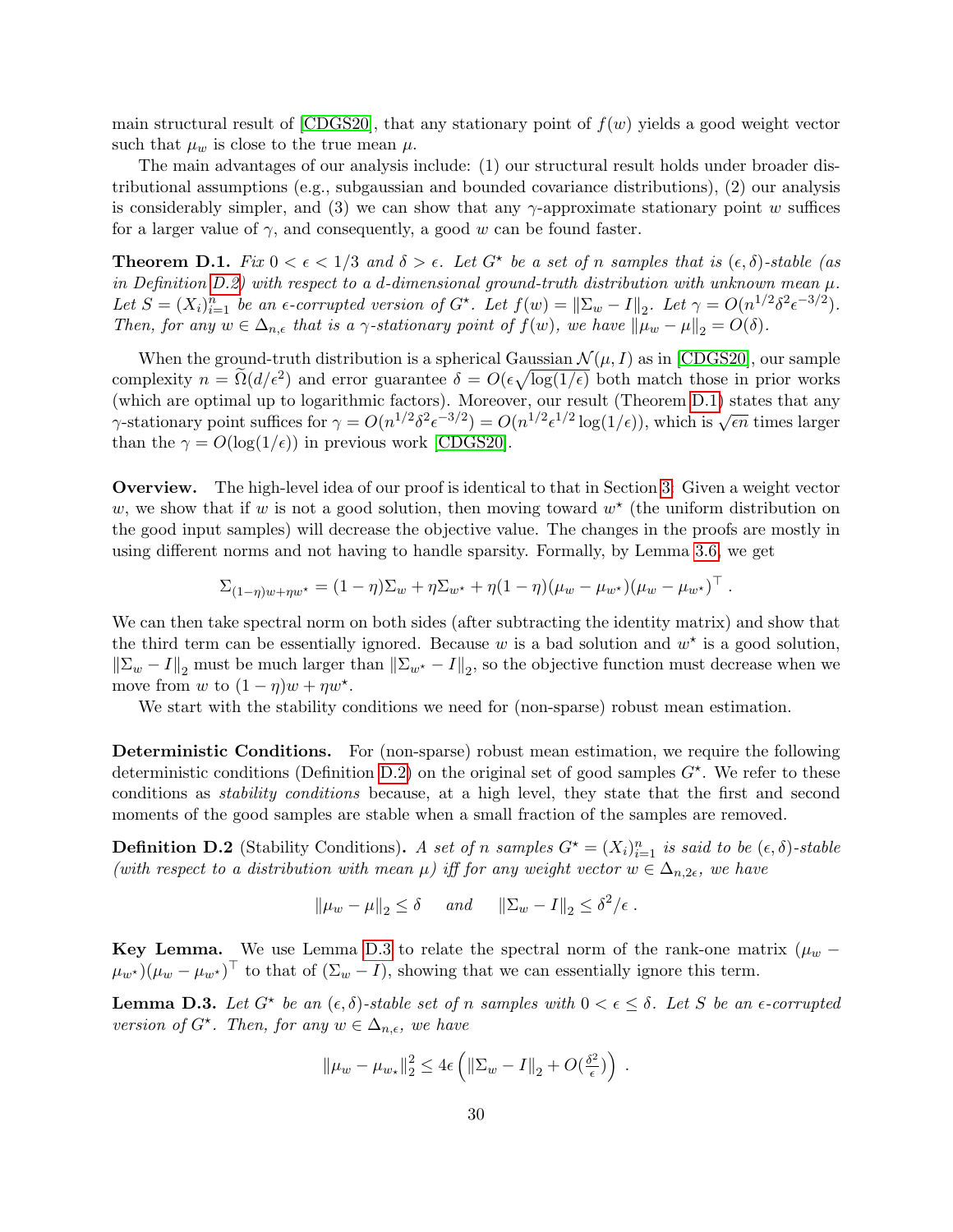main structural result of [CDGS20], that any stationary point of $f(w)$ yields a good weight vector such that $\mu_w$ is close to the true mean $\mu$.

The main advantages of our analysis include: (1) our structural result holds under broader distributional assumptions (e.g., subgaussian and bounded covariance distributions), (2) our analysis is considerably simpler, and (3) we can show that any $\gamma$-approximate stationary point $w$ suffices for a larger value of $\gamma$, and consequently, a good $w$ can be found faster.

**Theorem D.1.** *Fix $0 < \epsilon < 1/3$ and $\delta > \epsilon$. Let $G^\star$ be a set of $n$ samples that is $(\epsilon, \delta)$-stable (as in Definition D.2) with respect to a $d$-dimensional ground-truth distribution with unknown mean $\mu$. Let $S = (X_i)_{i=1}^n$ be an $\epsilon$-corrupted version of $G^\star$. Let $f(w) = \|\Sigma_w - I\|_2$. Let $\gamma = O(n^{1/2}\delta^2\epsilon^{-3/2})$. Then, for any $w \in \Delta_{n,\epsilon}$ that is a $\gamma$-stationary point of $f(w)$, we have $\|\mu_w - \mu\|_2 = O(\delta)$.*

When the ground-truth distribution is a spherical Gaussian $\mathcal{N}(\mu, I)$ as in [CDGS20], our sample complexity $n = \widetilde{\Omega}(d/\epsilon^2)$ and error guarantee $\delta = O(\epsilon\sqrt{\log(1/\epsilon)})$ both match those in prior works (which are optimal up to logarithmic factors). Moreover, our result (Theorem D.1) states that any $\gamma$-stationary point suffices for $\gamma = O(n^{1/2}\delta^2\epsilon^{-3/2}) = O(n^{1/2}\epsilon^{1/2}\log(1/\epsilon))$, which is $\sqrt{\epsilon n}$ times larger than the $\gamma = O(\log(1/\epsilon))$ in previous work [CDGS20].

**Overview.** The high-level idea of our proof is identical to that in Section 3. Given a weight vector $w$, we show that if $w$ is not a good solution, then moving toward $w^\star$ (the uniform distribution on the good input samples) will decrease the objective value. The changes in the proofs are mostly in using different norms and not having to handle sparsity. Formally, by Lemma 3.6, we get

$$\Sigma_{(1-\eta)w+\eta w^\star} = (1-\eta)\Sigma_w + \eta\Sigma_{w^\star} + \eta(1-\eta)(\mu_w - \mu_{w^\star})(\mu_w - \mu_{w^\star})^\top .$$

We can then take spectral norm on both sides (after subtracting the identity matrix) and show that the third term can be essentially ignored. Because $w$ is a bad solution and $w^\star$ is a good solution, $\|\Sigma_w - I\|_2$ must be much larger than $\|\Sigma_{w^\star} - I\|_2$, so the objective function must decrease when we move from $w$ to $(1-\eta)w + \eta w^\star$.

We start with the stability conditions we need for (non-sparse) robust mean estimation.

**Deterministic Conditions.** For (non-sparse) robust mean estimation, we require the following deterministic conditions (Definition D.2) on the original set of good samples $G^\star$. We refer to these conditions as *stability conditions* because, at a high level, they state that the first and second moments of the good samples are stable when a small fraction of the samples are removed.

**Definition D.2** (Stability Conditions). *A set of $n$ samples $G^\star = (X_i)_{i=1}^n$ is said to be $(\epsilon, \delta)$-stable (with respect to a distribution with mean $\mu$) iff for any weight vector $w \in \Delta_{n,2\epsilon}$, we have*

$$\|\mu_w - \mu\|_2 \le \delta \quad \text{ and } \quad \|\Sigma_w - I\|_2 \le \delta^2/\epsilon .$$

**Key Lemma.** We use Lemma D.3 to relate the spectral norm of the rank-one matrix $(\mu_w - \mu_{w^\star})(\mu_w - \mu_{w^\star})^\top$ to that of $(\Sigma_w - I)$, showing that we can essentially ignore this term.

**Lemma D.3.** *Let $G^\star$ be an $(\epsilon, \delta)$-stable set of $n$ samples with $0 < \epsilon \le \delta$. Let $S$ be an $\epsilon$-corrupted version of $G^\star$. Then, for any $w \in \Delta_{n,\epsilon}$, we have*

$$\|\mu_w - \mu_{w_\star}\|_2^2 \le 4\epsilon\left(\|\Sigma_w - I\|_2 + O(\tfrac{\delta^2}{\epsilon})\right) .$$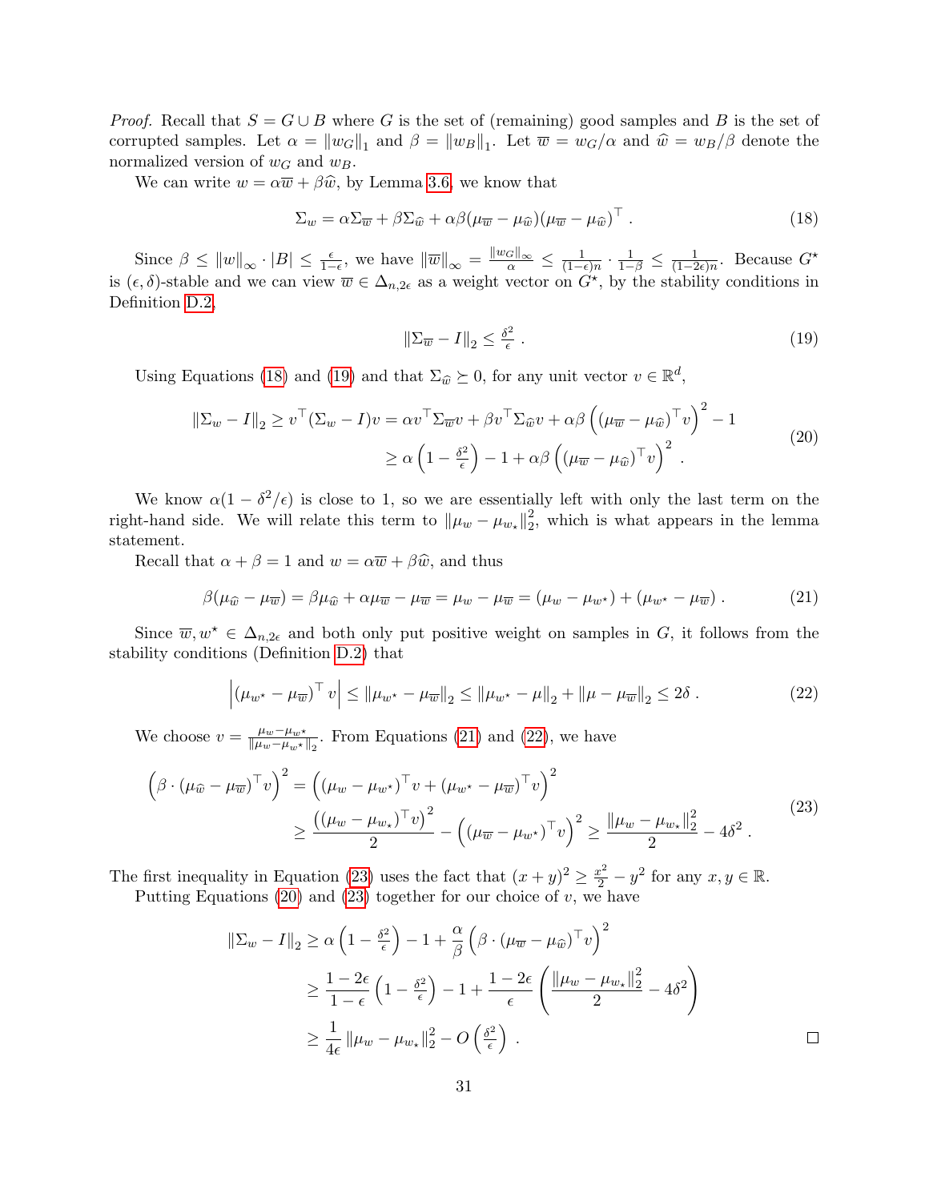*Proof.* Recall that $S = G \cup B$ where $G$ is the set of (remaining) good samples and $B$ is the set of corrupted samples. Let $\alpha = \|w_G\|_1$ and $\beta = \|w_B\|_1$. Let $\overline{w} = w_G/\alpha$ and $\widehat{w} = w_B/\beta$ denote the normalized version of $w_G$ and $w_B$.

We can write $w = \alpha\overline{w} + \beta\widehat{w}$, by Lemma 3.6, we know that

$$\Sigma_w = \alpha\Sigma_{\overline{w}} + \beta\Sigma_{\widehat{w}} + \alpha\beta(\mu_{\overline{w}} - \mu_{\widehat{w}})(\mu_{\overline{w}} - \mu_{\widehat{w}})^\top \ . \tag{18}$$

Since $\beta \le \|w\|_\infty \cdot |B| \le \frac{\epsilon}{1-\epsilon}$, we have $\|\overline{w}\|_\infty = \frac{\|w_G\|_\infty}{\alpha} \le \frac{1}{(1-\epsilon)n} \cdot \frac{1}{1-\beta} \le \frac{1}{(1-2\epsilon)n}$. Because $G^\star$ is $(\epsilon, \delta)$-stable and we can view $\overline{w} \in \Delta_{n,2\epsilon}$ as a weight vector on $G^\star$, by the stability conditions in Definition D.2,

$$\|\Sigma_{\overline{w}} - I\|_2 \le \tfrac{\delta^2}{\epsilon} \ . \tag{19}$$

Using Equations (18) and (19) and that $\Sigma_{\widehat{w}} \succeq 0$, for any unit vector $v \in \mathbb{R}^d$,

$$\begin{aligned} \|\Sigma_w - I\|_2 \ge v^\top(\Sigma_w - I)v &= \alpha v^\top \Sigma_{\overline{w}} v + \beta v^\top \Sigma_{\widehat{w}} v + \alpha\beta\left((\mu_{\overline{w}} - \mu_{\widehat{w}})^\top v\right)^2 - 1 \\ &\ge \alpha\left(1 - \tfrac{\delta^2}{\epsilon}\right) - 1 + \alpha\beta\left((\mu_{\overline{w}} - \mu_{\widehat{w}})^\top v\right)^2 \ . \end{aligned} \tag{20}$$

We know $\alpha(1 - \delta^2/\epsilon)$ is close to 1, so we are essentially left with only the last term on the right-hand side. We will relate this term to $\|\mu_w - \mu_{w_\star}\|_2^2$, which is what appears in the lemma statement.

Recall that $\alpha + \beta = 1$ and $w = \alpha\overline{w} + \beta\widehat{w}$, and thus

$$\beta(\mu_{\widehat{w}} - \mu_{\overline{w}}) = \beta\mu_{\widehat{w}} + \alpha\mu_{\overline{w}} - \mu_{\overline{w}} = \mu_w - \mu_{\overline{w}} = (\mu_w - \mu_{w^\star}) + (\mu_{w^\star} - \mu_{\overline{w}}) \ . \tag{21}$$

Since $\overline{w}, w^\star \in \Delta_{n,2\epsilon}$ and both only put positive weight on samples in $G$, it follows from the stability conditions (Definition D.2) that

$$\left|(\mu_{w^\star} - \mu_{\overline{w}})^\top v\right| \le \|\mu_{w^\star} - \mu_{\overline{w}}\|_2 \le \|\mu_{w^\star} - \mu\|_2 + \|\mu - \mu_{\overline{w}}\|_2 \le 2\delta \ . \tag{22}$$

We choose $v = \frac{\mu_w - \mu_{w^\star}}{\|\mu_w - \mu_{w^\star}\|_2}$. From Equations (21) and (22), we have

$$\begin{aligned} \left(\beta \cdot (\mu_{\widehat{w}} - \mu_{\overline{w}})^\top v\right)^2 &= \left((\mu_w - \mu_{w^\star})^\top v + (\mu_{w^\star} - \mu_{\overline{w}})^\top v\right)^2 \\ &\ge \frac{\left((\mu_w - \mu_{w_\star})^\top v\right)^2}{2} - \left((\mu_{\overline{w}} - \mu_{w^\star})^\top v\right)^2 \ge \frac{\|\mu_w - \mu_{w_\star}\|_2^2}{2} - 4\delta^2 \ . \end{aligned} \tag{23}$$

The first inequality in Equation (23) uses the fact that $(x+y)^2 \ge \frac{x^2}{2} - y^2$ for any $x, y \in \mathbb{R}$.

Putting Equations (20) and (23) together for our choice of $v$, we have

$$\begin{aligned} \|\Sigma_w - I\|_2 &\ge \alpha\left(1 - \tfrac{\delta^2}{\epsilon}\right) - 1 + \frac{\alpha}{\beta}\left(\beta \cdot (\mu_{\overline{w}} - \mu_{\widehat{w}})^\top v\right)^2 \\ &\ge \frac{1 - 2\epsilon}{1 - \epsilon}\left(1 - \tfrac{\delta^2}{\epsilon}\right) - 1 + \frac{1 - 2\epsilon}{\epsilon}\left(\frac{\|\mu_w - \mu_{w_\star}\|_2^2}{2} - 4\delta^2\right) \\ &\ge \frac{1}{4\epsilon}\|\mu_w - \mu_{w_\star}\|_2^2 - O\left(\tfrac{\delta^2}{\epsilon}\right) \ . \end{aligned}$$

$\square$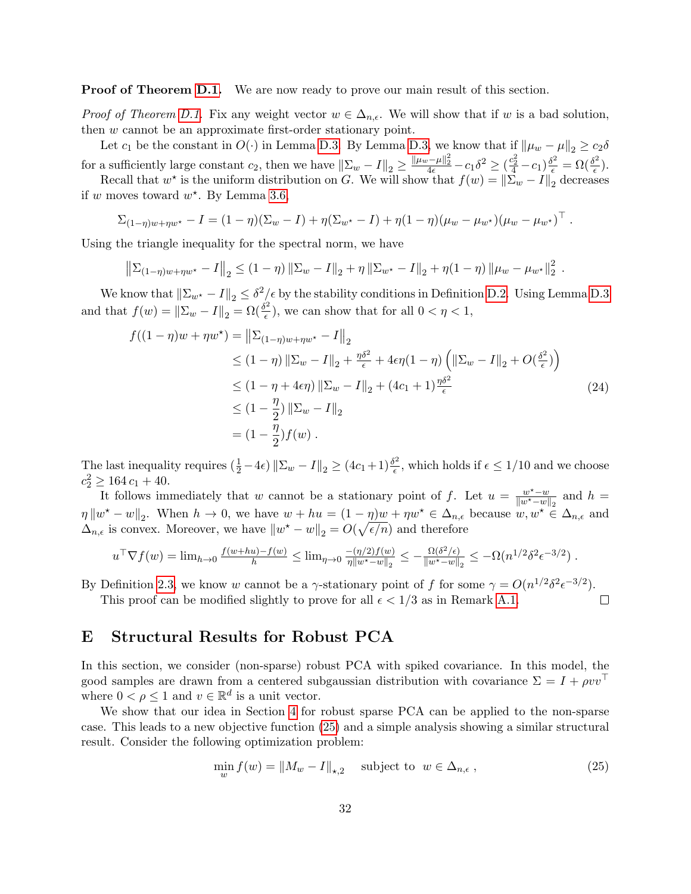**Proof of Theorem D.1.** We are now ready to prove our main result of this section.

*Proof of Theorem D.1.* Fix any weight vector $w \in \Delta_{n,\epsilon}$. We will show that if $w$ is a bad solution, then $w$ cannot be an approximate first-order stationary point.

Let $c_1$ be the constant in $O(\cdot)$ in Lemma D.3. By Lemma D.3, we know that if $\|\mu_w - \mu\|_2 \geq c_2\delta$ for a sufficiently large constant $c_2$, then we have $\|\Sigma_w - I\|_2 \geq \frac{\|\mu_w - \mu\|_2^2}{4\epsilon} - c_1\delta^2 \geq (\frac{c_2^2}{4} - c_1)\frac{\delta^2}{\epsilon} = \Omega(\frac{\delta^2}{\epsilon})$.

Recall that $w^\star$ is the uniform distribution on $G$. We will show that $f(w) = \|\Sigma_w - I\|_2$ decreases if $w$ moves toward $w^\star$. By Lemma 3.6,

$$\Sigma_{(1-\eta)w+\eta w^\star} - I = (1-\eta)(\Sigma_w - I) + \eta(\Sigma_{w^\star} - I) + \eta(1-\eta)(\mu_w - \mu_{w^\star})(\mu_w - \mu_{w^\star})^\top .$$

Using the triangle inequality for the spectral norm, we have

$$\left\|\Sigma_{(1-\eta)w+\eta w^\star} - I\right\|_2 \leq (1-\eta)\|\Sigma_w - I\|_2 + \eta\|\Sigma_{w^\star} - I\|_2 + \eta(1-\eta)\|\mu_w - \mu_{w^\star}\|_2^2 .$$

We know that $\|\Sigma_{w^\star} - I\|_2 \leq \delta^2/\epsilon$ by the stability conditions in Definition D.2. Using Lemma D.3 and that $f(w) = \|\Sigma_w - I\|_2 = \Omega(\frac{\delta^2}{\epsilon})$, we can show that for all $0 < \eta < 1$,

$$\begin{aligned}
f((1-\eta)w + \eta w^\star) &= \left\|\Sigma_{(1-\eta)w+\eta w^\star} - I\right\|_2 \\
&\leq (1-\eta)\|\Sigma_w - I\|_2 + \frac{\eta\delta^2}{\epsilon} + 4\epsilon\eta(1-\eta)\left(\|\Sigma_w - I\|_2 + O(\tfrac{\delta^2}{\epsilon})\right) \\
&\leq (1 - \eta + 4\epsilon\eta)\|\Sigma_w - I\|_2 + (4c_1 + 1)\frac{\eta\delta^2}{\epsilon} \\
&\leq (1 - \frac{\eta}{2})\|\Sigma_w - I\|_2 \\
&= (1 - \frac{\eta}{2})f(w) .
\end{aligned} \tag{24}$$

The last inequality requires $(\frac{1}{2} - 4\epsilon)\|\Sigma_w - I\|_2 \geq (4c_1+1)\frac{\delta^2}{\epsilon}$, which holds if $\epsilon \leq 1/10$ and we choose $c_2^2 \geq 164\,c_1 + 40$.

It follows immediately that $w$ cannot be a stationary point of $f$. Let $u = \frac{w^\star - w}{\|w^\star - w\|_2}$ and $h = \eta\|w^\star - w\|_2$. When $h \to 0$, we have $w + hu = (1-\eta)w + \eta w^\star \in \Delta_{n,\epsilon}$ because $w, w^\star \in \Delta_{n,\epsilon}$ and $\Delta_{n,\epsilon}$ is convex. Moreover, we have $\|w^\star - w\|_2 = O(\sqrt{\epsilon/n})$ and therefore

$$u^\top \nabla f(w) = \lim_{h\to 0}\frac{f(w+hu) - f(w)}{h} \leq \lim_{\eta\to 0}\frac{-(\eta/2)f(w)}{\eta\|w^\star - w\|_2} \leq -\frac{\Omega(\delta^2/\epsilon)}{\|w^\star - w\|_2} \leq -\Omega(n^{1/2}\delta^2\epsilon^{-3/2}) .$$

By Definition 2.3, we know $w$ cannot be a $\gamma$-stationary point of $f$ for some $\gamma = O(n^{1/2}\delta^2\epsilon^{-3/2})$.

This proof can be modified slightly to prove for all $\epsilon < 1/3$ as in Remark A.1. □

# E Structural Results for Robust PCA

In this section, we consider (non-sparse) robust PCA with spiked covariance. In this model, the good samples are drawn from a centered subgaussian distribution with covariance $\Sigma = I + \rho vv^\top$ where $0 < \rho \leq 1$ and $v \in \mathbb{R}^d$ is a unit vector.

We show that our idea in Section 4 for robust sparse PCA can be applied to the non-sparse case. This leads to a new objective function (25) and a simple analysis showing a similar structural result. Consider the following optimization problem:

$$\min_w f(w) = \|M_w - I\|_{\star,2} \quad \text{subject to} \;\; w \in \Delta_{n,\epsilon} , \tag{25}$$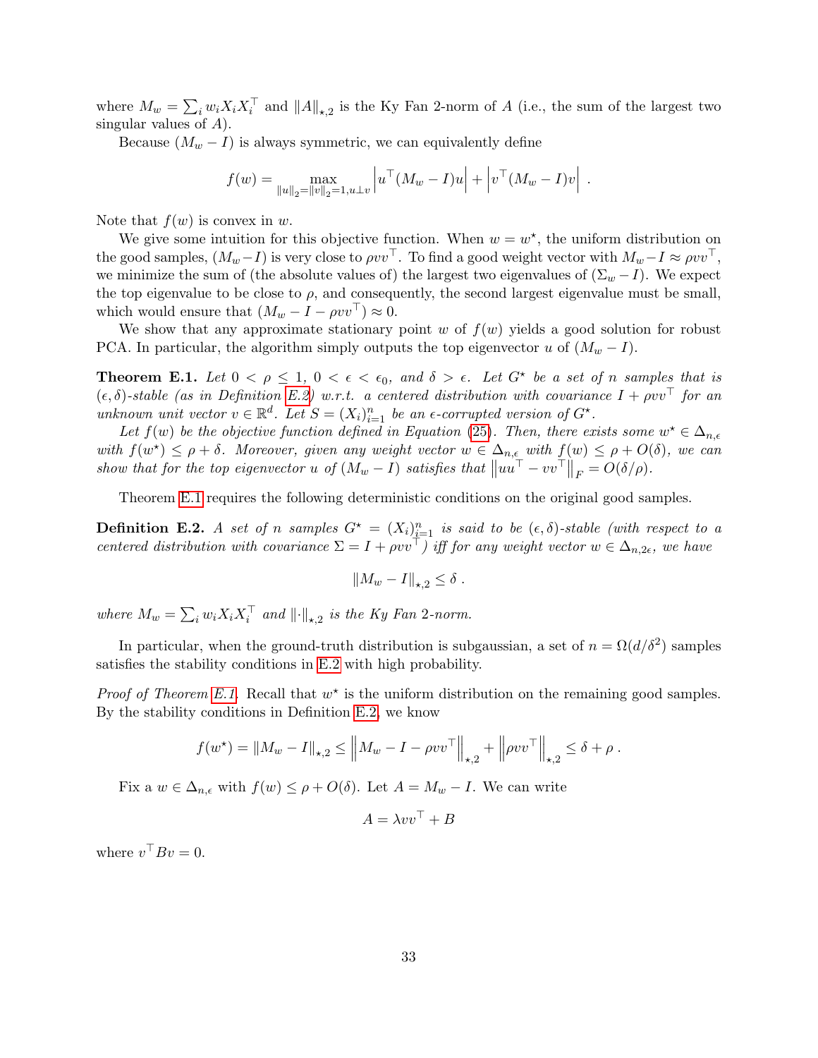where $M_w = \sum_i w_i X_i X_i^\top$ and $\|A\|_{\star,2}$ is the Ky Fan 2-norm of $A$ (i.e., the sum of the largest two singular values of $A$).

Because $(M_w - I)$ is always symmetric, we can equivalently define

$$f(w) = \max_{\|u\|_2 = \|v\|_2 = 1, u \perp v} \left| u^\top (M_w - I) u \right| + \left| v^\top (M_w - I) v \right| \, .$$

Note that $f(w)$ is convex in $w$.

We give some intuition for this objective function. When $w = w^\star$, the uniform distribution on the good samples, $(M_w - I)$ is very close to $\rho v v^\top$. To find a good weight vector with $M_w - I \approx \rho v v^\top$, we minimize the sum of (the absolute values of) the largest two eigenvalues of $(\Sigma_w - I)$. We expect the top eigenvalue to be close to $\rho$, and consequently, the second largest eigenvalue must be small, which would ensure that $(M_w - I - \rho v v^\top) \approx 0$.

We show that any approximate stationary point $w$ of $f(w)$ yields a good solution for robust PCA. In particular, the algorithm simply outputs the top eigenvector $u$ of $(M_w - I)$.

**Theorem E.1.** *Let $0 < \rho \le 1$, $0 < \epsilon < \epsilon_0$, and $\delta > \epsilon$. Let $G^\star$ be a set of $n$ samples that is $(\epsilon, \delta)$-stable (as in Definition E.2) w.r.t. a centered distribution with covariance $I + \rho v v^\top$ for an unknown unit vector $v \in \mathbb{R}^d$. Let $S = (X_i)_{i=1}^n$ be an $\epsilon$-corrupted version of $G^\star$.*

*Let $f(w)$ be the objective function defined in Equation (25). Then, there exists some $w^\star \in \Delta_{n,\epsilon}$ with $f(w^\star) \le \rho + \delta$. Moreover, given any weight vector $w \in \Delta_{n,\epsilon}$ with $f(w) \le \rho + O(\delta)$, we can show that for the top eigenvector $u$ of $(M_w - I)$ satisfies that $\left\| u u^\top - v v^\top \right\|_F = O(\delta/\rho)$.*

Theorem E.1 requires the following deterministic conditions on the original good samples.

**Definition E.2.** *A set of $n$ samples $G^\star = (X_i)_{i=1}^n$ is said to be $(\epsilon, \delta)$-stable (with respect to a centered distribution with covariance $\Sigma = I + \rho v v^\top$) iff for any weight vector $w \in \Delta_{n,2\epsilon}$, we have*

$$\|M_w - I\|_{\star,2} \le \delta \, .$$

*where $M_w = \sum_i w_i X_i X_i^\top$ and $\|\cdot\|_{\star,2}$ is the Ky Fan 2-norm.*

In particular, when the ground-truth distribution is subgaussian, a set of $n = \Omega(d/\delta^2)$ samples satisfies the stability conditions in E.2 with high probability.

*Proof of Theorem E.1.* Recall that $w^\star$ is the uniform distribution on the remaining good samples. By the stability conditions in Definition E.2, we know

$$f(w^\star) = \|M_w - I\|_{\star,2} \le \left\| M_w - I - \rho v v^\top \right\|_{\star,2} + \left\| \rho v v^\top \right\|_{\star,2} \le \delta + \rho \, .$$

Fix a $w \in \Delta_{n,\epsilon}$ with $f(w) \le \rho + O(\delta)$. Let $A = M_w - I$. We can write

$$A = \lambda v v^\top + B$$

where $v^\top B v = 0$.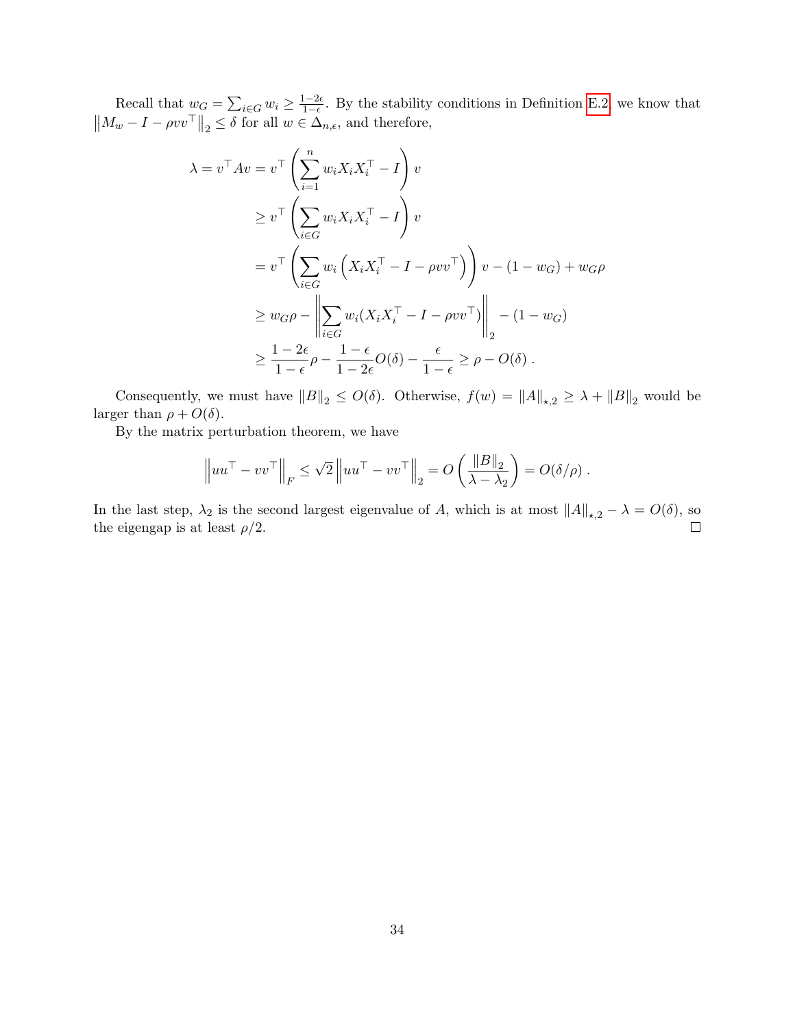Recall that $w_G = \sum_{i \in G} w_i \geq \frac{1-2\epsilon}{1-\epsilon}$. By the stability conditions in Definition E.2, we know that $\left\| M_w - I - \rho v v^\top \right\|_2 \leq \delta$ for all $w \in \Delta_{n,\epsilon}$, and therefore,

$$
\begin{aligned}
\lambda = v^\top A v &= v^\top \left( \sum_{i=1}^{n} w_i X_i X_i^\top - I \right) v \\
&\geq v^\top \left( \sum_{i \in G} w_i X_i X_i^\top - I \right) v \\
&= v^\top \left( \sum_{i \in G} w_i \left( X_i X_i^\top - I - \rho v v^\top \right) \right) v - (1 - w_G) + w_G \rho \\
&\geq w_G \rho - \left\| \sum_{i \in G} w_i (X_i X_i^\top - I - \rho v v^\top) \right\|_2 - (1 - w_G) \\
&\geq \frac{1-2\epsilon}{1-\epsilon} \rho - \frac{1-\epsilon}{1-2\epsilon} O(\delta) - \frac{\epsilon}{1-\epsilon} \geq \rho - O(\delta) \ .
\end{aligned}
$$

Consequently, we must have $\|B\|_2 \leq O(\delta)$. Otherwise, $f(w) = \|A\|_{\star,2} \geq \lambda + \|B\|_2$ would be larger than $\rho + O(\delta)$.

By the matrix perturbation theorem, we have

$$
\left\| u u^\top - v v^\top \right\|_F \leq \sqrt{2} \left\| u u^\top - v v^\top \right\|_2 = O\left( \frac{\|B\|_2}{\lambda - \lambda_2} \right) = O(\delta / \rho) \ .
$$

In the last step, $\lambda_2$ is the second largest eigenvalue of $A$, which is at most $\|A\|_{\star,2} - \lambda = O(\delta)$, so the eigengap is at least $\rho/2$. $\square$